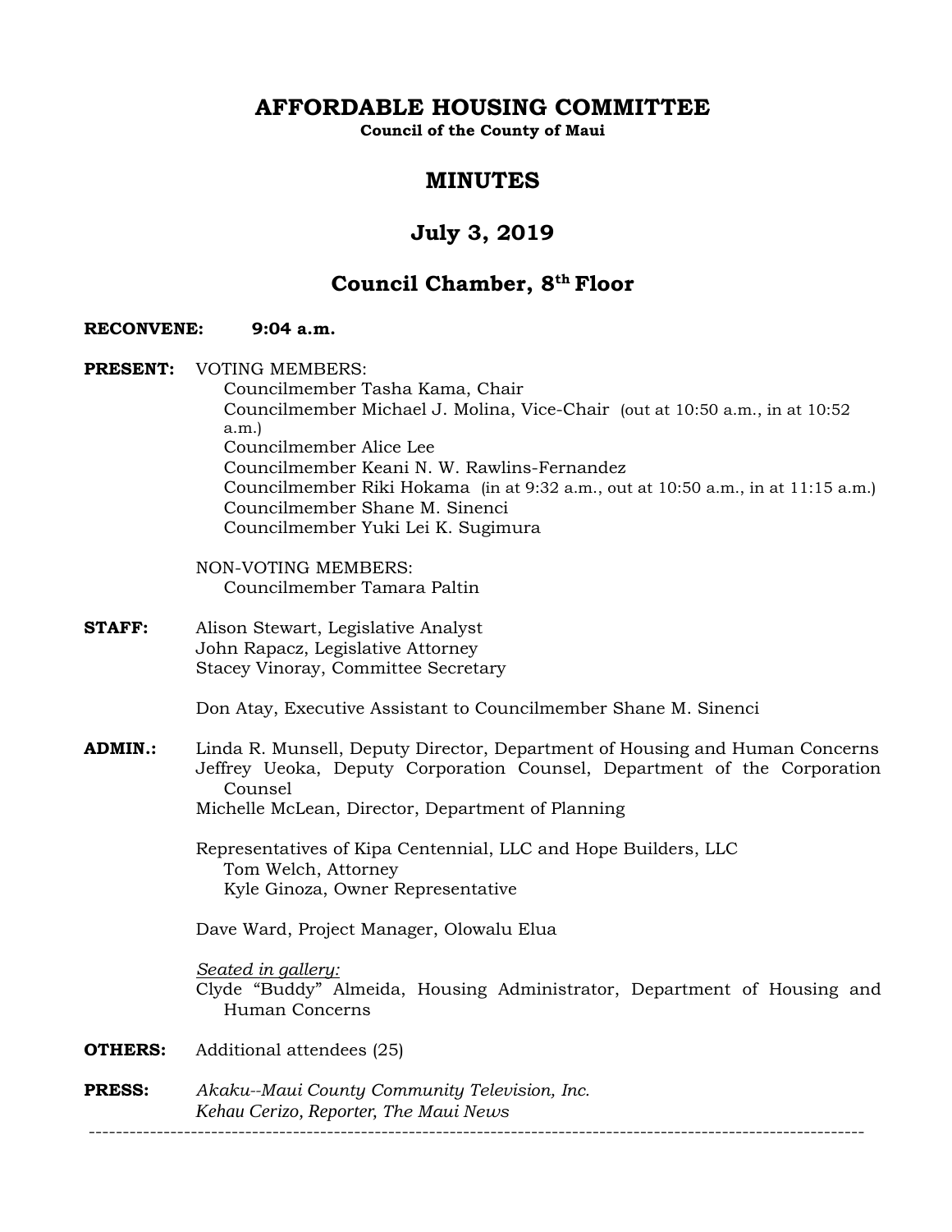# AFFORDABLE HOUSING COMMITTEE

**Council of the County of Maui**

## MINUTES

## July 3, 2019

## Council Chamber, 8th Floor

**RECONVENE:** **9:04 a.m.**

**PRESENT:** VOTING MEMBERS:
- Councilmember Tasha Kama, Chair
- Councilmember Michael J. Molina, Vice-Chair (out at 10:50 a.m., in at 10:52 a.m.)
- Councilmember Alice Lee
- Councilmember Keani N. W. Rawlins-Fernandez
- Councilmember Riki Hokama (in at 9:32 a.m., out at 10:50 a.m., in at 11:15 a.m.)
- Councilmember Shane M. Sinenci
- Councilmember Yuki Lei K. Sugimura

NON-VOTING MEMBERS:
- Councilmember Tamara Paltin

**STAFF:**
- Alison Stewart, Legislative Analyst
- John Rapacz, Legislative Attorney
- Stacey Vinoray, Committee Secretary

Don Atay, Executive Assistant to Councilmember Shane M. Sinenci

**ADMIN.:**
- Linda R. Munsell, Deputy Director, Department of Housing and Human Concerns
- Jeffrey Ueoka, Deputy Corporation Counsel, Department of the Corporation Counsel
- Michelle McLean, Director, Department of Planning

Representatives of Kipa Centennial, LLC and Hope Builders, LLC
- Tom Welch, Attorney
- Kyle Ginoza, Owner Representative

Dave Ward, Project Manager, Olowalu Elua

*Seated in gallery:*
Clyde "Buddy" Almeida, Housing Administrator, Department of Housing and Human Concerns

**OTHERS:** Additional attendees (25)

**PRESS:** *Akaku--Maui County Community Television, Inc.*
*Kehau Cerizo, Reporter, The Maui News*

---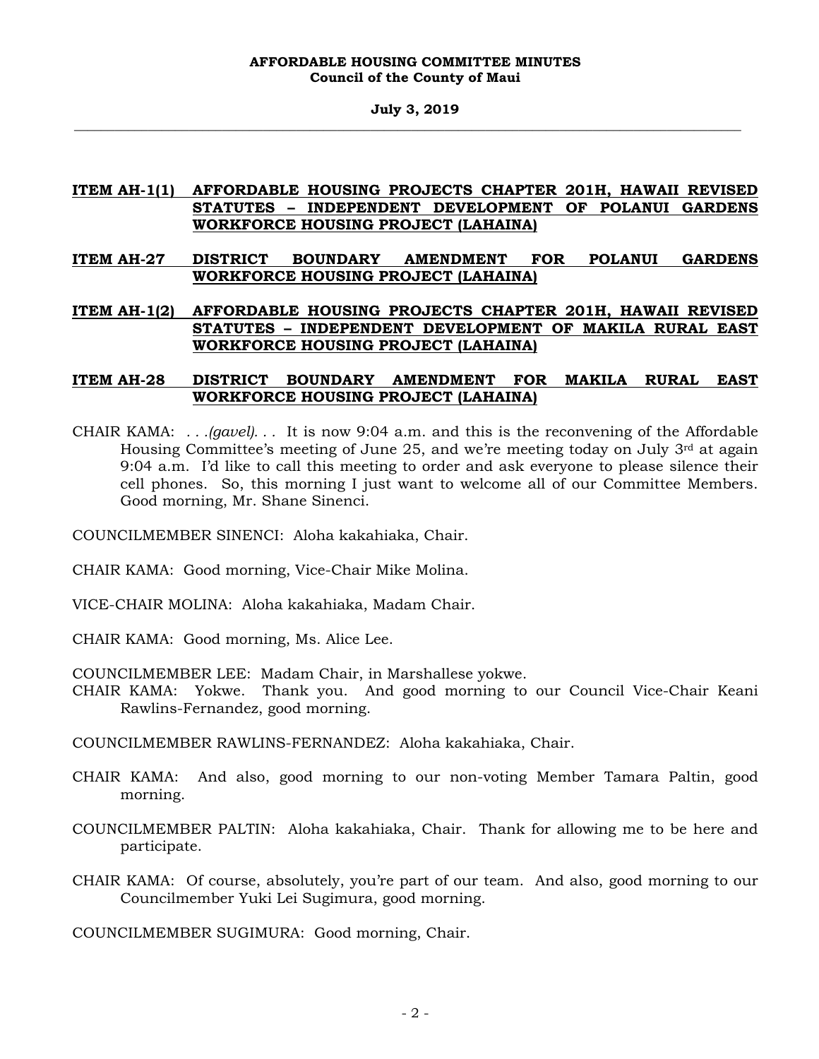**ITEM AH-1(1) AFFORDABLE HOUSING PROJECTS CHAPTER 201H, HAWAII REVISED STATUTES – INDEPENDENT DEVELOPMENT OF POLANUI GARDENS WORKFORCE HOUSING PROJECT (LAHAINA)**

**ITEM AH-27 DISTRICT BOUNDARY AMENDMENT FOR POLANUI GARDENS WORKFORCE HOUSING PROJECT (LAHAINA)**

**ITEM AH-1(2) AFFORDABLE HOUSING PROJECTS CHAPTER 201H, HAWAII REVISED STATUTES – INDEPENDENT DEVELOPMENT OF MAKILA RURAL EAST WORKFORCE HOUSING PROJECT (LAHAINA)**

**ITEM AH-28 DISTRICT BOUNDARY AMENDMENT FOR MAKILA RURAL EAST WORKFORCE HOUSING PROJECT (LAHAINA)**

CHAIR KAMA: *. . .(gavel). . .* It is now 9:04 a.m. and this is the reconvening of the Affordable Housing Committee's meeting of June 25, and we're meeting today on July 3rd at again 9:04 a.m. I'd like to call this meeting to order and ask everyone to please silence their cell phones. So, this morning I just want to welcome all of our Committee Members. Good morning, Mr. Shane Sinenci.

COUNCILMEMBER SINENCI: Aloha kakahiaka, Chair.

CHAIR KAMA: Good morning, Vice-Chair Mike Molina.

VICE-CHAIR MOLINA: Aloha kakahiaka, Madam Chair.

CHAIR KAMA: Good morning, Ms. Alice Lee.

COUNCILMEMBER LEE: Madam Chair, in Marshallese yokwe.

CHAIR KAMA: Yokwe. Thank you. And good morning to our Council Vice-Chair Keani Rawlins-Fernandez, good morning.

COUNCILMEMBER RAWLINS-FERNANDEZ: Aloha kakahiaka, Chair.

CHAIR KAMA: And also, good morning to our non-voting Member Tamara Paltin, good morning.

COUNCILMEMBER PALTIN: Aloha kakahiaka, Chair. Thank for allowing me to be here and participate.

CHAIR KAMA: Of course, absolutely, you're part of our team. And also, good morning to our Councilmember Yuki Lei Sugimura, good morning.

COUNCILMEMBER SUGIMURA: Good morning, Chair.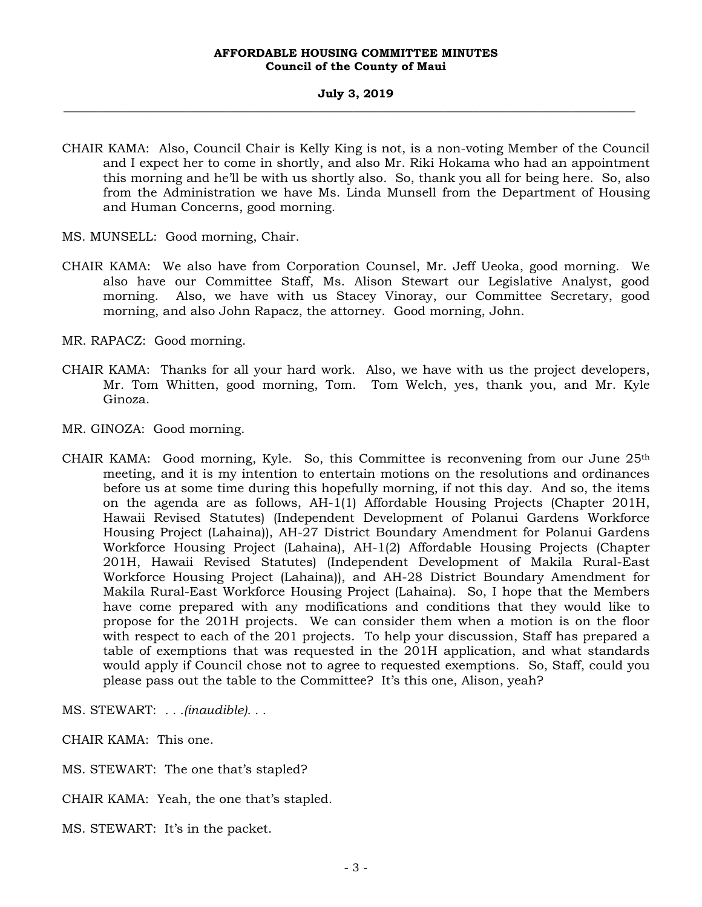CHAIR KAMA: Also, Council Chair is Kelly King is not, is a non-voting Member of the Council and I expect her to come in shortly, and also Mr. Riki Hokama who had an appointment this morning and he'll be with us shortly also. So, thank you all for being here. So, also from the Administration we have Ms. Linda Munsell from the Department of Housing and Human Concerns, good morning.

MS. MUNSELL: Good morning, Chair.

CHAIR KAMA: We also have from Corporation Counsel, Mr. Jeff Ueoka, good morning. We also have our Committee Staff, Ms. Alison Stewart our Legislative Analyst, good morning. Also, we have with us Stacey Vinoray, our Committee Secretary, good morning, and also John Rapacz, the attorney. Good morning, John.

MR. RAPACZ: Good morning.

CHAIR KAMA: Thanks for all your hard work. Also, we have with us the project developers, Mr. Tom Whitten, good morning, Tom. Tom Welch, yes, thank you, and Mr. Kyle Ginoza.

MR. GINOZA: Good morning.

CHAIR KAMA: Good morning, Kyle. So, this Committee is reconvening from our June 25th meeting, and it is my intention to entertain motions on the resolutions and ordinances before us at some time during this hopefully morning, if not this day. And so, the items on the agenda are as follows, AH-1(1) Affordable Housing Projects (Chapter 201H, Hawaii Revised Statutes) (Independent Development of Polanui Gardens Workforce Housing Project (Lahaina)), AH-27 District Boundary Amendment for Polanui Gardens Workforce Housing Project (Lahaina), AH-1(2) Affordable Housing Projects (Chapter 201H, Hawaii Revised Statutes) (Independent Development of Makila Rural-East Workforce Housing Project (Lahaina)), and AH-28 District Boundary Amendment for Makila Rural-East Workforce Housing Project (Lahaina). So, I hope that the Members have come prepared with any modifications and conditions that they would like to propose for the 201H projects. We can consider them when a motion is on the floor with respect to each of the 201 projects. To help your discussion, Staff has prepared a table of exemptions that was requested in the 201H application, and what standards would apply if Council chose not to agree to requested exemptions. So, Staff, could you please pass out the table to the Committee? It's this one, Alison, yeah?

MS. STEWART: *. . .(inaudible). . .*

CHAIR KAMA: This one.

MS. STEWART: The one that's stapled?

CHAIR KAMA: Yeah, the one that's stapled.

MS. STEWART: It's in the packet.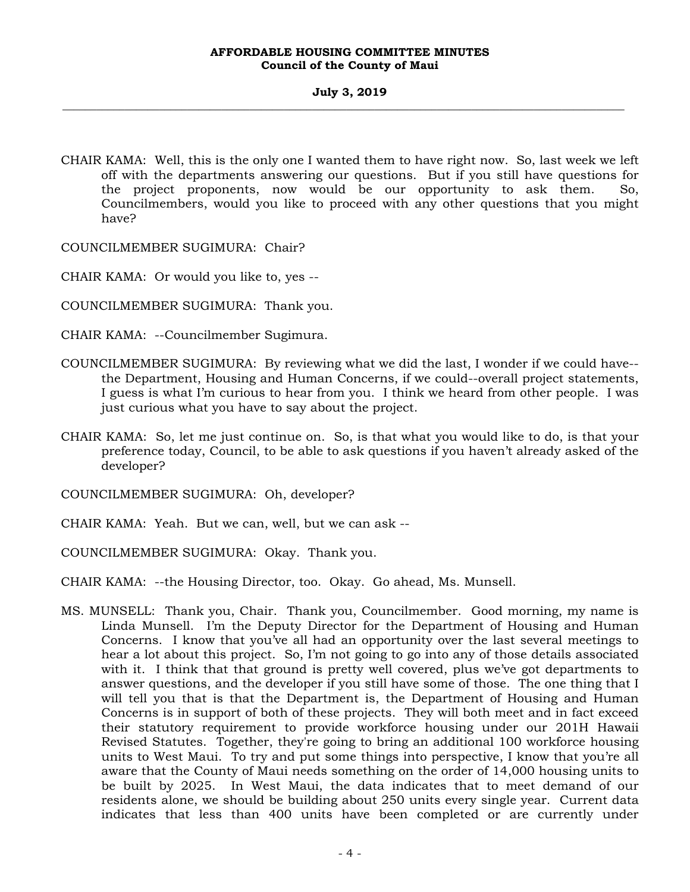CHAIR KAMA: Well, this is the only one I wanted them to have right now. So, last week we left off with the departments answering our questions. But if you still have questions for the project proponents, now would be our opportunity to ask them. So, Councilmembers, would you like to proceed with any other questions that you might have?

COUNCILMEMBER SUGIMURA: Chair?

CHAIR KAMA: Or would you like to, yes --

COUNCILMEMBER SUGIMURA: Thank you.

CHAIR KAMA: --Councilmember Sugimura.

COUNCILMEMBER SUGIMURA: By reviewing what we did the last, I wonder if we could have--the Department, Housing and Human Concerns, if we could--overall project statements, I guess is what I'm curious to hear from you. I think we heard from other people. I was just curious what you have to say about the project.

CHAIR KAMA: So, let me just continue on. So, is that what you would like to do, is that your preference today, Council, to be able to ask questions if you haven't already asked of the developer?

COUNCILMEMBER SUGIMURA: Oh, developer?

CHAIR KAMA: Yeah. But we can, well, but we can ask --

COUNCILMEMBER SUGIMURA: Okay. Thank you.

CHAIR KAMA: --the Housing Director, too. Okay. Go ahead, Ms. Munsell.

MS. MUNSELL: Thank you, Chair. Thank you, Councilmember. Good morning, my name is Linda Munsell. I'm the Deputy Director for the Department of Housing and Human Concerns. I know that you've all had an opportunity over the last several meetings to hear a lot about this project. So, I'm not going to go into any of those details associated with it. I think that that ground is pretty well covered, plus we've got departments to answer questions, and the developer if you still have some of those. The one thing that I will tell you that is that the Department is, the Department of Housing and Human Concerns is in support of both of these projects. They will both meet and in fact exceed their statutory requirement to provide workforce housing under our 201H Hawaii Revised Statutes. Together, they're going to bring an additional 100 workforce housing units to West Maui. To try and put some things into perspective, I know that you're all aware that the County of Maui needs something on the order of 14,000 housing units to be built by 2025. In West Maui, the data indicates that to meet demand of our residents alone, we should be building about 250 units every single year. Current data indicates that less than 400 units have been completed or are currently under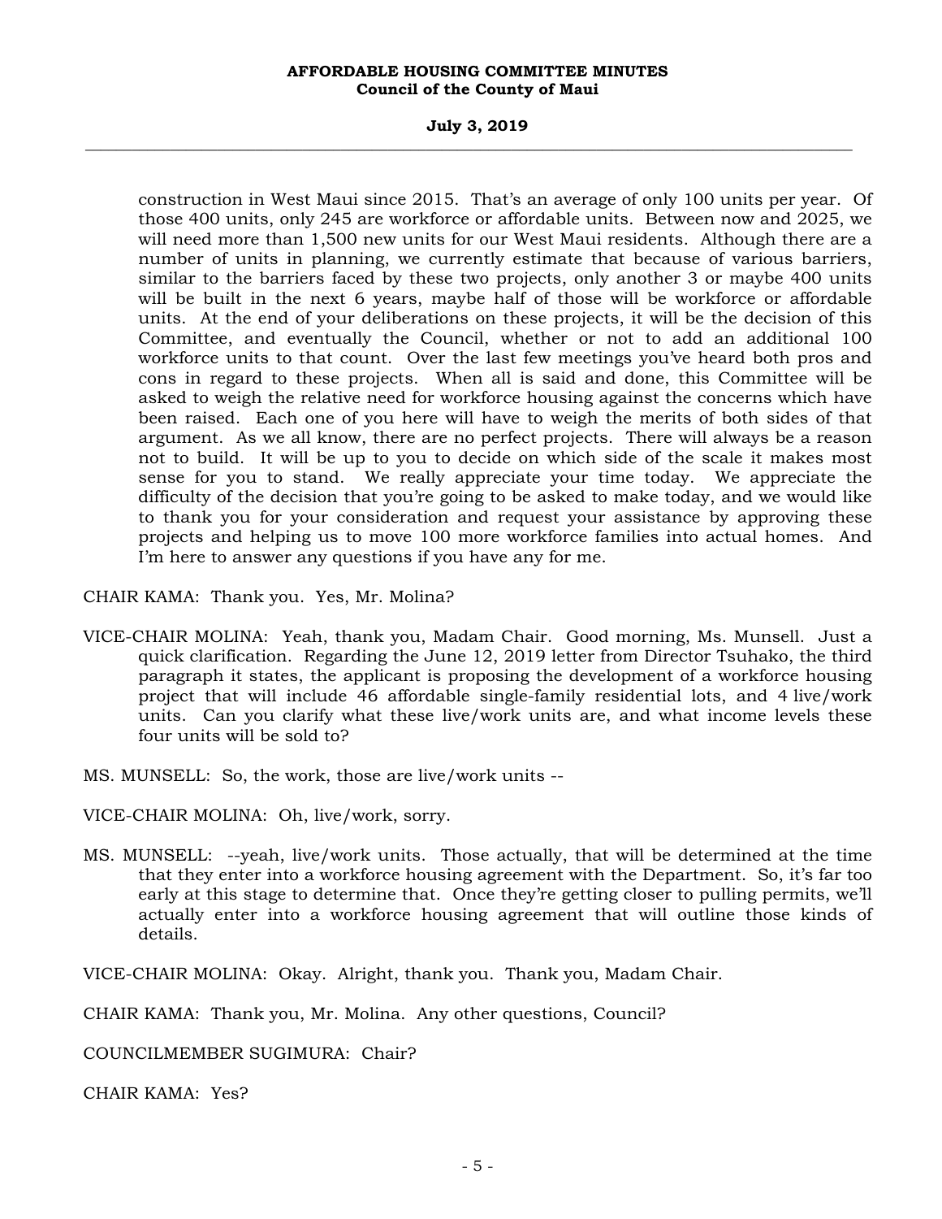construction in West Maui since 2015. That's an average of only 100 units per year. Of those 400 units, only 245 are workforce or affordable units. Between now and 2025, we will need more than 1,500 new units for our West Maui residents. Although there are a number of units in planning, we currently estimate that because of various barriers, similar to the barriers faced by these two projects, only another 3 or maybe 400 units will be built in the next 6 years, maybe half of those will be workforce or affordable units. At the end of your deliberations on these projects, it will be the decision of this Committee, and eventually the Council, whether or not to add an additional 100 workforce units to that count. Over the last few meetings you've heard both pros and cons in regard to these projects. When all is said and done, this Committee will be asked to weigh the relative need for workforce housing against the concerns which have been raised. Each one of you here will have to weigh the merits of both sides of that argument. As we all know, there are no perfect projects. There will always be a reason not to build. It will be up to you to decide on which side of the scale it makes most sense for you to stand. We really appreciate your time today. We appreciate the difficulty of the decision that you're going to be asked to make today, and we would like to thank you for your consideration and request your assistance by approving these projects and helping us to move 100 more workforce families into actual homes. And I'm here to answer any questions if you have any for me.

CHAIR KAMA: Thank you. Yes, Mr. Molina?

VICE-CHAIR MOLINA: Yeah, thank you, Madam Chair. Good morning, Ms. Munsell. Just a quick clarification. Regarding the June 12, 2019 letter from Director Tsuhako, the third paragraph it states, the applicant is proposing the development of a workforce housing project that will include 46 affordable single-family residential lots, and 4 live/work units. Can you clarify what these live/work units are, and what income levels these four units will be sold to?

MS. MUNSELL: So, the work, those are live/work units --

VICE-CHAIR MOLINA: Oh, live/work, sorry.

MS. MUNSELL: --yeah, live/work units. Those actually, that will be determined at the time that they enter into a workforce housing agreement with the Department. So, it's far too early at this stage to determine that. Once they're getting closer to pulling permits, we'll actually enter into a workforce housing agreement that will outline those kinds of details.

VICE-CHAIR MOLINA: Okay. Alright, thank you. Thank you, Madam Chair.

CHAIR KAMA: Thank you, Mr. Molina. Any other questions, Council?

COUNCILMEMBER SUGIMURA: Chair?

CHAIR KAMA: Yes?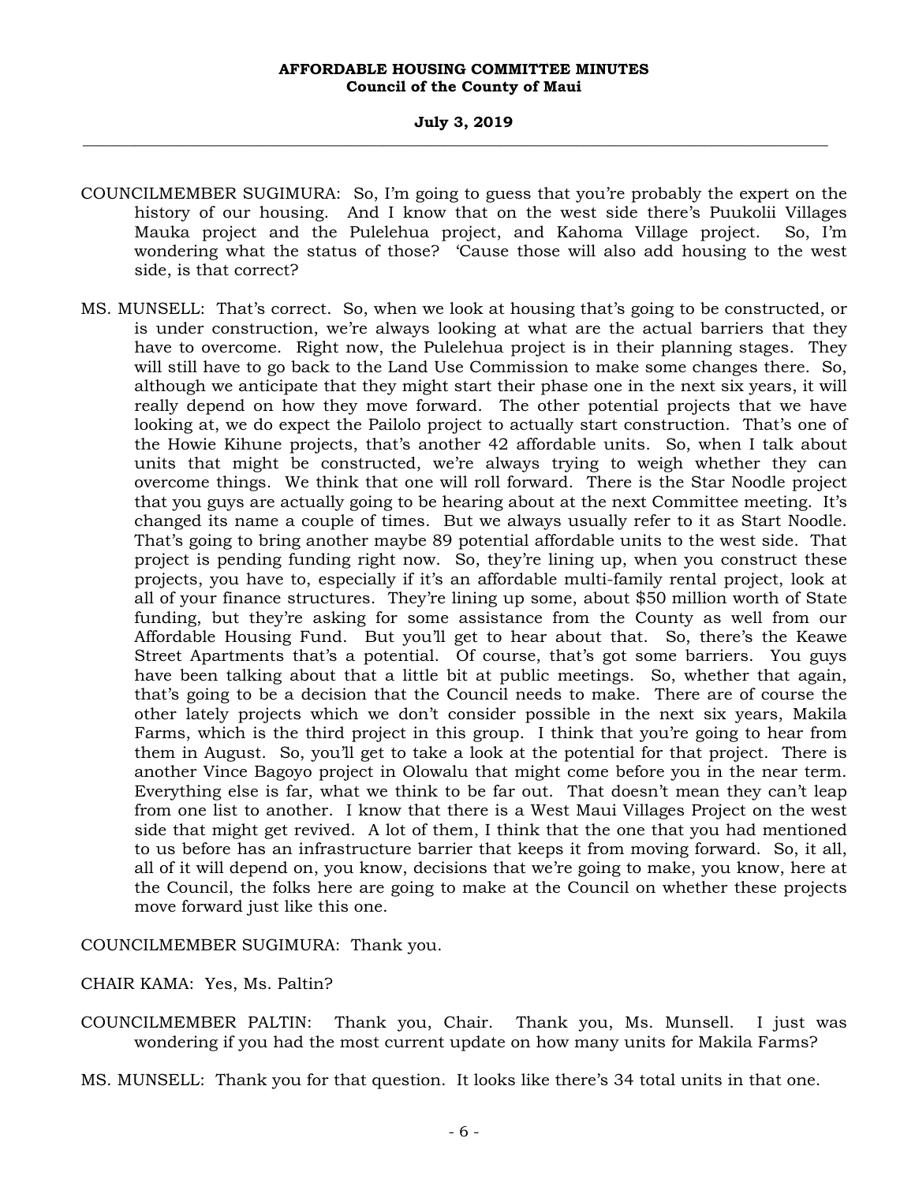COUNCILMEMBER SUGIMURA: So, I'm going to guess that you're probably the expert on the history of our housing. And I know that on the west side there's Puukolii Villages Mauka project and the Pulelehua project, and Kahoma Village project. So, I'm wondering what the status of those? 'Cause those will also add housing to the west side, is that correct?

MS. MUNSELL: That's correct. So, when we look at housing that's going to be constructed, or is under construction, we're always looking at what are the actual barriers that they have to overcome. Right now, the Pulelehua project is in their planning stages. They will still have to go back to the Land Use Commission to make some changes there. So, although we anticipate that they might start their phase one in the next six years, it will really depend on how they move forward. The other potential projects that we have looking at, we do expect the Pailolo project to actually start construction. That's one of the Howie Kihune projects, that's another 42 affordable units. So, when I talk about units that might be constructed, we're always trying to weigh whether they can overcome things. We think that one will roll forward. There is the Star Noodle project that you guys are actually going to be hearing about at the next Committee meeting. It's changed its name a couple of times. But we always usually refer to it as Start Noodle. That's going to bring another maybe 89 potential affordable units to the west side. That project is pending funding right now. So, they're lining up, when you construct these projects, you have to, especially if it's an affordable multi-family rental project, look at all of your finance structures. They're lining up some, about $50 million worth of State funding, but they're asking for some assistance from the County as well from our Affordable Housing Fund. But you'll get to hear about that. So, there's the Keawe Street Apartments that's a potential. Of course, that's got some barriers. You guys have been talking about that a little bit at public meetings. So, whether that again, that's going to be a decision that the Council needs to make. There are of course the other lately projects which we don't consider possible in the next six years, Makila Farms, which is the third project in this group. I think that you're going to hear from them in August. So, you'll get to take a look at the potential for that project. There is another Vince Bagoyo project in Olowalu that might come before you in the near term. Everything else is far, what we think to be far out. That doesn't mean they can't leap from one list to another. I know that there is a West Maui Villages Project on the west side that might get revived. A lot of them, I think that the one that you had mentioned to us before has an infrastructure barrier that keeps it from moving forward. So, it all, all of it will depend on, you know, decisions that we're going to make, you know, here at the Council, the folks here are going to make at the Council on whether these projects move forward just like this one.

COUNCILMEMBER SUGIMURA: Thank you.

CHAIR KAMA: Yes, Ms. Paltin?

COUNCILMEMBER PALTIN: Thank you, Chair. Thank you, Ms. Munsell. I just was wondering if you had the most current update on how many units for Makila Farms?

MS. MUNSELL: Thank you for that question. It looks like there's 34 total units in that one.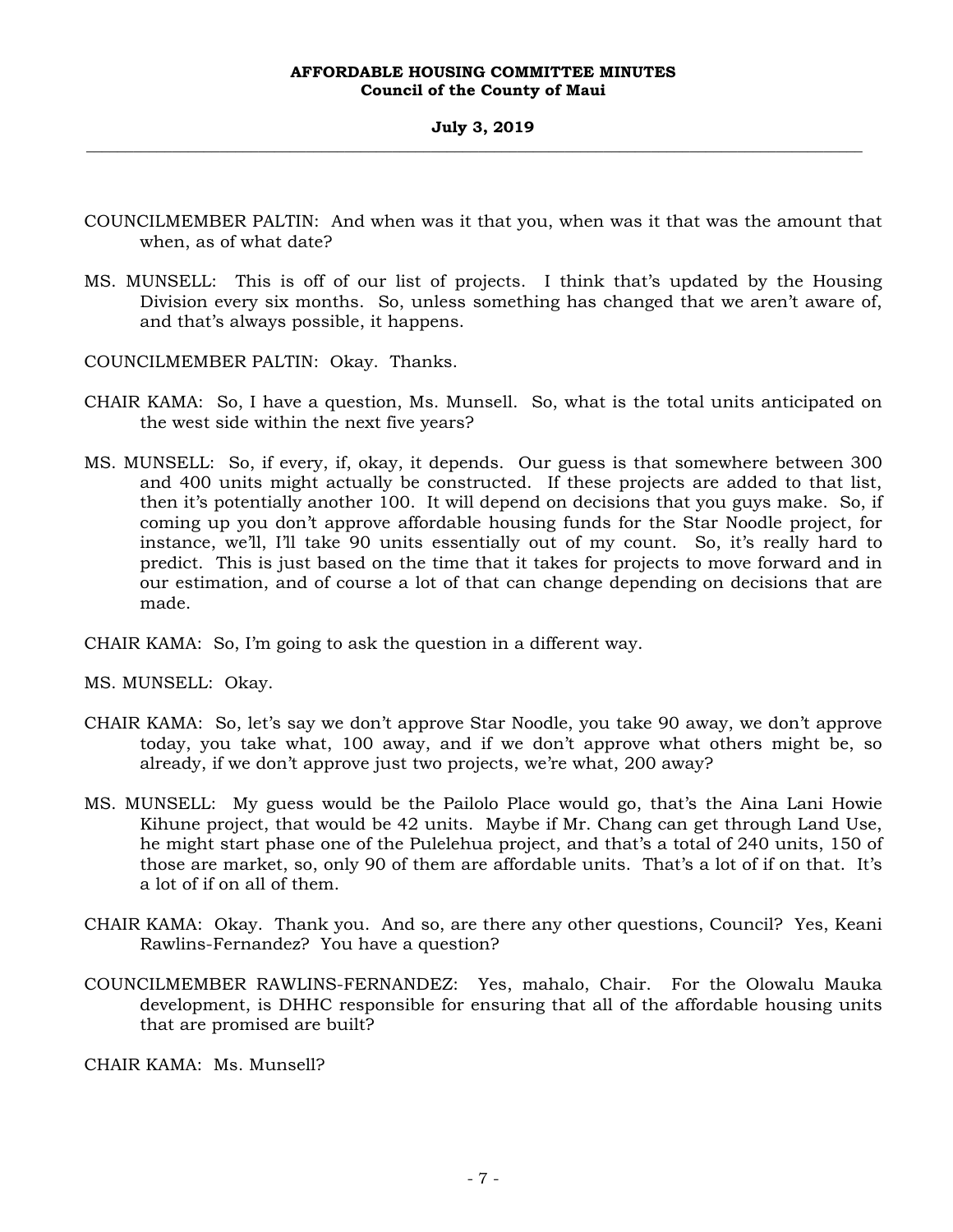COUNCILMEMBER PALTIN: And when was it that you, when was it that was the amount that when, as of what date?

MS. MUNSELL: This is off of our list of projects. I think that's updated by the Housing Division every six months. So, unless something has changed that we aren't aware of, and that's always possible, it happens.

COUNCILMEMBER PALTIN: Okay. Thanks.

CHAIR KAMA: So, I have a question, Ms. Munsell. So, what is the total units anticipated on the west side within the next five years?

MS. MUNSELL: So, if every, if, okay, it depends. Our guess is that somewhere between 300 and 400 units might actually be constructed. If these projects are added to that list, then it's potentially another 100. It will depend on decisions that you guys make. So, if coming up you don't approve affordable housing funds for the Star Noodle project, for instance, we'll, I'll take 90 units essentially out of my count. So, it's really hard to predict. This is just based on the time that it takes for projects to move forward and in our estimation, and of course a lot of that can change depending on decisions that are made.

CHAIR KAMA: So, I'm going to ask the question in a different way.

MS. MUNSELL: Okay.

CHAIR KAMA: So, let's say we don't approve Star Noodle, you take 90 away, we don't approve today, you take what, 100 away, and if we don't approve what others might be, so already, if we don't approve just two projects, we're what, 200 away?

MS. MUNSELL: My guess would be the Pailolo Place would go, that's the Aina Lani Howie Kihune project, that would be 42 units. Maybe if Mr. Chang can get through Land Use, he might start phase one of the Pulelehua project, and that's a total of 240 units, 150 of those are market, so, only 90 of them are affordable units. That's a lot of if on that. It's a lot of if on all of them.

CHAIR KAMA: Okay. Thank you. And so, are there any other questions, Council? Yes, Keani Rawlins-Fernandez? You have a question?

COUNCILMEMBER RAWLINS-FERNANDEZ: Yes, mahalo, Chair. For the Olowalu Mauka development, is DHHC responsible for ensuring that all of the affordable housing units that are promised are built?

CHAIR KAMA: Ms. Munsell?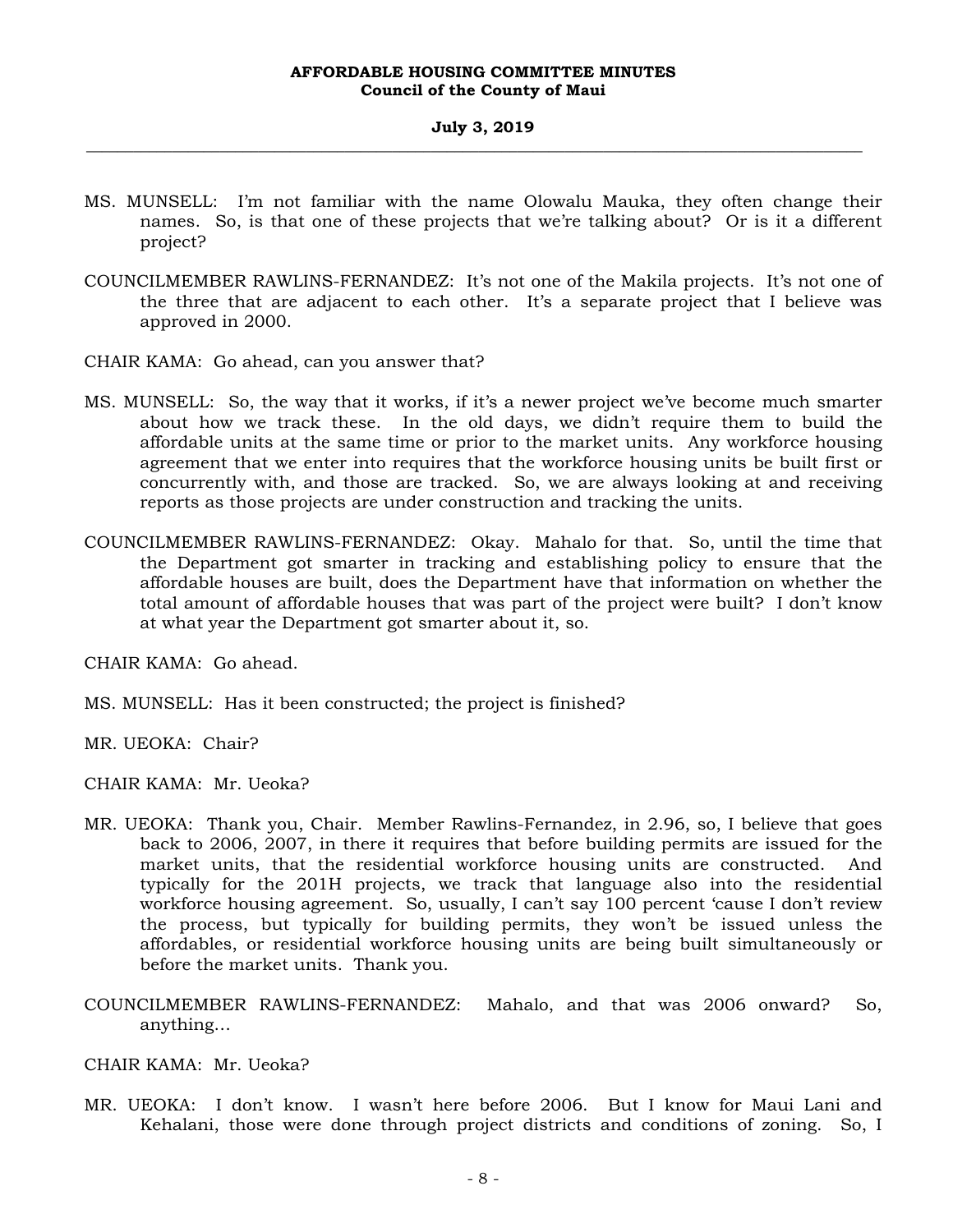MS. MUNSELL: I'm not familiar with the name Olowalu Mauka, they often change their names. So, is that one of these projects that we're talking about? Or is it a different project?

COUNCILMEMBER RAWLINS-FERNANDEZ: It's not one of the Makila projects. It's not one of the three that are adjacent to each other. It's a separate project that I believe was approved in 2000.

CHAIR KAMA: Go ahead, can you answer that?

MS. MUNSELL: So, the way that it works, if it's a newer project we've become much smarter about how we track these. In the old days, we didn't require them to build the affordable units at the same time or prior to the market units. Any workforce housing agreement that we enter into requires that the workforce housing units be built first or concurrently with, and those are tracked. So, we are always looking at and receiving reports as those projects are under construction and tracking the units.

COUNCILMEMBER RAWLINS-FERNANDEZ: Okay. Mahalo for that. So, until the time that the Department got smarter in tracking and establishing policy to ensure that the affordable houses are built, does the Department have that information on whether the total amount of affordable houses that was part of the project were built? I don't know at what year the Department got smarter about it, so.

CHAIR KAMA: Go ahead.

MS. MUNSELL: Has it been constructed; the project is finished?

MR. UEOKA: Chair?

CHAIR KAMA: Mr. Ueoka?

MR. UEOKA: Thank you, Chair. Member Rawlins-Fernandez, in 2.96, so, I believe that goes back to 2006, 2007, in there it requires that before building permits are issued for the market units, that the residential workforce housing units are constructed. And typically for the 201H projects, we track that language also into the residential workforce housing agreement. So, usually, I can't say 100 percent 'cause I don't review the process, but typically for building permits, they won't be issued unless the affordables, or residential workforce housing units are being built simultaneously or before the market units. Thank you.

COUNCILMEMBER RAWLINS-FERNANDEZ: Mahalo, and that was 2006 onward? So, anything...

CHAIR KAMA: Mr. Ueoka?

MR. UEOKA: I don't know. I wasn't here before 2006. But I know for Maui Lani and Kehalani, those were done through project districts and conditions of zoning. So, I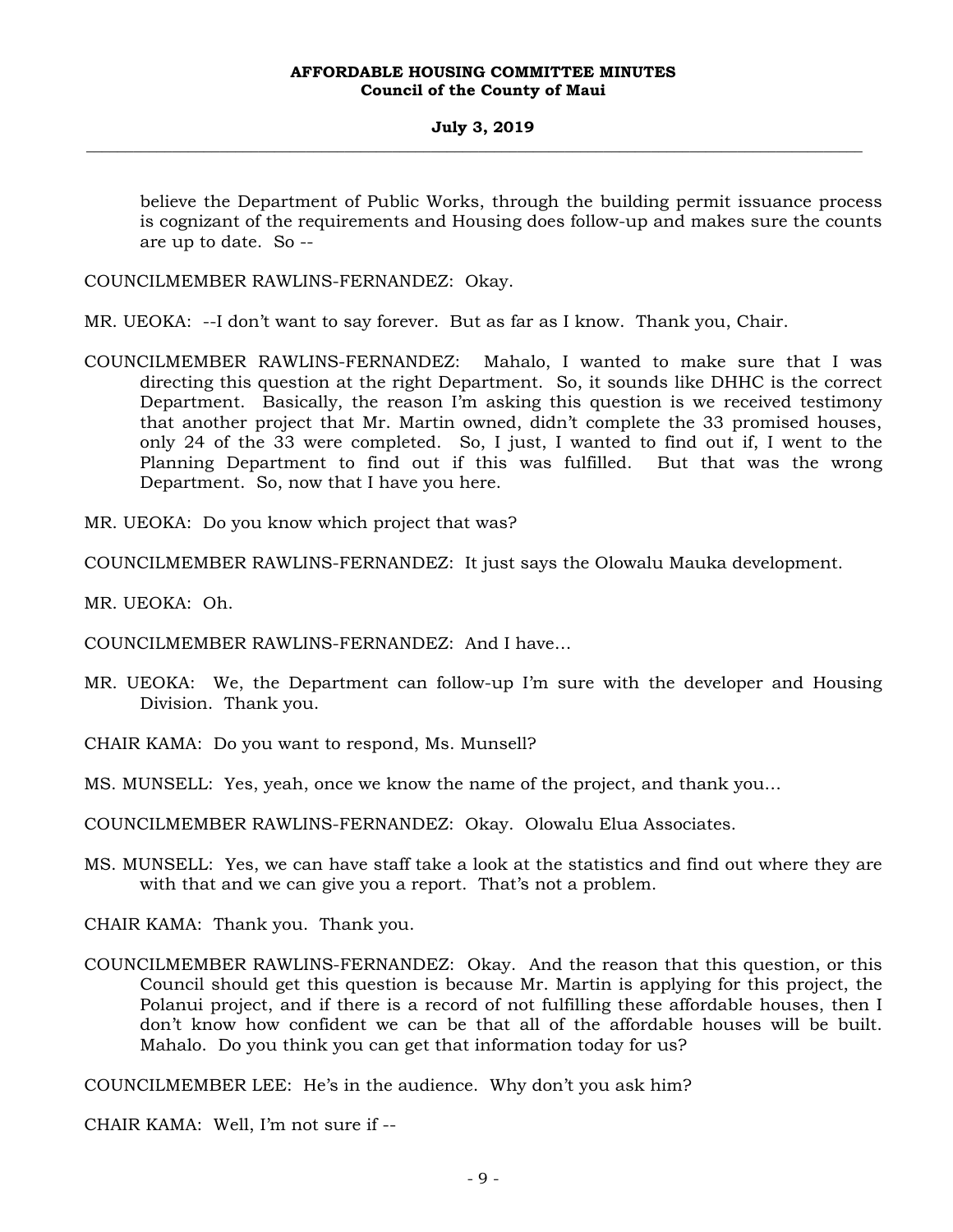believe the Department of Public Works, through the building permit issuance process is cognizant of the requirements and Housing does follow-up and makes sure the counts are up to date. So --

COUNCILMEMBER RAWLINS-FERNANDEZ: Okay.

MR. UEOKA: --I don't want to say forever. But as far as I know. Thank you, Chair.

COUNCILMEMBER RAWLINS-FERNANDEZ: Mahalo, I wanted to make sure that I was directing this question at the right Department. So, it sounds like DHHC is the correct Department. Basically, the reason I'm asking this question is we received testimony that another project that Mr. Martin owned, didn't complete the 33 promised houses, only 24 of the 33 were completed. So, I just, I wanted to find out if, I went to the Planning Department to find out if this was fulfilled. But that was the wrong Department. So, now that I have you here.

MR. UEOKA: Do you know which project that was?

COUNCILMEMBER RAWLINS-FERNANDEZ: It just says the Olowalu Mauka development.

MR. UEOKA: Oh.

COUNCILMEMBER RAWLINS-FERNANDEZ: And I have…

MR. UEOKA: We, the Department can follow-up I'm sure with the developer and Housing Division. Thank you.

CHAIR KAMA: Do you want to respond, Ms. Munsell?

MS. MUNSELL: Yes, yeah, once we know the name of the project, and thank you…

COUNCILMEMBER RAWLINS-FERNANDEZ: Okay. Olowalu Elua Associates.

MS. MUNSELL: Yes, we can have staff take a look at the statistics and find out where they are with that and we can give you a report. That's not a problem.

CHAIR KAMA: Thank you. Thank you.

COUNCILMEMBER RAWLINS-FERNANDEZ: Okay. And the reason that this question, or this Council should get this question is because Mr. Martin is applying for this project, the Polanui project, and if there is a record of not fulfilling these affordable houses, then I don't know how confident we can be that all of the affordable houses will be built. Mahalo. Do you think you can get that information today for us?

COUNCILMEMBER LEE: He's in the audience. Why don't you ask him?

CHAIR KAMA: Well, I'm not sure if --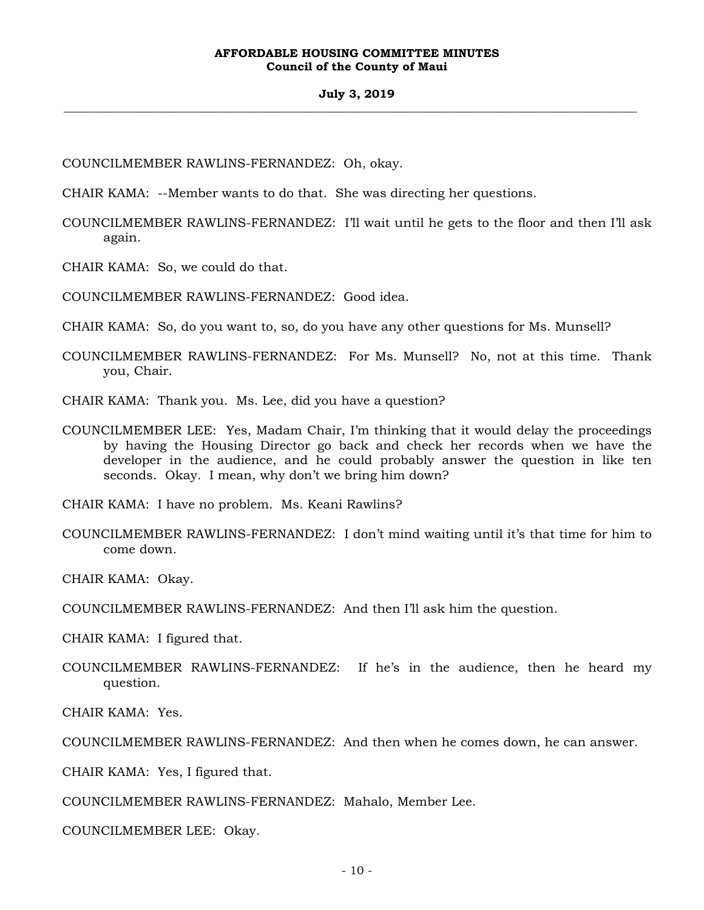COUNCILMEMBER RAWLINS-FERNANDEZ: Oh, okay.

CHAIR KAMA: --Member wants to do that. She was directing her questions.

COUNCILMEMBER RAWLINS-FERNANDEZ: I'll wait until he gets to the floor and then I'll ask again.

CHAIR KAMA: So, we could do that.

COUNCILMEMBER RAWLINS-FERNANDEZ: Good idea.

CHAIR KAMA: So, do you want to, so, do you have any other questions for Ms. Munsell?

COUNCILMEMBER RAWLINS-FERNANDEZ: For Ms. Munsell? No, not at this time. Thank you, Chair.

CHAIR KAMA: Thank you. Ms. Lee, did you have a question?

COUNCILMEMBER LEE: Yes, Madam Chair, I'm thinking that it would delay the proceedings by having the Housing Director go back and check her records when we have the developer in the audience, and he could probably answer the question in like ten seconds. Okay. I mean, why don't we bring him down?

CHAIR KAMA: I have no problem. Ms. Keani Rawlins?

COUNCILMEMBER RAWLINS-FERNANDEZ: I don't mind waiting until it's that time for him to come down.

CHAIR KAMA: Okay.

COUNCILMEMBER RAWLINS-FERNANDEZ: And then I'll ask him the question.

CHAIR KAMA: I figured that.

COUNCILMEMBER RAWLINS-FERNANDEZ: If he's in the audience, then he heard my question.

CHAIR KAMA: Yes.

COUNCILMEMBER RAWLINS-FERNANDEZ: And then when he comes down, he can answer.

CHAIR KAMA: Yes, I figured that.

COUNCILMEMBER RAWLINS-FERNANDEZ: Mahalo, Member Lee.

COUNCILMEMBER LEE: Okay.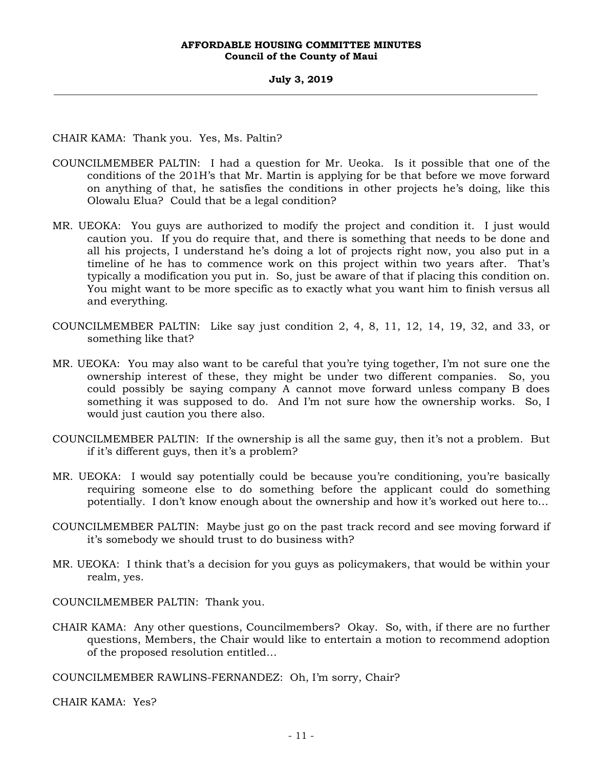CHAIR KAMA: Thank you. Yes, Ms. Paltin?

COUNCILMEMBER PALTIN: I had a question for Mr. Ueoka. Is it possible that one of the conditions of the 201H's that Mr. Martin is applying for be that before we move forward on anything of that, he satisfies the conditions in other projects he's doing, like this Olowalu Elua? Could that be a legal condition?

MR. UEOKA: You guys are authorized to modify the project and condition it. I just would caution you. If you do require that, and there is something that needs to be done and all his projects, I understand he's doing a lot of projects right now, you also put in a timeline of he has to commence work on this project within two years after. That's typically a modification you put in. So, just be aware of that if placing this condition on. You might want to be more specific as to exactly what you want him to finish versus all and everything.

COUNCILMEMBER PALTIN: Like say just condition 2, 4, 8, 11, 12, 14, 19, 32, and 33, or something like that?

MR. UEOKA: You may also want to be careful that you're tying together, I'm not sure one the ownership interest of these, they might be under two different companies. So, you could possibly be saying company A cannot move forward unless company B does something it was supposed to do. And I'm not sure how the ownership works. So, I would just caution you there also.

COUNCILMEMBER PALTIN: If the ownership is all the same guy, then it's not a problem. But if it's different guys, then it's a problem?

MR. UEOKA: I would say potentially could be because you're conditioning, you're basically requiring someone else to do something before the applicant could do something potentially. I don't know enough about the ownership and how it's worked out here to…

COUNCILMEMBER PALTIN: Maybe just go on the past track record and see moving forward if it's somebody we should trust to do business with?

MR. UEOKA: I think that's a decision for you guys as policymakers, that would be within your realm, yes.

COUNCILMEMBER PALTIN: Thank you.

CHAIR KAMA: Any other questions, Councilmembers? Okay. So, with, if there are no further questions, Members, the Chair would like to entertain a motion to recommend adoption of the proposed resolution entitled…

COUNCILMEMBER RAWLINS-FERNANDEZ: Oh, I'm sorry, Chair?

CHAIR KAMA: Yes?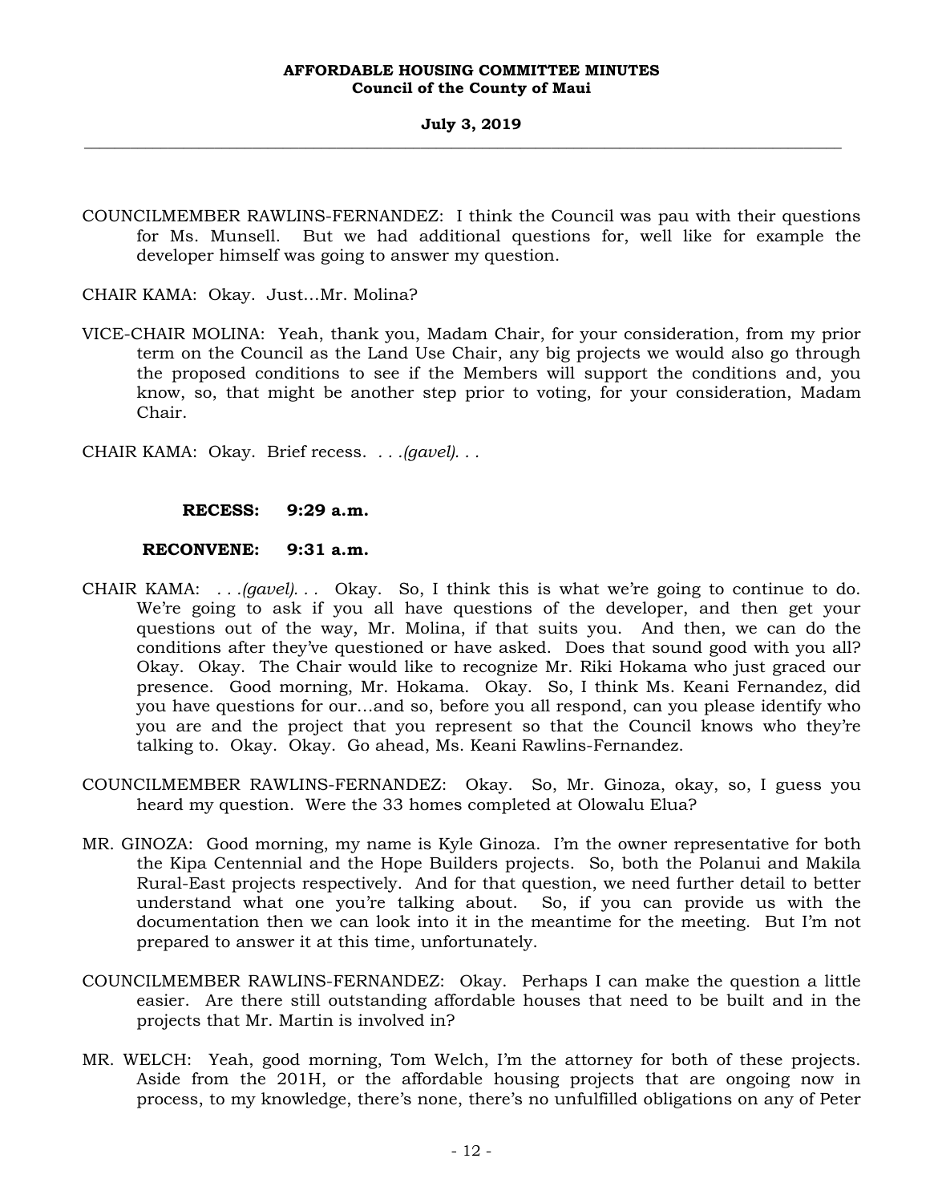COUNCILMEMBER RAWLINS-FERNANDEZ: I think the Council was pau with their questions for Ms. Munsell. But we had additional questions for, well like for example the developer himself was going to answer my question.

CHAIR KAMA: Okay. Just…Mr. Molina?

VICE-CHAIR MOLINA: Yeah, thank you, Madam Chair, for your consideration, from my prior term on the Council as the Land Use Chair, any big projects we would also go through the proposed conditions to see if the Members will support the conditions and, you know, so, that might be another step prior to voting, for your consideration, Madam Chair.

CHAIR KAMA: Okay. Brief recess. *. . .(gavel). . .*

**RECESS: 9:29 a.m.**

**RECONVENE: 9:31 a.m.**

CHAIR KAMA: *. . .(gavel). . .* Okay. So, I think this is what we're going to continue to do. We're going to ask if you all have questions of the developer, and then get your questions out of the way, Mr. Molina, if that suits you. And then, we can do the conditions after they've questioned or have asked. Does that sound good with you all? Okay. Okay. The Chair would like to recognize Mr. Riki Hokama who just graced our presence. Good morning, Mr. Hokama. Okay. So, I think Ms. Keani Fernandez, did you have questions for our…and so, before you all respond, can you please identify who you are and the project that you represent so that the Council knows who they're talking to. Okay. Okay. Go ahead, Ms. Keani Rawlins-Fernandez.

COUNCILMEMBER RAWLINS-FERNANDEZ: Okay. So, Mr. Ginoza, okay, so, I guess you heard my question. Were the 33 homes completed at Olowalu Elua?

MR. GINOZA: Good morning, my name is Kyle Ginoza. I'm the owner representative for both the Kipa Centennial and the Hope Builders projects. So, both the Polanui and Makila Rural-East projects respectively. And for that question, we need further detail to better understand what one you're talking about. So, if you can provide us with the documentation then we can look into it in the meantime for the meeting. But I'm not prepared to answer it at this time, unfortunately.

COUNCILMEMBER RAWLINS-FERNANDEZ: Okay. Perhaps I can make the question a little easier. Are there still outstanding affordable houses that need to be built and in the projects that Mr. Martin is involved in?

MR. WELCH: Yeah, good morning, Tom Welch, I'm the attorney for both of these projects. Aside from the 201H, or the affordable housing projects that are ongoing now in process, to my knowledge, there's none, there's no unfulfilled obligations on any of Peter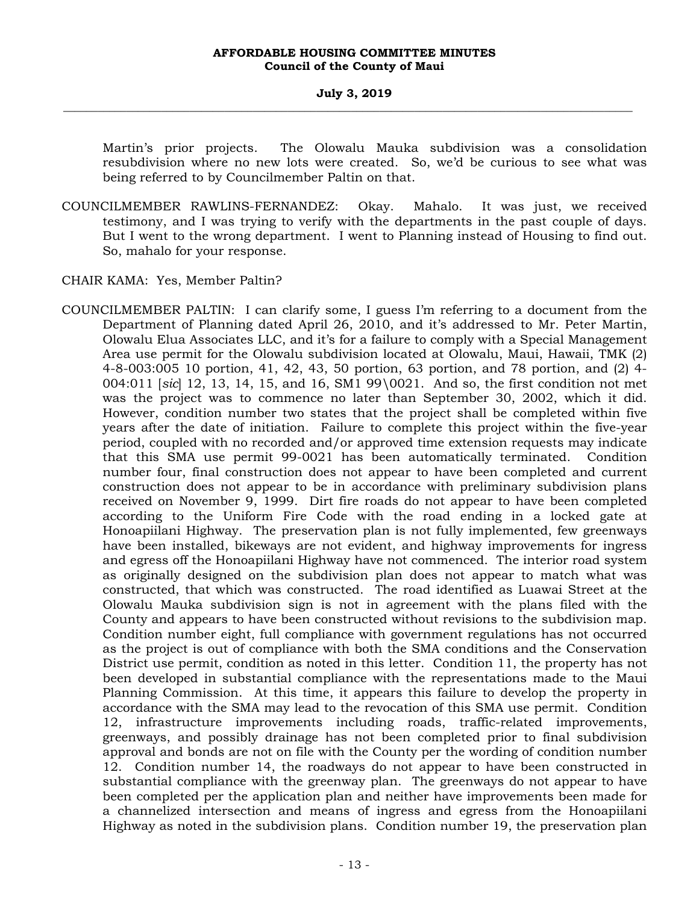Martin's prior projects. The Olowalu Mauka subdivision was a consolidation resubdivision where no new lots were created. So, we'd be curious to see what was being referred to by Councilmember Paltin on that.

COUNCILMEMBER RAWLINS-FERNANDEZ: Okay. Mahalo. It was just, we received testimony, and I was trying to verify with the departments in the past couple of days. But I went to the wrong department. I went to Planning instead of Housing to find out. So, mahalo for your response.

CHAIR KAMA: Yes, Member Paltin?

COUNCILMEMBER PALTIN: I can clarify some, I guess I'm referring to a document from the Department of Planning dated April 26, 2010, and it's addressed to Mr. Peter Martin, Olowalu Elua Associates LLC, and it's for a failure to comply with a Special Management Area use permit for the Olowalu subdivision located at Olowalu, Maui, Hawaii, TMK (2) 4-8-003:005 10 portion, 41, 42, 43, 50 portion, 63 portion, and 78 portion, and (2) 4-004:011 [*sic*] 12, 13, 14, 15, and 16, SM1 99\0021. And so, the first condition not met was the project was to commence no later than September 30, 2002, which it did. However, condition number two states that the project shall be completed within five years after the date of initiation. Failure to complete this project within the five-year period, coupled with no recorded and/or approved time extension requests may indicate that this SMA use permit 99-0021 has been automatically terminated. Condition number four, final construction does not appear to have been completed and current construction does not appear to be in accordance with preliminary subdivision plans received on November 9, 1999. Dirt fire roads do not appear to have been completed according to the Uniform Fire Code with the road ending in a locked gate at Honoapiilani Highway. The preservation plan is not fully implemented, few greenways have been installed, bikeways are not evident, and highway improvements for ingress and egress off the Honoapiilani Highway have not commenced. The interior road system as originally designed on the subdivision plan does not appear to match what was constructed, that which was constructed. The road identified as Luawai Street at the Olowalu Mauka subdivision sign is not in agreement with the plans filed with the County and appears to have been constructed without revisions to the subdivision map. Condition number eight, full compliance with government regulations has not occurred as the project is out of compliance with both the SMA conditions and the Conservation District use permit, condition as noted in this letter. Condition 11, the property has not been developed in substantial compliance with the representations made to the Maui Planning Commission. At this time, it appears this failure to develop the property in accordance with the SMA may lead to the revocation of this SMA use permit. Condition 12, infrastructure improvements including roads, traffic-related improvements, greenways, and possibly drainage has not been completed prior to final subdivision approval and bonds are not on file with the County per the wording of condition number 12. Condition number 14, the roadways do not appear to have been constructed in substantial compliance with the greenway plan. The greenways do not appear to have been completed per the application plan and neither have improvements been made for a channelized intersection and means of ingress and egress from the Honoapiilani Highway as noted in the subdivision plans. Condition number 19, the preservation plan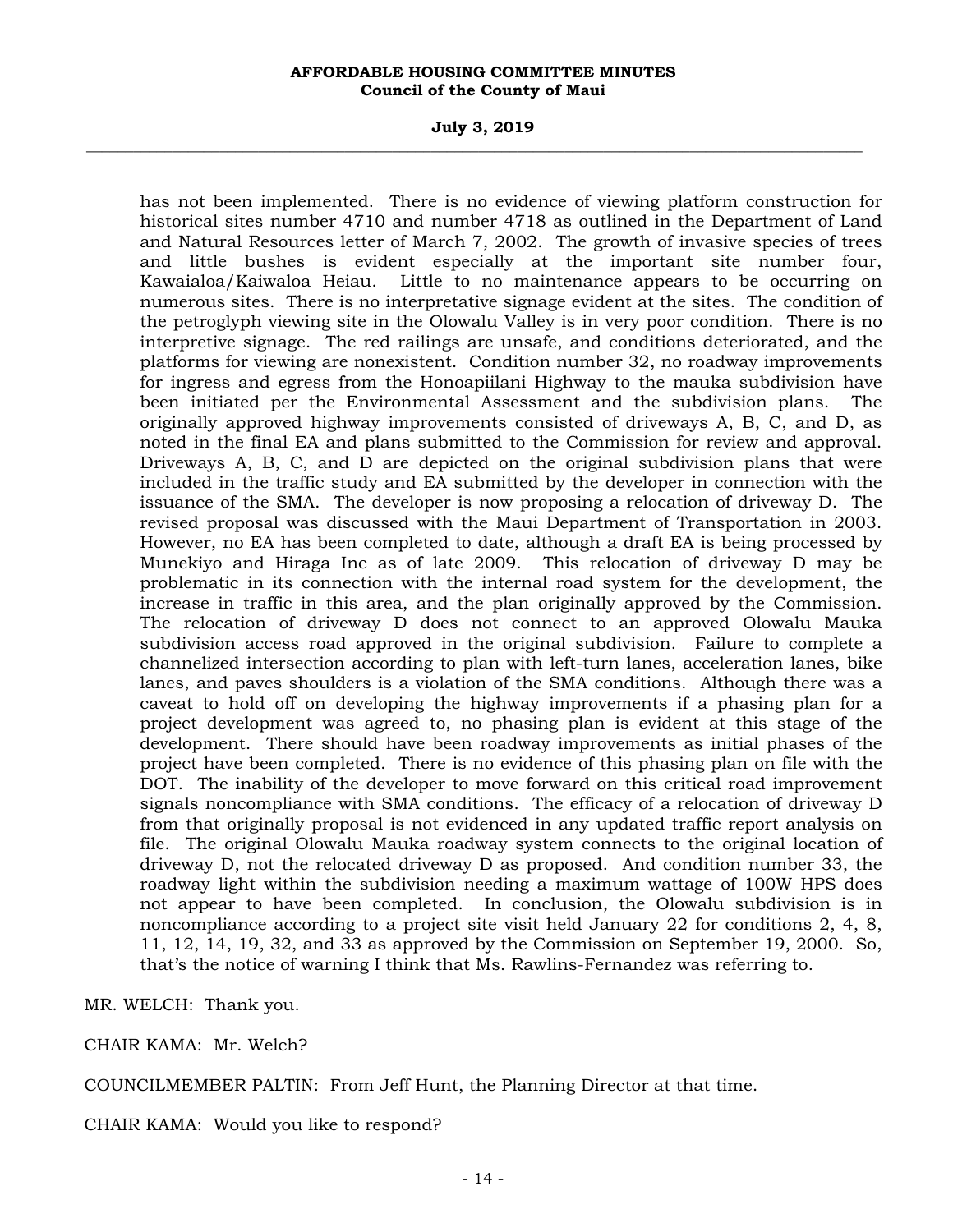has not been implemented. There is no evidence of viewing platform construction for historical sites number 4710 and number 4718 as outlined in the Department of Land and Natural Resources letter of March 7, 2002. The growth of invasive species of trees and little bushes is evident especially at the important site number four, Kawaialoa/Kaiwaloa Heiau. Little to no maintenance appears to be occurring on numerous sites. There is no interpretative signage evident at the sites. The condition of the petroglyph viewing site in the Olowalu Valley is in very poor condition. There is no interpretive signage. The red railings are unsafe, and conditions deteriorated, and the platforms for viewing are nonexistent. Condition number 32, no roadway improvements for ingress and egress from the Honoapiilani Highway to the mauka subdivision have been initiated per the Environmental Assessment and the subdivision plans. The originally approved highway improvements consisted of driveways A, B, C, and D, as noted in the final EA and plans submitted to the Commission for review and approval. Driveways A, B, C, and D are depicted on the original subdivision plans that were included in the traffic study and EA submitted by the developer in connection with the issuance of the SMA. The developer is now proposing a relocation of driveway D. The revised proposal was discussed with the Maui Department of Transportation in 2003. However, no EA has been completed to date, although a draft EA is being processed by Munekiyo and Hiraga Inc as of late 2009. This relocation of driveway D may be problematic in its connection with the internal road system for the development, the increase in traffic in this area, and the plan originally approved by the Commission. The relocation of driveway D does not connect to an approved Olowalu Mauka subdivision access road approved in the original subdivision. Failure to complete a channelized intersection according to plan with left-turn lanes, acceleration lanes, bike lanes, and paves shoulders is a violation of the SMA conditions. Although there was a caveat to hold off on developing the highway improvements if a phasing plan for a project development was agreed to, no phasing plan is evident at this stage of the development. There should have been roadway improvements as initial phases of the project have been completed. There is no evidence of this phasing plan on file with the DOT. The inability of the developer to move forward on this critical road improvement signals noncompliance with SMA conditions. The efficacy of a relocation of driveway D from that originally proposal is not evidenced in any updated traffic report analysis on file. The original Olowalu Mauka roadway system connects to the original location of driveway D, not the relocated driveway D as proposed. And condition number 33, the roadway light within the subdivision needing a maximum wattage of 100W HPS does not appear to have been completed. In conclusion, the Olowalu subdivision is in noncompliance according to a project site visit held January 22 for conditions 2, 4, 8, 11, 12, 14, 19, 32, and 33 as approved by the Commission on September 19, 2000. So, that's the notice of warning I think that Ms. Rawlins-Fernandez was referring to.

MR. WELCH: Thank you.

CHAIR KAMA: Mr. Welch?

COUNCILMEMBER PALTIN: From Jeff Hunt, the Planning Director at that time.

CHAIR KAMA: Would you like to respond?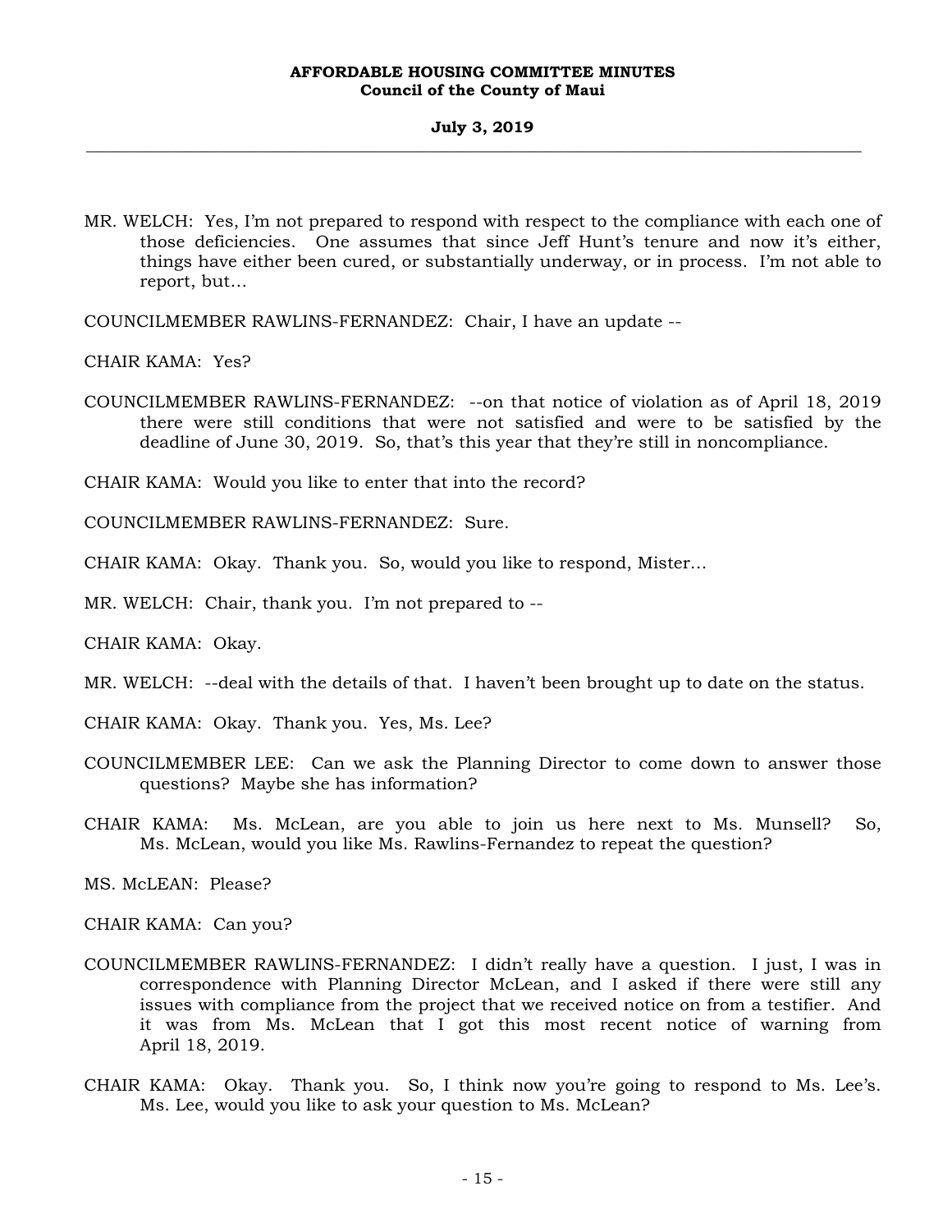MR. WELCH: Yes, I'm not prepared to respond with respect to the compliance with each one of those deficiencies. One assumes that since Jeff Hunt's tenure and now it's either, things have either been cured, or substantially underway, or in process. I'm not able to report, but...

COUNCILMEMBER RAWLINS-FERNANDEZ: Chair, I have an update --

CHAIR KAMA: Yes?

COUNCILMEMBER RAWLINS-FERNANDEZ: --on that notice of violation as of April 18, 2019 there were still conditions that were not satisfied and were to be satisfied by the deadline of June 30, 2019. So, that's this year that they're still in noncompliance.

CHAIR KAMA: Would you like to enter that into the record?

COUNCILMEMBER RAWLINS-FERNANDEZ: Sure.

CHAIR KAMA: Okay. Thank you. So, would you like to respond, Mister...

MR. WELCH: Chair, thank you. I'm not prepared to --

CHAIR KAMA: Okay.

MR. WELCH: --deal with the details of that. I haven't been brought up to date on the status.

CHAIR KAMA: Okay. Thank you. Yes, Ms. Lee?

COUNCILMEMBER LEE: Can we ask the Planning Director to come down to answer those questions? Maybe she has information?

CHAIR KAMA: Ms. McLean, are you able to join us here next to Ms. Munsell? So, Ms. McLean, would you like Ms. Rawlins-Fernandez to repeat the question?

MS. McLEAN: Please?

CHAIR KAMA: Can you?

COUNCILMEMBER RAWLINS-FERNANDEZ: I didn't really have a question. I just, I was in correspondence with Planning Director McLean, and I asked if there were still any issues with compliance from the project that we received notice on from a testifier. And it was from Ms. McLean that I got this most recent notice of warning from April 18, 2019.

CHAIR KAMA: Okay. Thank you. So, I think now you're going to respond to Ms. Lee's. Ms. Lee, would you like to ask your question to Ms. McLean?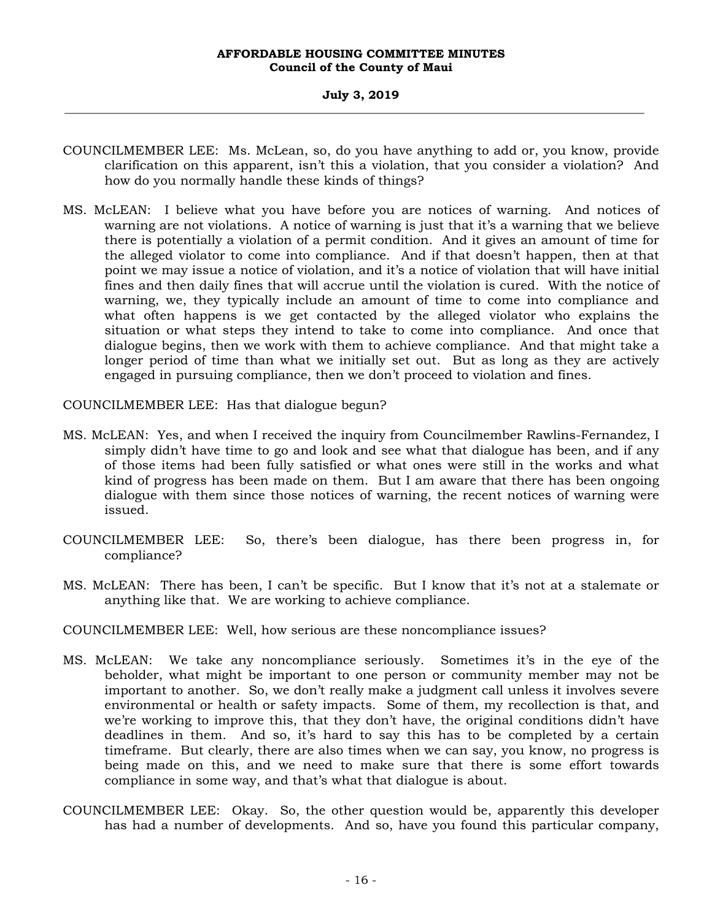COUNCILMEMBER LEE: Ms. McLean, so, do you have anything to add or, you know, provide clarification on this apparent, isn't this a violation, that you consider a violation? And how do you normally handle these kinds of things?

MS. McLEAN: I believe what you have before you are notices of warning. And notices of warning are not violations. A notice of warning is just that it's a warning that we believe there is potentially a violation of a permit condition. And it gives an amount of time for the alleged violator to come into compliance. And if that doesn't happen, then at that point we may issue a notice of violation, and it's a notice of violation that will have initial fines and then daily fines that will accrue until the violation is cured. With the notice of warning, we, they typically include an amount of time to come into compliance and what often happens is we get contacted by the alleged violator who explains the situation or what steps they intend to take to come into compliance. And once that dialogue begins, then we work with them to achieve compliance. And that might take a longer period of time than what we initially set out. But as long as they are actively engaged in pursuing compliance, then we don't proceed to violation and fines.

COUNCILMEMBER LEE: Has that dialogue begun?

MS. McLEAN: Yes, and when I received the inquiry from Councilmember Rawlins-Fernandez, I simply didn't have time to go and look and see what that dialogue has been, and if any of those items had been fully satisfied or what ones were still in the works and what kind of progress has been made on them. But I am aware that there has been ongoing dialogue with them since those notices of warning, the recent notices of warning were issued.

COUNCILMEMBER LEE: So, there's been dialogue, has there been progress in, for compliance?

MS. McLEAN: There has been, I can't be specific. But I know that it's not at a stalemate or anything like that. We are working to achieve compliance.

COUNCILMEMBER LEE: Well, how serious are these noncompliance issues?

MS. McLEAN: We take any noncompliance seriously. Sometimes it's in the eye of the beholder, what might be important to one person or community member may not be important to another. So, we don't really make a judgment call unless it involves severe environmental or health or safety impacts. Some of them, my recollection is that, and we're working to improve this, that they don't have, the original conditions didn't have deadlines in them. And so, it's hard to say this has to be completed by a certain timeframe. But clearly, there are also times when we can say, you know, no progress is being made on this, and we need to make sure that there is some effort towards compliance in some way, and that's what that dialogue is about.

COUNCILMEMBER LEE: Okay. So, the other question would be, apparently this developer has had a number of developments. And so, have you found this particular company,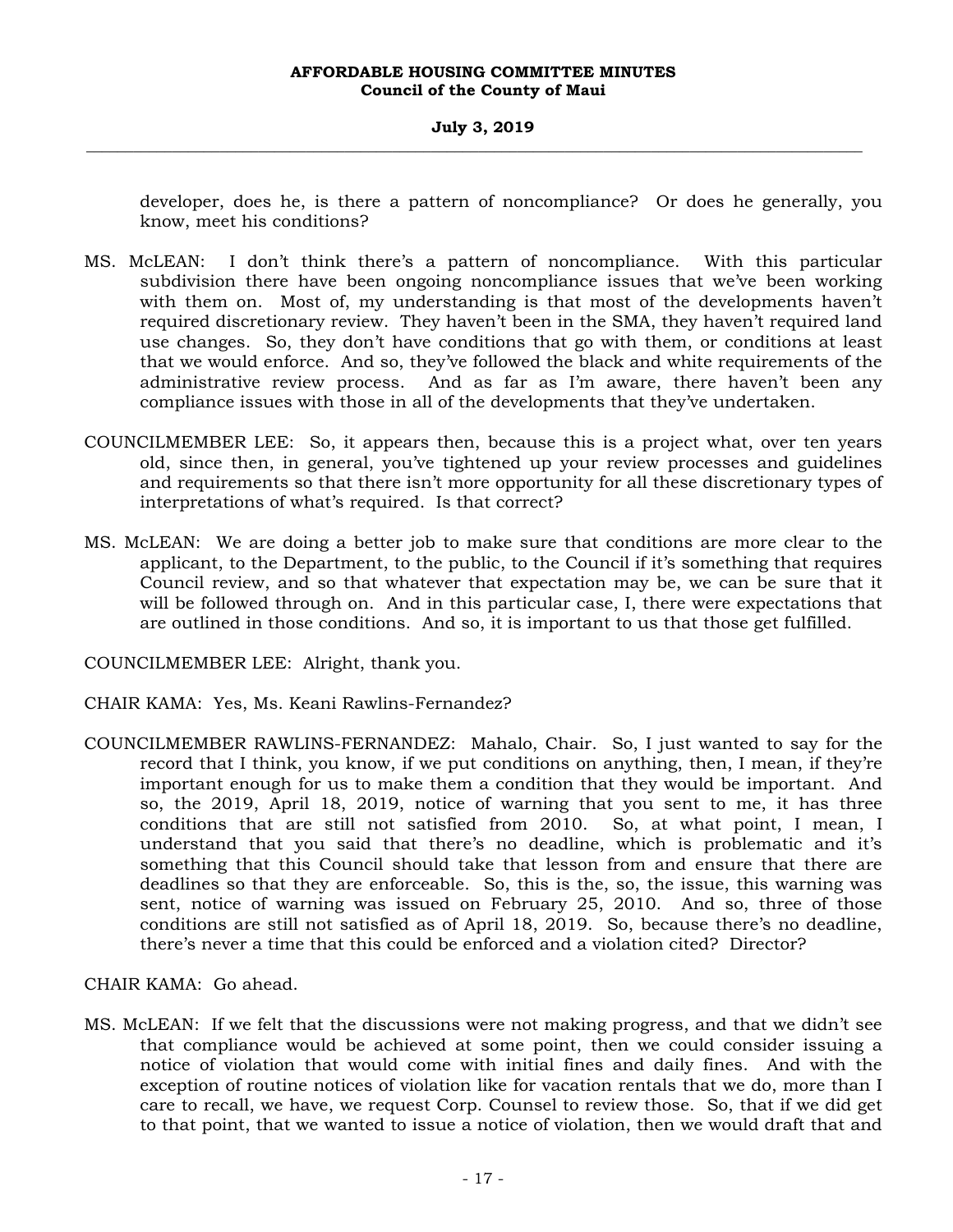developer, does he, is there a pattern of noncompliance? Or does he generally, you know, meet his conditions?

MS. McLEAN: I don't think there's a pattern of noncompliance. With this particular subdivision there have been ongoing noncompliance issues that we've been working with them on. Most of, my understanding is that most of the developments haven't required discretionary review. They haven't been in the SMA, they haven't required land use changes. So, they don't have conditions that go with them, or conditions at least that we would enforce. And so, they've followed the black and white requirements of the administrative review process. And as far as I'm aware, there haven't been any compliance issues with those in all of the developments that they've undertaken.

COUNCILMEMBER LEE: So, it appears then, because this is a project what, over ten years old, since then, in general, you've tightened up your review processes and guidelines and requirements so that there isn't more opportunity for all these discretionary types of interpretations of what's required. Is that correct?

MS. McLEAN: We are doing a better job to make sure that conditions are more clear to the applicant, to the Department, to the public, to the Council if it's something that requires Council review, and so that whatever that expectation may be, we can be sure that it will be followed through on. And in this particular case, I, there were expectations that are outlined in those conditions. And so, it is important to us that those get fulfilled.

COUNCILMEMBER LEE: Alright, thank you.

CHAIR KAMA: Yes, Ms. Keani Rawlins-Fernandez?

COUNCILMEMBER RAWLINS-FERNANDEZ: Mahalo, Chair. So, I just wanted to say for the record that I think, you know, if we put conditions on anything, then, I mean, if they're important enough for us to make them a condition that they would be important. And so, the 2019, April 18, 2019, notice of warning that you sent to me, it has three conditions that are still not satisfied from 2010. So, at what point, I mean, I understand that you said that there's no deadline, which is problematic and it's something that this Council should take that lesson from and ensure that there are deadlines so that they are enforceable. So, this is the, so, the issue, this warning was sent, notice of warning was issued on February 25, 2010. And so, three of those conditions are still not satisfied as of April 18, 2019. So, because there's no deadline, there's never a time that this could be enforced and a violation cited? Director?

CHAIR KAMA: Go ahead.

MS. McLEAN: If we felt that the discussions were not making progress, and that we didn't see that compliance would be achieved at some point, then we could consider issuing a notice of violation that would come with initial fines and daily fines. And with the exception of routine notices of violation like for vacation rentals that we do, more than I care to recall, we have, we request Corp. Counsel to review those. So, that if we did get to that point, that we wanted to issue a notice of violation, then we would draft that and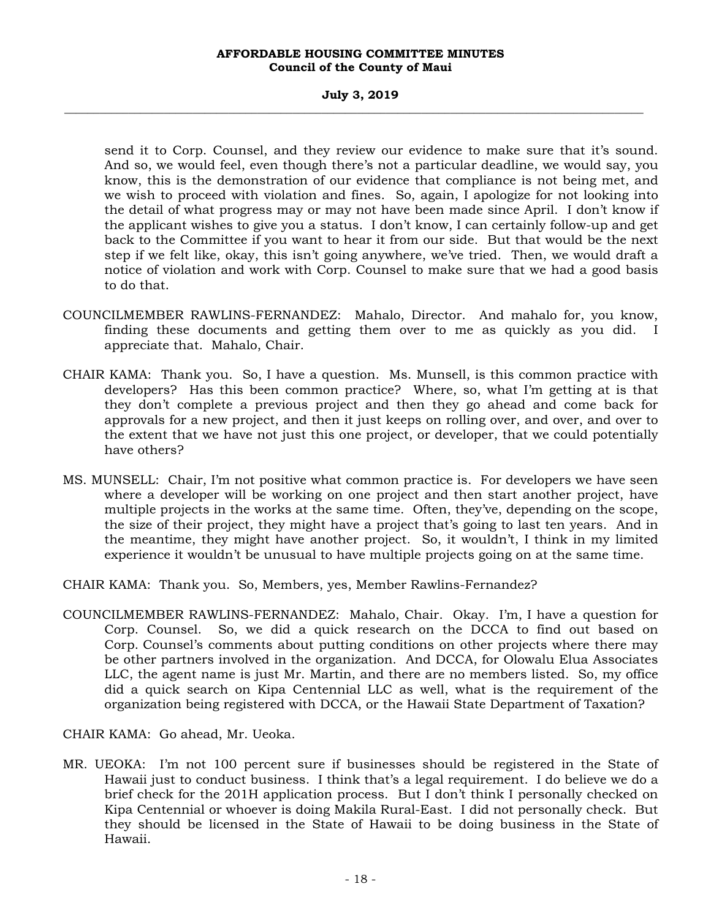send it to Corp. Counsel, and they review our evidence to make sure that it's sound. And so, we would feel, even though there's not a particular deadline, we would say, you know, this is the demonstration of our evidence that compliance is not being met, and we wish to proceed with violation and fines. So, again, I apologize for not looking into the detail of what progress may or may not have been made since April. I don't know if the applicant wishes to give you a status. I don't know, I can certainly follow-up and get back to the Committee if you want to hear it from our side. But that would be the next step if we felt like, okay, this isn't going anywhere, we've tried. Then, we would draft a notice of violation and work with Corp. Counsel to make sure that we had a good basis to do that.

COUNCILMEMBER RAWLINS-FERNANDEZ: Mahalo, Director. And mahalo for, you know, finding these documents and getting them over to me as quickly as you did. I appreciate that. Mahalo, Chair.

CHAIR KAMA: Thank you. So, I have a question. Ms. Munsell, is this common practice with developers? Has this been common practice? Where, so, what I'm getting at is that they don't complete a previous project and then they go ahead and come back for approvals for a new project, and then it just keeps on rolling over, and over, and over to the extent that we have not just this one project, or developer, that we could potentially have others?

MS. MUNSELL: Chair, I'm not positive what common practice is. For developers we have seen where a developer will be working on one project and then start another project, have multiple projects in the works at the same time. Often, they've, depending on the scope, the size of their project, they might have a project that's going to last ten years. And in the meantime, they might have another project. So, it wouldn't, I think in my limited experience it wouldn't be unusual to have multiple projects going on at the same time.

CHAIR KAMA: Thank you. So, Members, yes, Member Rawlins-Fernandez?

COUNCILMEMBER RAWLINS-FERNANDEZ: Mahalo, Chair. Okay. I'm, I have a question for Corp. Counsel. So, we did a quick research on the DCCA to find out based on Corp. Counsel's comments about putting conditions on other projects where there may be other partners involved in the organization. And DCCA, for Olowalu Elua Associates LLC, the agent name is just Mr. Martin, and there are no members listed. So, my office did a quick search on Kipa Centennial LLC as well, what is the requirement of the organization being registered with DCCA, or the Hawaii State Department of Taxation?

CHAIR KAMA: Go ahead, Mr. Ueoka.

MR. UEOKA: I'm not 100 percent sure if businesses should be registered in the State of Hawaii just to conduct business. I think that's a legal requirement. I do believe we do a brief check for the 201H application process. But I don't think I personally checked on Kipa Centennial or whoever is doing Makila Rural-East. I did not personally check. But they should be licensed in the State of Hawaii to be doing business in the State of Hawaii.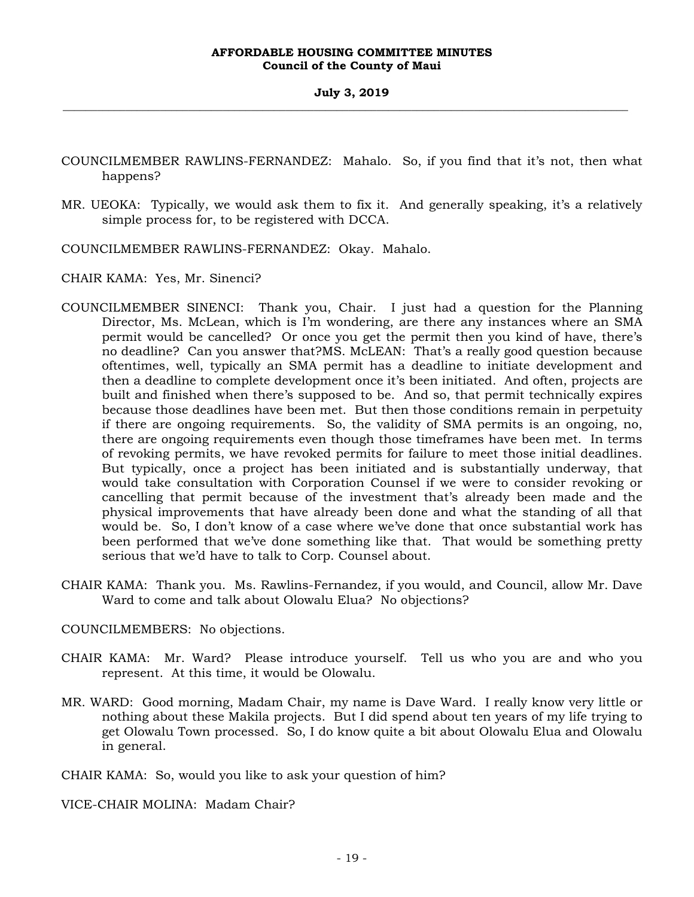COUNCILMEMBER RAWLINS-FERNANDEZ: Mahalo. So, if you find that it's not, then what happens?

MR. UEOKA: Typically, we would ask them to fix it. And generally speaking, it's a relatively simple process for, to be registered with DCCA.

COUNCILMEMBER RAWLINS-FERNANDEZ: Okay. Mahalo.

CHAIR KAMA: Yes, Mr. Sinenci?

COUNCILMEMBER SINENCI: Thank you, Chair. I just had a question for the Planning Director, Ms. McLean, which is I'm wondering, are there any instances where an SMA permit would be cancelled? Or once you get the permit then you kind of have, there's no deadline? Can you answer that?MS. McLEAN: That's a really good question because oftentimes, well, typically an SMA permit has a deadline to initiate development and then a deadline to complete development once it's been initiated. And often, projects are built and finished when there's supposed to be. And so, that permit technically expires because those deadlines have been met. But then those conditions remain in perpetuity if there are ongoing requirements. So, the validity of SMA permits is an ongoing, no, there are ongoing requirements even though those timeframes have been met. In terms of revoking permits, we have revoked permits for failure to meet those initial deadlines. But typically, once a project has been initiated and is substantially underway, that would take consultation with Corporation Counsel if we were to consider revoking or cancelling that permit because of the investment that's already been made and the physical improvements that have already been done and what the standing of all that would be. So, I don't know of a case where we've done that once substantial work has been performed that we've done something like that. That would be something pretty serious that we'd have to talk to Corp. Counsel about.

CHAIR KAMA: Thank you. Ms. Rawlins-Fernandez, if you would, and Council, allow Mr. Dave Ward to come and talk about Olowalu Elua? No objections?

COUNCILMEMBERS: No objections.

CHAIR KAMA: Mr. Ward? Please introduce yourself. Tell us who you are and who you represent. At this time, it would be Olowalu.

MR. WARD: Good morning, Madam Chair, my name is Dave Ward. I really know very little or nothing about these Makila projects. But I did spend about ten years of my life trying to get Olowalu Town processed. So, I do know quite a bit about Olowalu Elua and Olowalu in general.

CHAIR KAMA: So, would you like to ask your question of him?

VICE-CHAIR MOLINA: Madam Chair?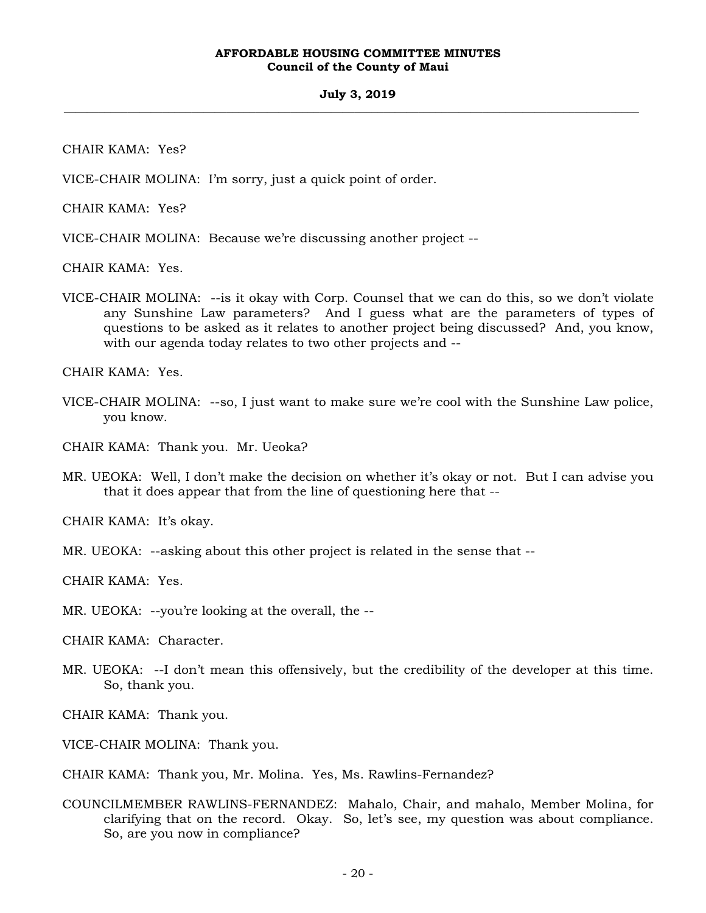CHAIR KAMA: Yes?

VICE-CHAIR MOLINA: I'm sorry, just a quick point of order.

CHAIR KAMA: Yes?

VICE-CHAIR MOLINA: Because we're discussing another project --

CHAIR KAMA: Yes.

VICE-CHAIR MOLINA: --is it okay with Corp. Counsel that we can do this, so we don't violate any Sunshine Law parameters? And I guess what are the parameters of types of questions to be asked as it relates to another project being discussed? And, you know, with our agenda today relates to two other projects and --

CHAIR KAMA: Yes.

VICE-CHAIR MOLINA: --so, I just want to make sure we're cool with the Sunshine Law police, you know.

CHAIR KAMA: Thank you. Mr. Ueoka?

MR. UEOKA: Well, I don't make the decision on whether it's okay or not. But I can advise you that it does appear that from the line of questioning here that --

CHAIR KAMA: It's okay.

MR. UEOKA: --asking about this other project is related in the sense that --

CHAIR KAMA: Yes.

MR. UEOKA: --you're looking at the overall, the --

CHAIR KAMA: Character.

MR. UEOKA: --I don't mean this offensively, but the credibility of the developer at this time. So, thank you.

CHAIR KAMA: Thank you.

VICE-CHAIR MOLINA: Thank you.

CHAIR KAMA: Thank you, Mr. Molina. Yes, Ms. Rawlins-Fernandez?

COUNCILMEMBER RAWLINS-FERNANDEZ: Mahalo, Chair, and mahalo, Member Molina, for clarifying that on the record. Okay. So, let's see, my question was about compliance. So, are you now in compliance?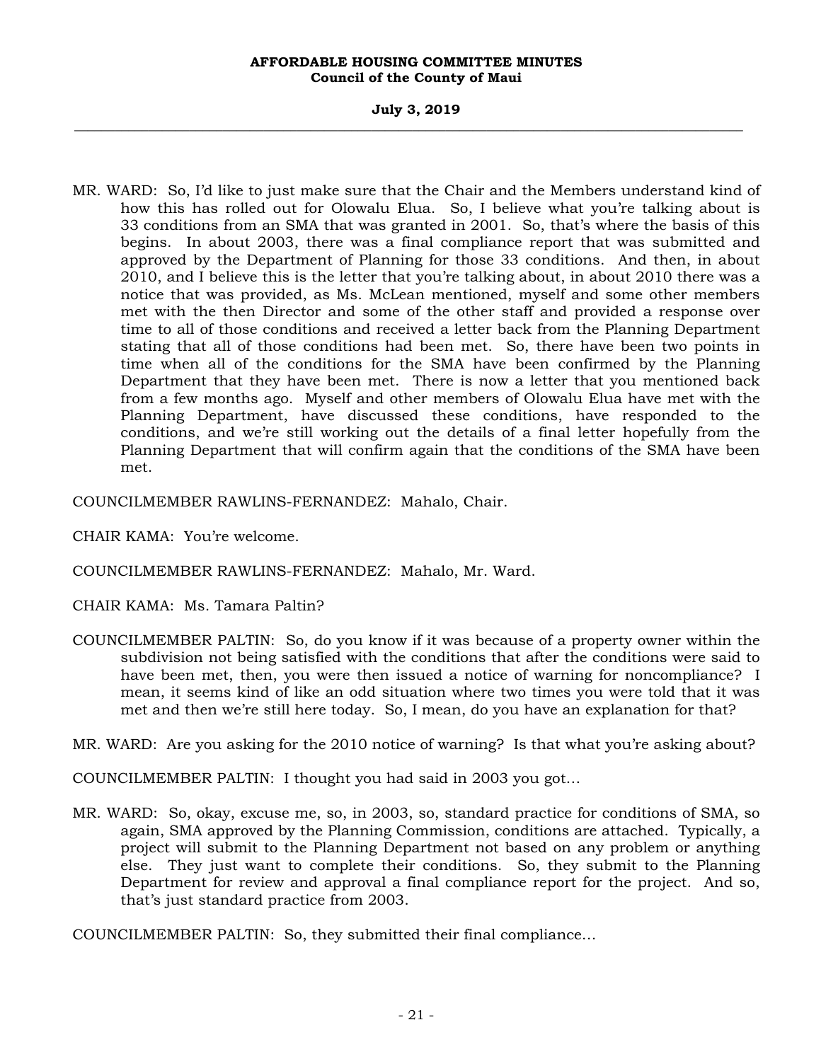MR. WARD: So, I'd like to just make sure that the Chair and the Members understand kind of how this has rolled out for Olowalu Elua. So, I believe what you're talking about is 33 conditions from an SMA that was granted in 2001. So, that's where the basis of this begins. In about 2003, there was a final compliance report that was submitted and approved by the Department of Planning for those 33 conditions. And then, in about 2010, and I believe this is the letter that you're talking about, in about 2010 there was a notice that was provided, as Ms. McLean mentioned, myself and some other members met with the then Director and some of the other staff and provided a response over time to all of those conditions and received a letter back from the Planning Department stating that all of those conditions had been met. So, there have been two points in time when all of the conditions for the SMA have been confirmed by the Planning Department that they have been met. There is now a letter that you mentioned back from a few months ago. Myself and other members of Olowalu Elua have met with the Planning Department, have discussed these conditions, have responded to the conditions, and we're still working out the details of a final letter hopefully from the Planning Department that will confirm again that the conditions of the SMA have been met.

COUNCILMEMBER RAWLINS-FERNANDEZ: Mahalo, Chair.

CHAIR KAMA: You're welcome.

COUNCILMEMBER RAWLINS-FERNANDEZ: Mahalo, Mr. Ward.

CHAIR KAMA: Ms. Tamara Paltin?

COUNCILMEMBER PALTIN: So, do you know if it was because of a property owner within the subdivision not being satisfied with the conditions that after the conditions were said to have been met, then, you were then issued a notice of warning for noncompliance? I mean, it seems kind of like an odd situation where two times you were told that it was met and then we're still here today. So, I mean, do you have an explanation for that?

MR. WARD: Are you asking for the 2010 notice of warning? Is that what you're asking about?

COUNCILMEMBER PALTIN: I thought you had said in 2003 you got...

MR. WARD: So, okay, excuse me, so, in 2003, so, standard practice for conditions of SMA, so again, SMA approved by the Planning Commission, conditions are attached. Typically, a project will submit to the Planning Department not based on any problem or anything else. They just want to complete their conditions. So, they submit to the Planning Department for review and approval a final compliance report for the project. And so, that's just standard practice from 2003.

COUNCILMEMBER PALTIN: So, they submitted their final compliance...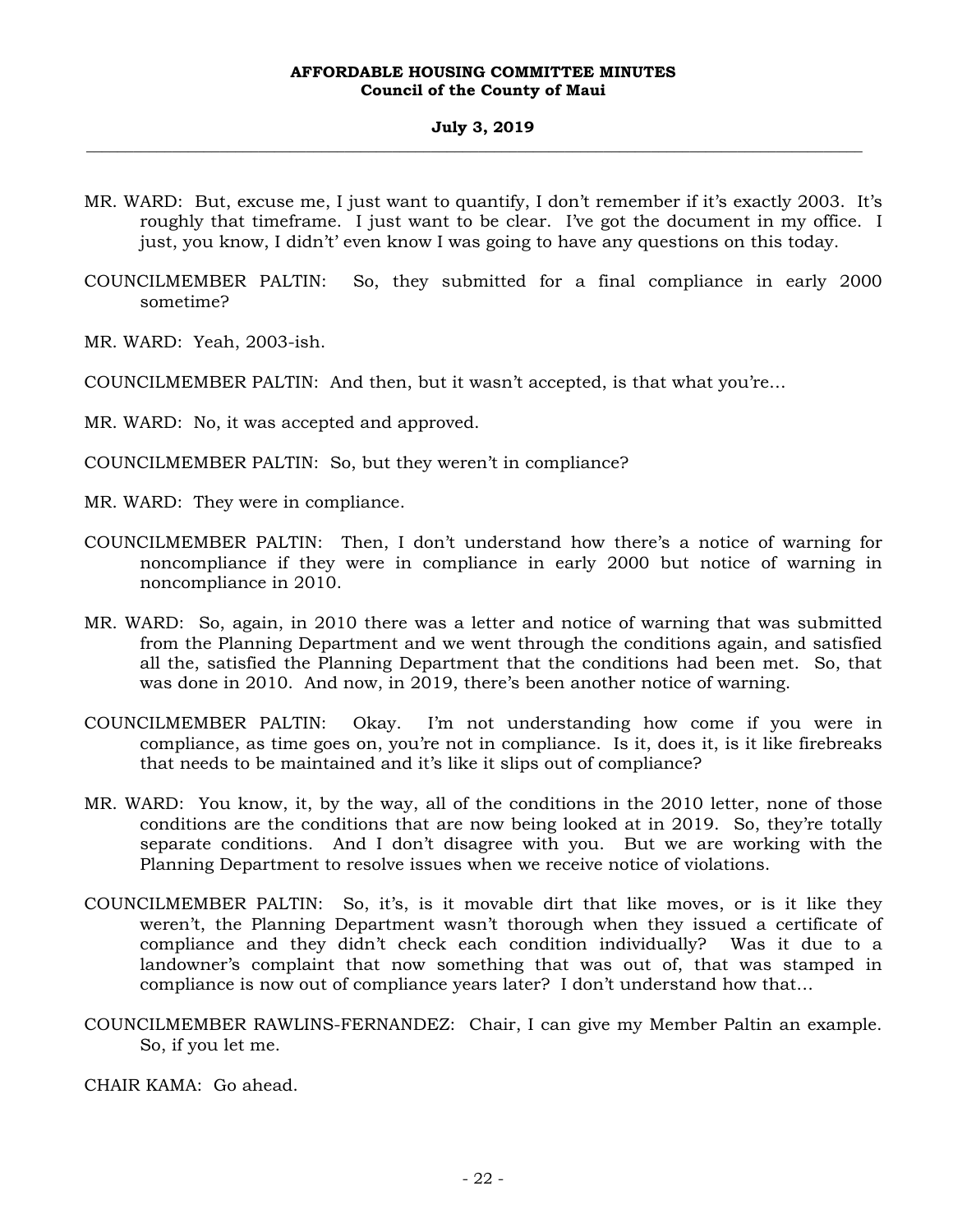MR. WARD: But, excuse me, I just want to quantify, I don't remember if it's exactly 2003. It's roughly that timeframe. I just want to be clear. I've got the document in my office. I just, you know, I didn't' even know I was going to have any questions on this today.

COUNCILMEMBER PALTIN: So, they submitted for a final compliance in early 2000 sometime?

MR. WARD: Yeah, 2003-ish.

COUNCILMEMBER PALTIN: And then, but it wasn't accepted, is that what you're...

MR. WARD: No, it was accepted and approved.

COUNCILMEMBER PALTIN: So, but they weren't in compliance?

MR. WARD: They were in compliance.

COUNCILMEMBER PALTIN: Then, I don't understand how there's a notice of warning for noncompliance if they were in compliance in early 2000 but notice of warning in noncompliance in 2010.

MR. WARD: So, again, in 2010 there was a letter and notice of warning that was submitted from the Planning Department and we went through the conditions again, and satisfied all the, satisfied the Planning Department that the conditions had been met. So, that was done in 2010. And now, in 2019, there's been another notice of warning.

COUNCILMEMBER PALTIN: Okay. I'm not understanding how come if you were in compliance, as time goes on, you're not in compliance. Is it, does it, is it like firebreaks that needs to be maintained and it's like it slips out of compliance?

MR. WARD: You know, it, by the way, all of the conditions in the 2010 letter, none of those conditions are the conditions that are now being looked at in 2019. So, they're totally separate conditions. And I don't disagree with you. But we are working with the Planning Department to resolve issues when we receive notice of violations.

COUNCILMEMBER PALTIN: So, it's, is it movable dirt that like moves, or is it like they weren't, the Planning Department wasn't thorough when they issued a certificate of compliance and they didn't check each condition individually? Was it due to a landowner's complaint that now something that was out of, that was stamped in compliance is now out of compliance years later? I don't understand how that...

COUNCILMEMBER RAWLINS-FERNANDEZ: Chair, I can give my Member Paltin an example. So, if you let me.

CHAIR KAMA: Go ahead.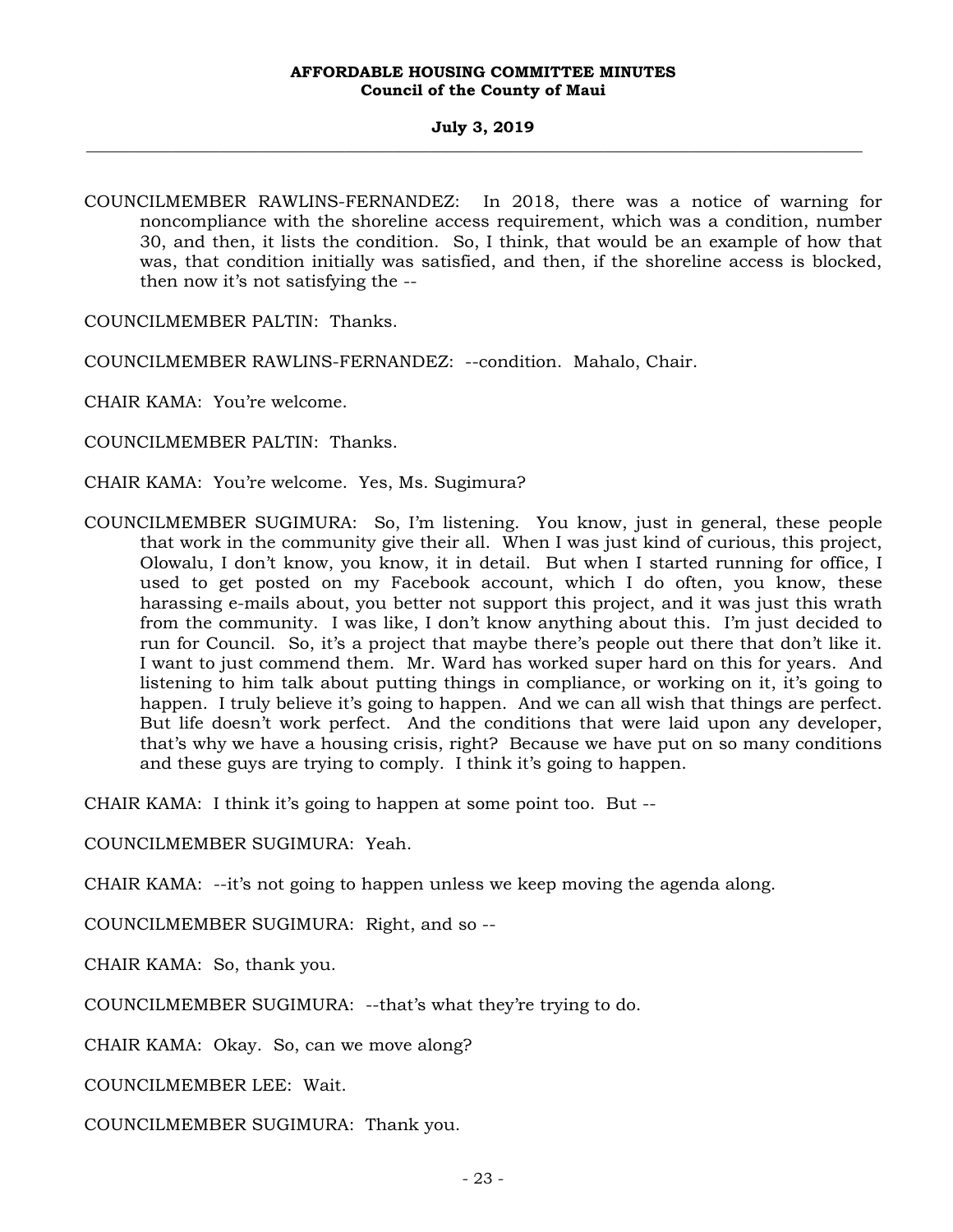COUNCILMEMBER RAWLINS-FERNANDEZ: In 2018, there was a notice of warning for noncompliance with the shoreline access requirement, which was a condition, number 30, and then, it lists the condition. So, I think, that would be an example of how that was, that condition initially was satisfied, and then, if the shoreline access is blocked, then now it's not satisfying the --

COUNCILMEMBER PALTIN: Thanks.

COUNCILMEMBER RAWLINS-FERNANDEZ: --condition. Mahalo, Chair.

CHAIR KAMA: You're welcome.

COUNCILMEMBER PALTIN: Thanks.

CHAIR KAMA: You're welcome. Yes, Ms. Sugimura?

COUNCILMEMBER SUGIMURA: So, I'm listening. You know, just in general, these people that work in the community give their all. When I was just kind of curious, this project, Olowalu, I don't know, you know, it in detail. But when I started running for office, I used to get posted on my Facebook account, which I do often, you know, these harassing e-mails about, you better not support this project, and it was just this wrath from the community. I was like, I don't know anything about this. I'm just decided to run for Council. So, it's a project that maybe there's people out there that don't like it. I want to just commend them. Mr. Ward has worked super hard on this for years. And listening to him talk about putting things in compliance, or working on it, it's going to happen. I truly believe it's going to happen. And we can all wish that things are perfect. But life doesn't work perfect. And the conditions that were laid upon any developer, that's why we have a housing crisis, right? Because we have put on so many conditions and these guys are trying to comply. I think it's going to happen.

CHAIR KAMA: I think it's going to happen at some point too. But --

COUNCILMEMBER SUGIMURA: Yeah.

CHAIR KAMA: --it's not going to happen unless we keep moving the agenda along.

COUNCILMEMBER SUGIMURA: Right, and so --

CHAIR KAMA: So, thank you.

COUNCILMEMBER SUGIMURA: --that's what they're trying to do.

CHAIR KAMA: Okay. So, can we move along?

COUNCILMEMBER LEE: Wait.

COUNCILMEMBER SUGIMURA: Thank you.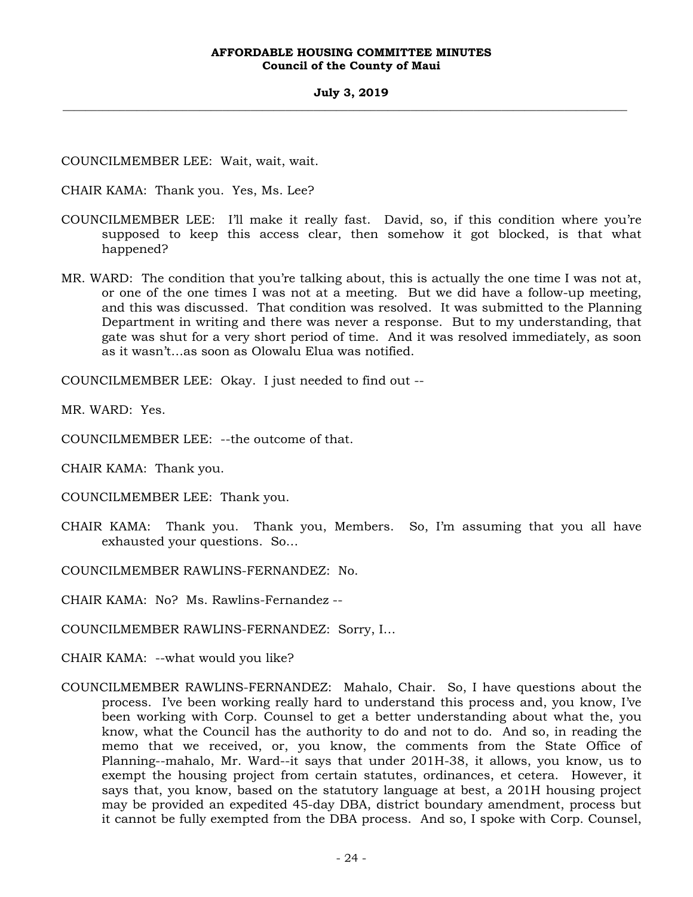COUNCILMEMBER LEE: Wait, wait, wait.

CHAIR KAMA: Thank you. Yes, Ms. Lee?

COUNCILMEMBER LEE: I'll make it really fast. David, so, if this condition where you're supposed to keep this access clear, then somehow it got blocked, is that what happened?

MR. WARD: The condition that you're talking about, this is actually the one time I was not at, or one of the one times I was not at a meeting. But we did have a follow-up meeting, and this was discussed. That condition was resolved. It was submitted to the Planning Department in writing and there was never a response. But to my understanding, that gate was shut for a very short period of time. And it was resolved immediately, as soon as it wasn't...as soon as Olowalu Elua was notified.

COUNCILMEMBER LEE: Okay. I just needed to find out --

MR. WARD: Yes.

COUNCILMEMBER LEE: --the outcome of that.

CHAIR KAMA: Thank you.

COUNCILMEMBER LEE: Thank you.

CHAIR KAMA: Thank you. Thank you, Members. So, I'm assuming that you all have exhausted your questions. So...

COUNCILMEMBER RAWLINS-FERNANDEZ: No.

CHAIR KAMA: No? Ms. Rawlins-Fernandez --

COUNCILMEMBER RAWLINS-FERNANDEZ: Sorry, I...

CHAIR KAMA: --what would you like?

COUNCILMEMBER RAWLINS-FERNANDEZ: Mahalo, Chair. So, I have questions about the process. I've been working really hard to understand this process and, you know, I've been working with Corp. Counsel to get a better understanding about what the, you know, what the Council has the authority to do and not to do. And so, in reading the memo that we received, or, you know, the comments from the State Office of Planning--mahalo, Mr. Ward--it says that under 201H-38, it allows, you know, us to exempt the housing project from certain statutes, ordinances, et cetera. However, it says that, you know, based on the statutory language at best, a 201H housing project may be provided an expedited 45-day DBA, district boundary amendment, process but it cannot be fully exempted from the DBA process. And so, I spoke with Corp. Counsel,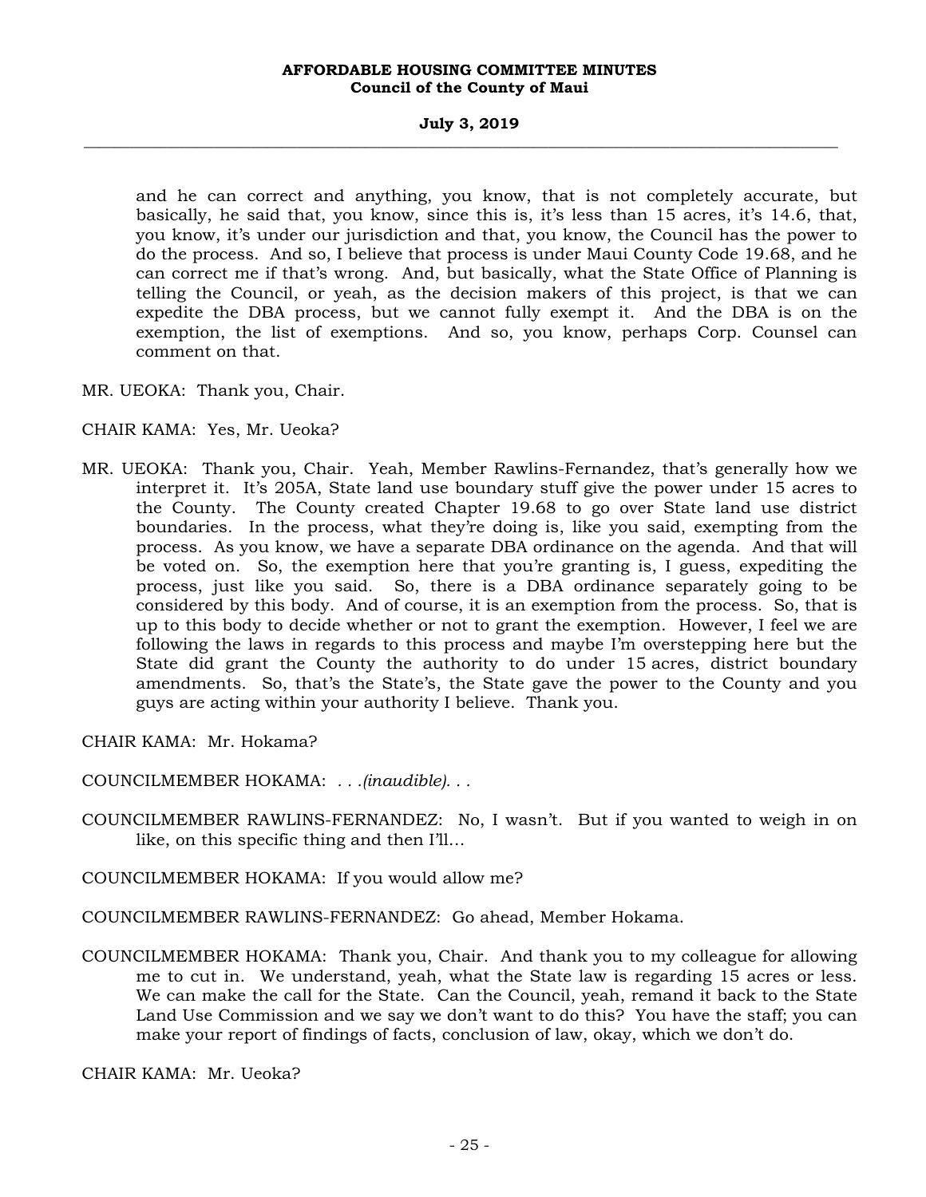and he can correct and anything, you know, that is not completely accurate, but basically, he said that, you know, since this is, it's less than 15 acres, it's 14.6, that, you know, it's under our jurisdiction and that, you know, the Council has the power to do the process. And so, I believe that process is under Maui County Code 19.68, and he can correct me if that's wrong. And, but basically, what the State Office of Planning is telling the Council, or yeah, as the decision makers of this project, is that we can expedite the DBA process, but we cannot fully exempt it. And the DBA is on the exemption, the list of exemptions. And so, you know, perhaps Corp. Counsel can comment on that.

MR. UEOKA: Thank you, Chair.

CHAIR KAMA: Yes, Mr. Ueoka?

MR. UEOKA: Thank you, Chair. Yeah, Member Rawlins-Fernandez, that's generally how we interpret it. It's 205A, State land use boundary stuff give the power under 15 acres to the County. The County created Chapter 19.68 to go over State land use district boundaries. In the process, what they're doing is, like you said, exempting from the process. As you know, we have a separate DBA ordinance on the agenda. And that will be voted on. So, the exemption here that you're granting is, I guess, expediting the process, just like you said. So, there is a DBA ordinance separately going to be considered by this body. And of course, it is an exemption from the process. So, that is up to this body to decide whether or not to grant the exemption. However, I feel we are following the laws in regards to this process and maybe I'm overstepping here but the State did grant the County the authority to do under 15 acres, district boundary amendments. So, that's the State's, the State gave the power to the County and you guys are acting within your authority I believe. Thank you.

CHAIR KAMA: Mr. Hokama?

COUNCILMEMBER HOKAMA: *. . .(inaudible). . .*

COUNCILMEMBER RAWLINS-FERNANDEZ: No, I wasn't. But if you wanted to weigh in on like, on this specific thing and then I'll...

COUNCILMEMBER HOKAMA: If you would allow me?

COUNCILMEMBER RAWLINS-FERNANDEZ: Go ahead, Member Hokama.

COUNCILMEMBER HOKAMA: Thank you, Chair. And thank you to my colleague for allowing me to cut in. We understand, yeah, what the State law is regarding 15 acres or less. We can make the call for the State. Can the Council, yeah, remand it back to the State Land Use Commission and we say we don't want to do this? You have the staff; you can make your report of findings of facts, conclusion of law, okay, which we don't do.

CHAIR KAMA: Mr. Ueoka?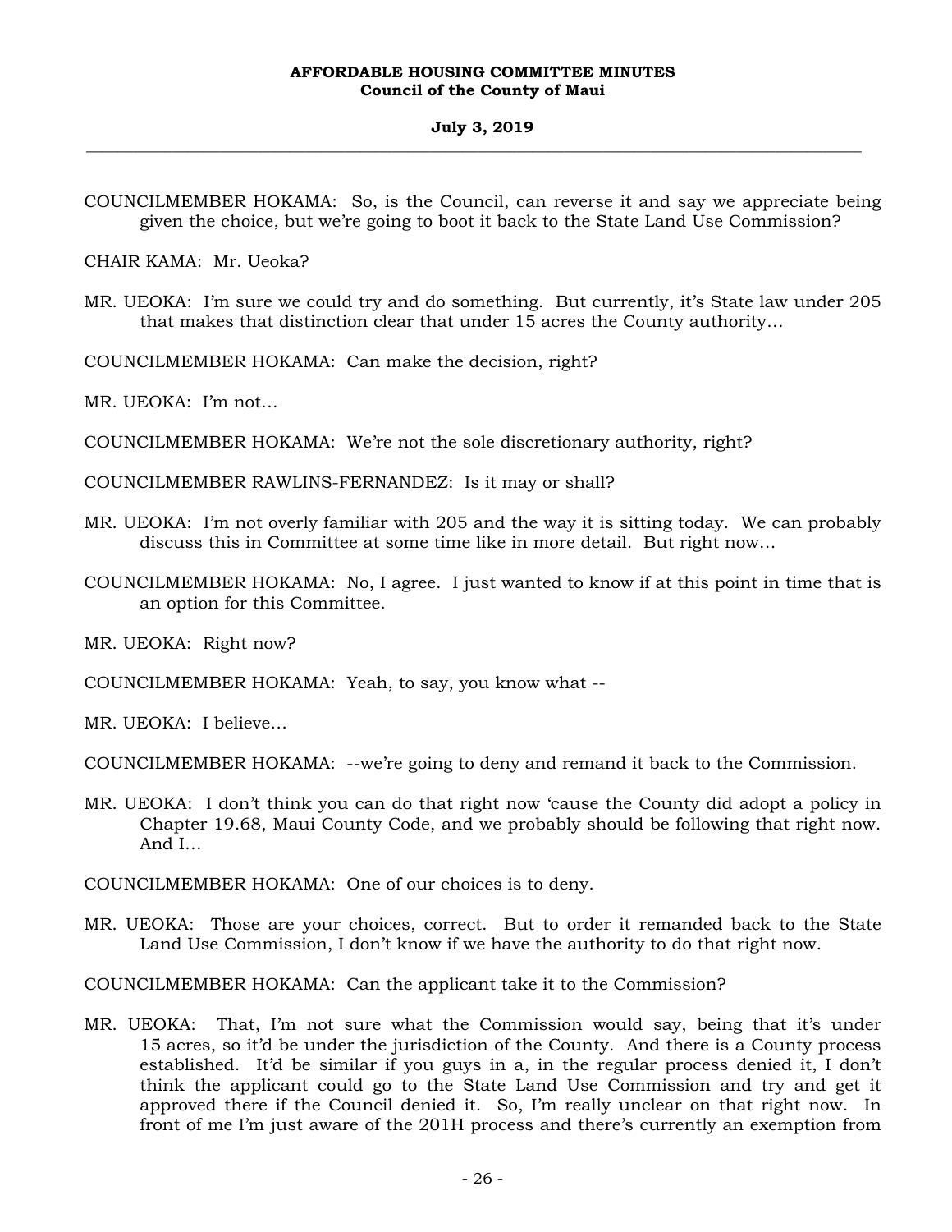COUNCILMEMBER HOKAMA: So, is the Council, can reverse it and say we appreciate being given the choice, but we're going to boot it back to the State Land Use Commission?

CHAIR KAMA: Mr. Ueoka?

MR. UEOKA: I'm sure we could try and do something. But currently, it's State law under 205 that makes that distinction clear that under 15 acres the County authority…

COUNCILMEMBER HOKAMA: Can make the decision, right?

MR. UEOKA: I'm not…

COUNCILMEMBER HOKAMA: We're not the sole discretionary authority, right?

COUNCILMEMBER RAWLINS-FERNANDEZ: Is it may or shall?

MR. UEOKA: I'm not overly familiar with 205 and the way it is sitting today. We can probably discuss this in Committee at some time like in more detail. But right now…

COUNCILMEMBER HOKAMA: No, I agree. I just wanted to know if at this point in time that is an option for this Committee.

MR. UEOKA: Right now?

COUNCILMEMBER HOKAMA: Yeah, to say, you know what --

MR. UEOKA: I believe…

COUNCILMEMBER HOKAMA: --we're going to deny and remand it back to the Commission.

MR. UEOKA: I don't think you can do that right now 'cause the County did adopt a policy in Chapter 19.68, Maui County Code, and we probably should be following that right now. And I…

COUNCILMEMBER HOKAMA: One of our choices is to deny.

MR. UEOKA: Those are your choices, correct. But to order it remanded back to the State Land Use Commission, I don't know if we have the authority to do that right now.

COUNCILMEMBER HOKAMA: Can the applicant take it to the Commission?

MR. UEOKA: That, I'm not sure what the Commission would say, being that it's under 15 acres, so it'd be under the jurisdiction of the County. And there is a County process established. It'd be similar if you guys in a, in the regular process denied it, I don't think the applicant could go to the State Land Use Commission and try and get it approved there if the Council denied it. So, I'm really unclear on that right now. In front of me I'm just aware of the 201H process and there's currently an exemption from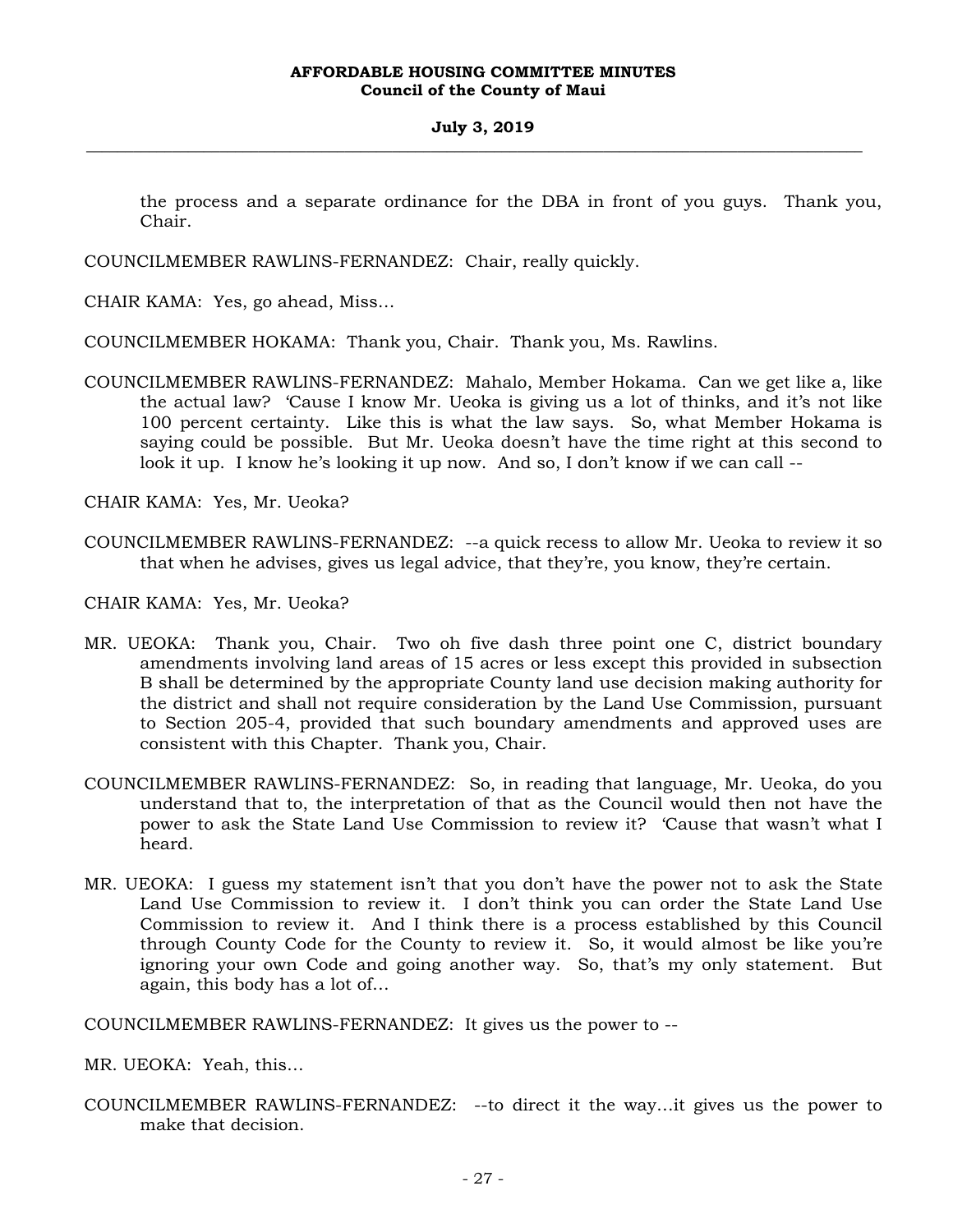the process and a separate ordinance for the DBA in front of you guys. Thank you, Chair.

COUNCILMEMBER RAWLINS-FERNANDEZ: Chair, really quickly.

CHAIR KAMA: Yes, go ahead, Miss...

COUNCILMEMBER HOKAMA: Thank you, Chair. Thank you, Ms. Rawlins.

COUNCILMEMBER RAWLINS-FERNANDEZ: Mahalo, Member Hokama. Can we get like a, like the actual law? 'Cause I know Mr. Ueoka is giving us a lot of thinks, and it's not like 100 percent certainty. Like this is what the law says. So, what Member Hokama is saying could be possible. But Mr. Ueoka doesn't have the time right at this second to look it up. I know he's looking it up now. And so, I don't know if we can call --

CHAIR KAMA: Yes, Mr. Ueoka?

COUNCILMEMBER RAWLINS-FERNANDEZ: --a quick recess to allow Mr. Ueoka to review it so that when he advises, gives us legal advice, that they're, you know, they're certain.

CHAIR KAMA: Yes, Mr. Ueoka?

MR. UEOKA: Thank you, Chair. Two oh five dash three point one C, district boundary amendments involving land areas of 15 acres or less except this provided in subsection B shall be determined by the appropriate County land use decision making authority for the district and shall not require consideration by the Land Use Commission, pursuant to Section 205-4, provided that such boundary amendments and approved uses are consistent with this Chapter. Thank you, Chair.

COUNCILMEMBER RAWLINS-FERNANDEZ: So, in reading that language, Mr. Ueoka, do you understand that to, the interpretation of that as the Council would then not have the power to ask the State Land Use Commission to review it? 'Cause that wasn't what I heard.

MR. UEOKA: I guess my statement isn't that you don't have the power not to ask the State Land Use Commission to review it. I don't think you can order the State Land Use Commission to review it. And I think there is a process established by this Council through County Code for the County to review it. So, it would almost be like you're ignoring your own Code and going another way. So, that's my only statement. But again, this body has a lot of...

COUNCILMEMBER RAWLINS-FERNANDEZ: It gives us the power to --

MR. UEOKA: Yeah, this...

COUNCILMEMBER RAWLINS-FERNANDEZ: --to direct it the way...it gives us the power to make that decision.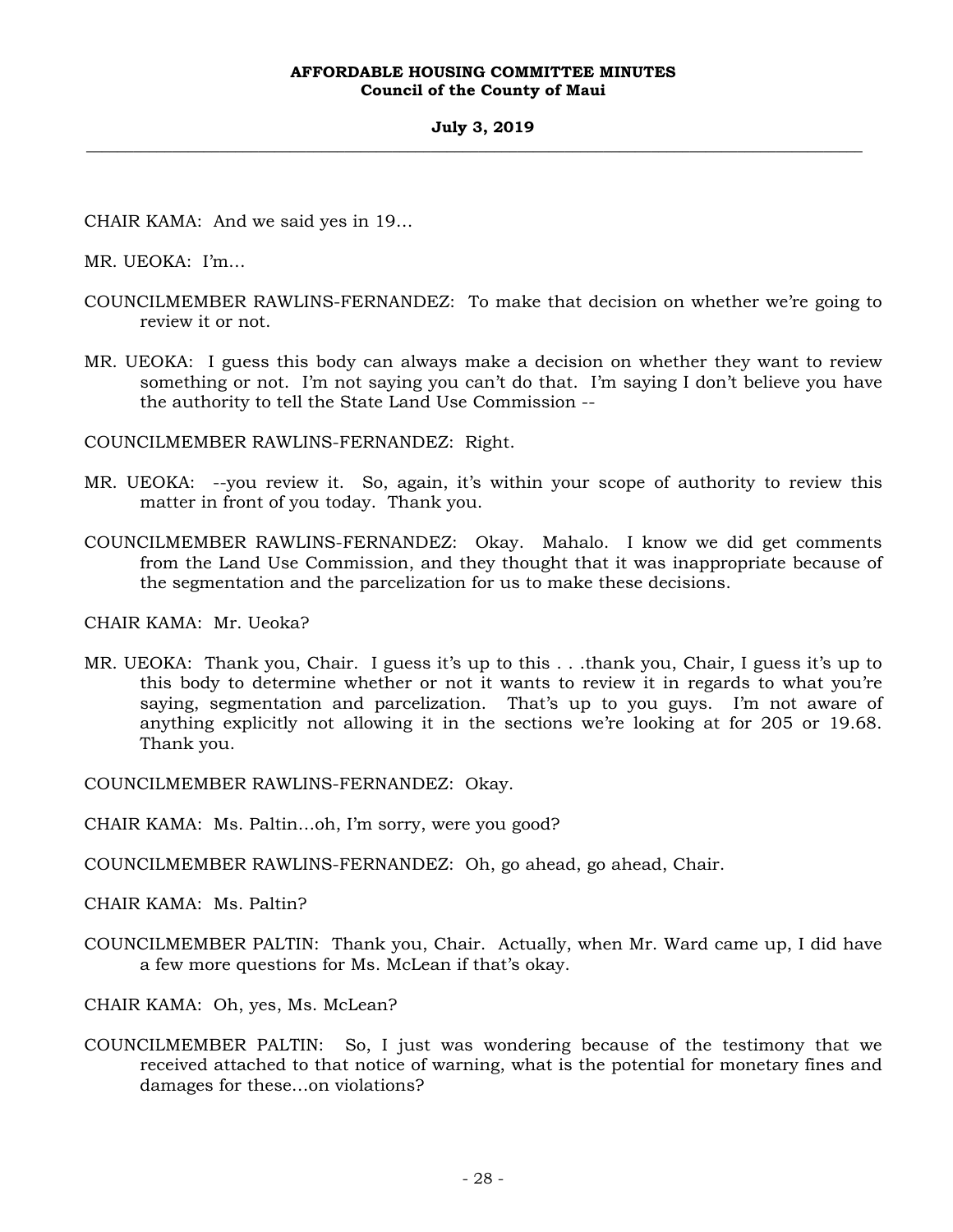CHAIR KAMA: And we said yes in 19...

MR. UEOKA: I'm...

COUNCILMEMBER RAWLINS-FERNANDEZ: To make that decision on whether we're going to review it or not.

MR. UEOKA: I guess this body can always make a decision on whether they want to review something or not. I'm not saying you can't do that. I'm saying I don't believe you have the authority to tell the State Land Use Commission --

COUNCILMEMBER RAWLINS-FERNANDEZ: Right.

MR. UEOKA: --you review it. So, again, it's within your scope of authority to review this matter in front of you today. Thank you.

COUNCILMEMBER RAWLINS-FERNANDEZ: Okay. Mahalo. I know we did get comments from the Land Use Commission, and they thought that it was inappropriate because of the segmentation and the parcelization for us to make these decisions.

CHAIR KAMA: Mr. Ueoka?

MR. UEOKA: Thank you, Chair. I guess it's up to this . . .thank you, Chair, I guess it's up to this body to determine whether or not it wants to review it in regards to what you're saying, segmentation and parcelization. That's up to you guys. I'm not aware of anything explicitly not allowing it in the sections we're looking at for 205 or 19.68. Thank you.

COUNCILMEMBER RAWLINS-FERNANDEZ: Okay.

CHAIR KAMA: Ms. Paltin...oh, I'm sorry, were you good?

COUNCILMEMBER RAWLINS-FERNANDEZ: Oh, go ahead, go ahead, Chair.

CHAIR KAMA: Ms. Paltin?

COUNCILMEMBER PALTIN: Thank you, Chair. Actually, when Mr. Ward came up, I did have a few more questions for Ms. McLean if that's okay.

CHAIR KAMA: Oh, yes, Ms. McLean?

COUNCILMEMBER PALTIN: So, I just was wondering because of the testimony that we received attached to that notice of warning, what is the potential for monetary fines and damages for these...on violations?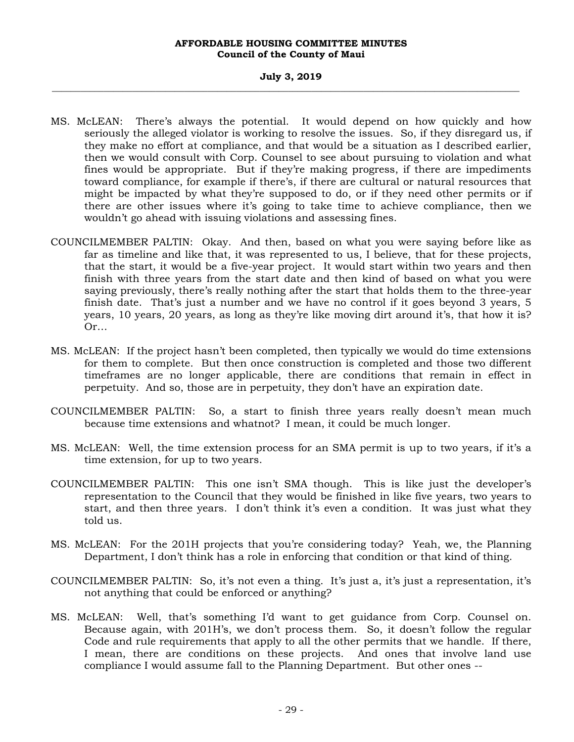MS. McLEAN: There's always the potential. It would depend on how quickly and how seriously the alleged violator is working to resolve the issues. So, if they disregard us, if they make no effort at compliance, and that would be a situation as I described earlier, then we would consult with Corp. Counsel to see about pursuing to violation and what fines would be appropriate. But if they're making progress, if there are impediments toward compliance, for example if there's, if there are cultural or natural resources that might be impacted by what they're supposed to do, or if they need other permits or if there are other issues where it's going to take time to achieve compliance, then we wouldn't go ahead with issuing violations and assessing fines.

COUNCILMEMBER PALTIN: Okay. And then, based on what you were saying before like as far as timeline and like that, it was represented to us, I believe, that for these projects, that the start, it would be a five-year project. It would start within two years and then finish with three years from the start date and then kind of based on what you were saying previously, there's really nothing after the start that holds them to the three-year finish date. That's just a number and we have no control if it goes beyond 3 years, 5 years, 10 years, 20 years, as long as they're like moving dirt around it's, that how it is? Or...

MS. McLEAN: If the project hasn't been completed, then typically we would do time extensions for them to complete. But then once construction is completed and those two different timeframes are no longer applicable, there are conditions that remain in effect in perpetuity. And so, those are in perpetuity, they don't have an expiration date.

COUNCILMEMBER PALTIN: So, a start to finish three years really doesn't mean much because time extensions and whatnot? I mean, it could be much longer.

MS. McLEAN: Well, the time extension process for an SMA permit is up to two years, if it's a time extension, for up to two years.

COUNCILMEMBER PALTIN: This one isn't SMA though. This is like just the developer's representation to the Council that they would be finished in like five years, two years to start, and then three years. I don't think it's even a condition. It was just what they told us.

MS. McLEAN: For the 201H projects that you're considering today? Yeah, we, the Planning Department, I don't think has a role in enforcing that condition or that kind of thing.

COUNCILMEMBER PALTIN: So, it's not even a thing. It's just a, it's just a representation, it's not anything that could be enforced or anything?

MS. McLEAN: Well, that's something I'd want to get guidance from Corp. Counsel on. Because again, with 201H's, we don't process them. So, it doesn't follow the regular Code and rule requirements that apply to all the other permits that we handle. If there, I mean, there are conditions on these projects. And ones that involve land use compliance I would assume fall to the Planning Department. But other ones --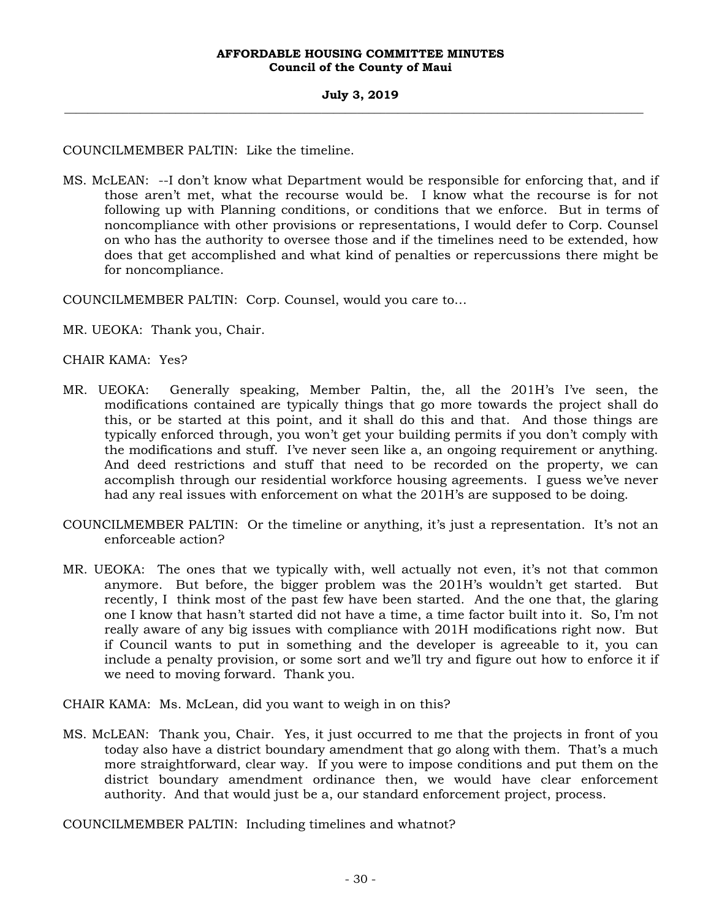COUNCILMEMBER PALTIN: Like the timeline.

MS. McLEAN: --I don't know what Department would be responsible for enforcing that, and if those aren't met, what the recourse would be. I know what the recourse is for not following up with Planning conditions, or conditions that we enforce. But in terms of noncompliance with other provisions or representations, I would defer to Corp. Counsel on who has the authority to oversee those and if the timelines need to be extended, how does that get accomplished and what kind of penalties or repercussions there might be for noncompliance.

COUNCILMEMBER PALTIN: Corp. Counsel, would you care to…

MR. UEOKA: Thank you, Chair.

CHAIR KAMA: Yes?

MR. UEOKA: Generally speaking, Member Paltin, the, all the 201H's I've seen, the modifications contained are typically things that go more towards the project shall do this, or be started at this point, and it shall do this and that. And those things are typically enforced through, you won't get your building permits if you don't comply with the modifications and stuff. I've never seen like a, an ongoing requirement or anything. And deed restrictions and stuff that need to be recorded on the property, we can accomplish through our residential workforce housing agreements. I guess we've never had any real issues with enforcement on what the 201H's are supposed to be doing.

COUNCILMEMBER PALTIN: Or the timeline or anything, it's just a representation. It's not an enforceable action?

MR. UEOKA: The ones that we typically with, well actually not even, it's not that common anymore. But before, the bigger problem was the 201H's wouldn't get started. But recently, I think most of the past few have been started. And the one that, the glaring one I know that hasn't started did not have a time, a time factor built into it. So, I'm not really aware of any big issues with compliance with 201H modifications right now. But if Council wants to put in something and the developer is agreeable to it, you can include a penalty provision, or some sort and we'll try and figure out how to enforce it if we need to moving forward. Thank you.

CHAIR KAMA: Ms. McLean, did you want to weigh in on this?

MS. McLEAN: Thank you, Chair. Yes, it just occurred to me that the projects in front of you today also have a district boundary amendment that go along with them. That's a much more straightforward, clear way. If you were to impose conditions and put them on the district boundary amendment ordinance then, we would have clear enforcement authority. And that would just be a, our standard enforcement project, process.

COUNCILMEMBER PALTIN: Including timelines and whatnot?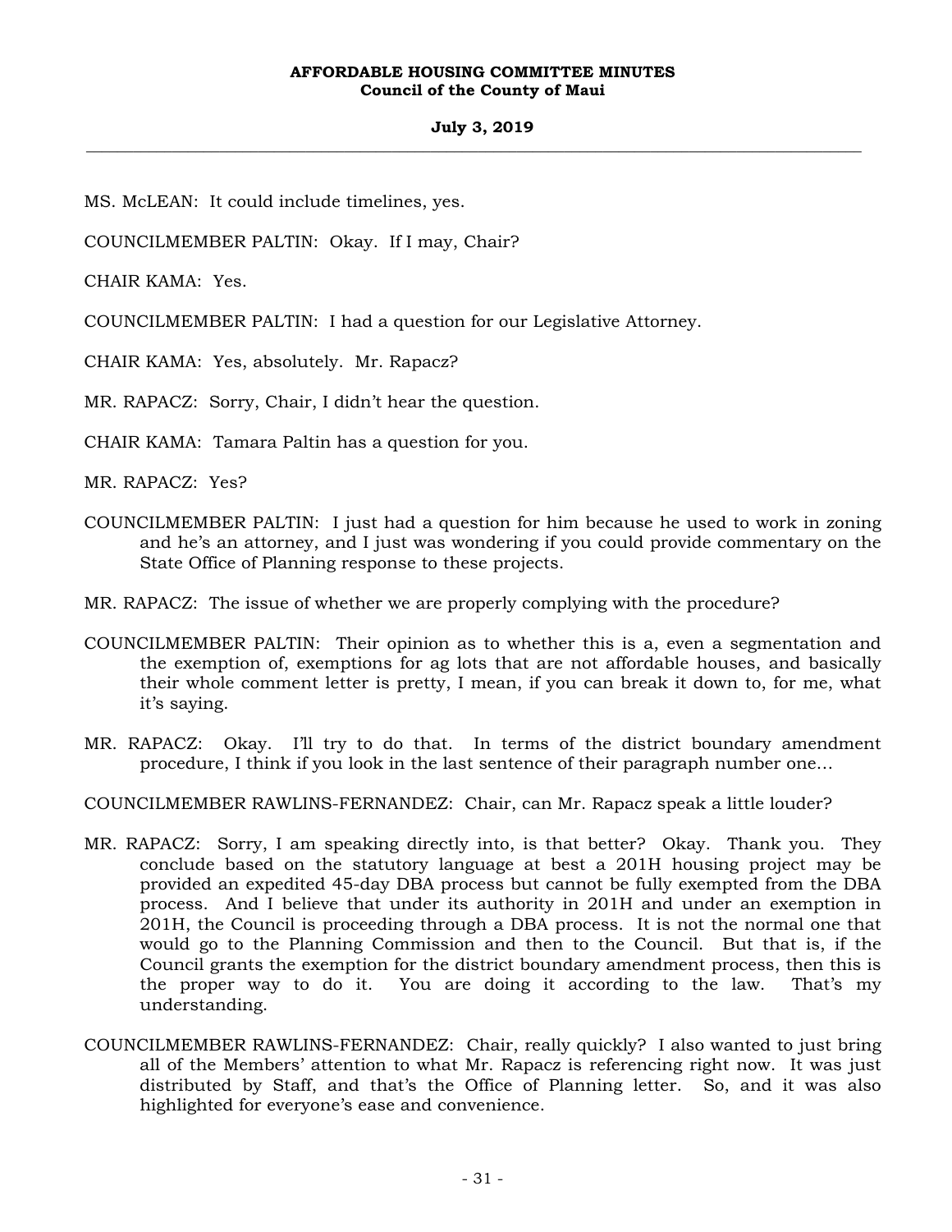MS. McLEAN: It could include timelines, yes.

COUNCILMEMBER PALTIN: Okay. If I may, Chair?

CHAIR KAMA: Yes.

COUNCILMEMBER PALTIN: I had a question for our Legislative Attorney.

CHAIR KAMA: Yes, absolutely. Mr. Rapacz?

MR. RAPACZ: Sorry, Chair, I didn't hear the question.

CHAIR KAMA: Tamara Paltin has a question for you.

MR. RAPACZ: Yes?

COUNCILMEMBER PALTIN: I just had a question for him because he used to work in zoning and he's an attorney, and I just was wondering if you could provide commentary on the State Office of Planning response to these projects.

MR. RAPACZ: The issue of whether we are properly complying with the procedure?

COUNCILMEMBER PALTIN: Their opinion as to whether this is a, even a segmentation and the exemption of, exemptions for ag lots that are not affordable houses, and basically their whole comment letter is pretty, I mean, if you can break it down to, for me, what it's saying.

MR. RAPACZ: Okay. I'll try to do that. In terms of the district boundary amendment procedure, I think if you look in the last sentence of their paragraph number one...

COUNCILMEMBER RAWLINS-FERNANDEZ: Chair, can Mr. Rapacz speak a little louder?

MR. RAPACZ: Sorry, I am speaking directly into, is that better? Okay. Thank you. They conclude based on the statutory language at best a 201H housing project may be provided an expedited 45-day DBA process but cannot be fully exempted from the DBA process. And I believe that under its authority in 201H and under an exemption in 201H, the Council is proceeding through a DBA process. It is not the normal one that would go to the Planning Commission and then to the Council. But that is, if the Council grants the exemption for the district boundary amendment process, then this is the proper way to do it. You are doing it according to the law. That's my understanding.

COUNCILMEMBER RAWLINS-FERNANDEZ: Chair, really quickly? I also wanted to just bring all of the Members' attention to what Mr. Rapacz is referencing right now. It was just distributed by Staff, and that's the Office of Planning letter. So, and it was also highlighted for everyone's ease and convenience.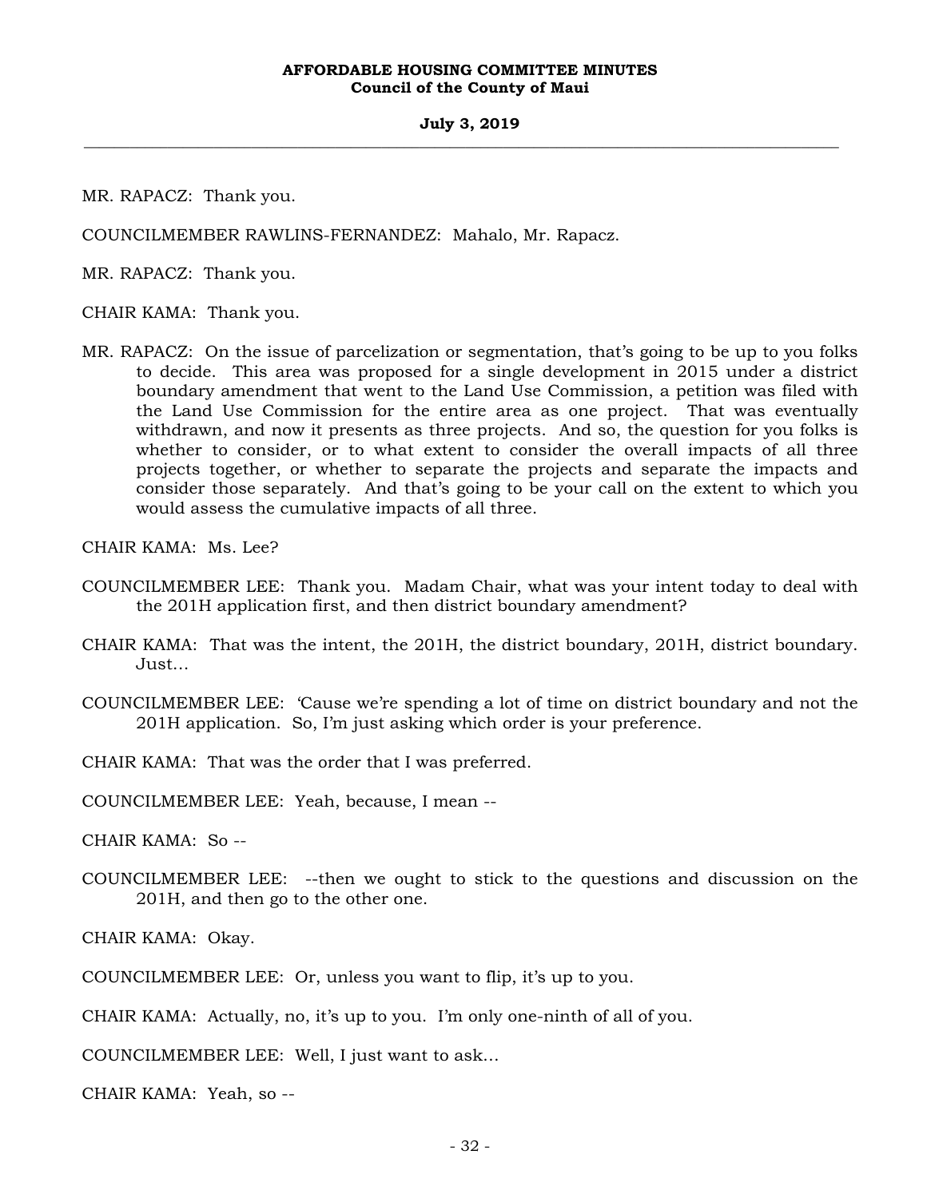MR. RAPACZ: Thank you.

COUNCILMEMBER RAWLINS-FERNANDEZ: Mahalo, Mr. Rapacz.

MR. RAPACZ: Thank you.

CHAIR KAMA: Thank you.

MR. RAPACZ: On the issue of parcelization or segmentation, that's going to be up to you folks to decide. This area was proposed for a single development in 2015 under a district boundary amendment that went to the Land Use Commission, a petition was filed with the Land Use Commission for the entire area as one project. That was eventually withdrawn, and now it presents as three projects. And so, the question for you folks is whether to consider, or to what extent to consider the overall impacts of all three projects together, or whether to separate the projects and separate the impacts and consider those separately. And that's going to be your call on the extent to which you would assess the cumulative impacts of all three.

CHAIR KAMA: Ms. Lee?

COUNCILMEMBER LEE: Thank you. Madam Chair, what was your intent today to deal with the 201H application first, and then district boundary amendment?

CHAIR KAMA: That was the intent, the 201H, the district boundary, 201H, district boundary. Just...

COUNCILMEMBER LEE: 'Cause we're spending a lot of time on district boundary and not the 201H application. So, I'm just asking which order is your preference.

CHAIR KAMA: That was the order that I was preferred.

COUNCILMEMBER LEE: Yeah, because, I mean --

CHAIR KAMA: So --

COUNCILMEMBER LEE: --then we ought to stick to the questions and discussion on the 201H, and then go to the other one.

CHAIR KAMA: Okay.

COUNCILMEMBER LEE: Or, unless you want to flip, it's up to you.

CHAIR KAMA: Actually, no, it's up to you. I'm only one-ninth of all of you.

COUNCILMEMBER LEE: Well, I just want to ask...

CHAIR KAMA: Yeah, so --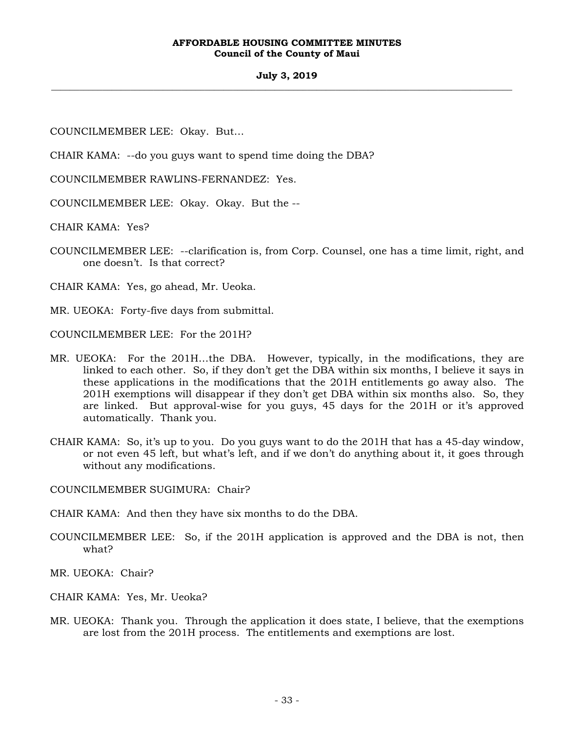COUNCILMEMBER LEE: Okay. But...

CHAIR KAMA: --do you guys want to spend time doing the DBA?

COUNCILMEMBER RAWLINS-FERNANDEZ: Yes.

COUNCILMEMBER LEE: Okay. Okay. But the --

CHAIR KAMA: Yes?

COUNCILMEMBER LEE: --clarification is, from Corp. Counsel, one has a time limit, right, and one doesn't. Is that correct?

CHAIR KAMA: Yes, go ahead, Mr. Ueoka.

MR. UEOKA: Forty-five days from submittal.

COUNCILMEMBER LEE: For the 201H?

MR. UEOKA: For the 201H...the DBA. However, typically, in the modifications, they are linked to each other. So, if they don't get the DBA within six months, I believe it says in these applications in the modifications that the 201H entitlements go away also. The 201H exemptions will disappear if they don't get DBA within six months also. So, they are linked. But approval-wise for you guys, 45 days for the 201H or it's approved automatically. Thank you.

CHAIR KAMA: So, it's up to you. Do you guys want to do the 201H that has a 45-day window, or not even 45 left, but what's left, and if we don't do anything about it, it goes through without any modifications.

COUNCILMEMBER SUGIMURA: Chair?

CHAIR KAMA: And then they have six months to do the DBA.

COUNCILMEMBER LEE: So, if the 201H application is approved and the DBA is not, then what?

MR. UEOKA: Chair?

CHAIR KAMA: Yes, Mr. Ueoka?

MR. UEOKA: Thank you. Through the application it does state, I believe, that the exemptions are lost from the 201H process. The entitlements and exemptions are lost.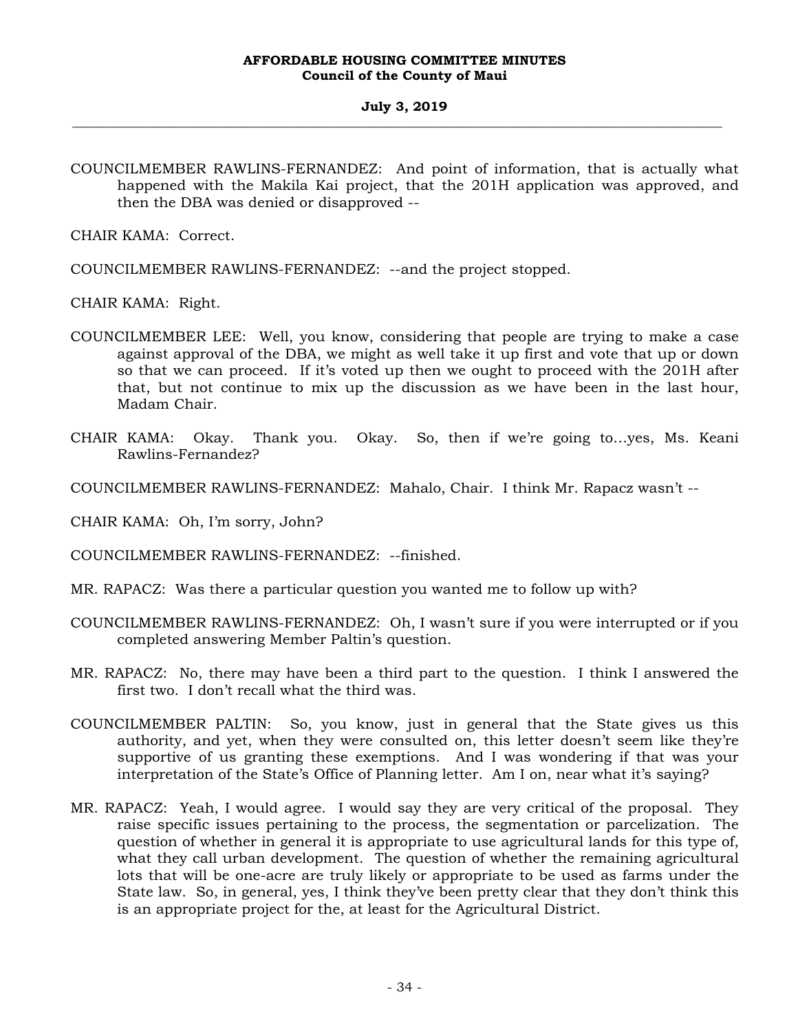COUNCILMEMBER RAWLINS-FERNANDEZ: And point of information, that is actually what happened with the Makila Kai project, that the 201H application was approved, and then the DBA was denied or disapproved --

CHAIR KAMA: Correct.

COUNCILMEMBER RAWLINS-FERNANDEZ: --and the project stopped.

CHAIR KAMA: Right.

COUNCILMEMBER LEE: Well, you know, considering that people are trying to make a case against approval of the DBA, we might as well take it up first and vote that up or down so that we can proceed. If it's voted up then we ought to proceed with the 201H after that, but not continue to mix up the discussion as we have been in the last hour, Madam Chair.

CHAIR KAMA: Okay. Thank you. Okay. So, then if we're going to...yes, Ms. Keani Rawlins-Fernandez?

COUNCILMEMBER RAWLINS-FERNANDEZ: Mahalo, Chair. I think Mr. Rapacz wasn't --

CHAIR KAMA: Oh, I'm sorry, John?

COUNCILMEMBER RAWLINS-FERNANDEZ: --finished.

MR. RAPACZ: Was there a particular question you wanted me to follow up with?

COUNCILMEMBER RAWLINS-FERNANDEZ: Oh, I wasn't sure if you were interrupted or if you completed answering Member Paltin's question.

MR. RAPACZ: No, there may have been a third part to the question. I think I answered the first two. I don't recall what the third was.

COUNCILMEMBER PALTIN: So, you know, just in general that the State gives us this authority, and yet, when they were consulted on, this letter doesn't seem like they're supportive of us granting these exemptions. And I was wondering if that was your interpretation of the State's Office of Planning letter. Am I on, near what it's saying?

MR. RAPACZ: Yeah, I would agree. I would say they are very critical of the proposal. They raise specific issues pertaining to the process, the segmentation or parcelization. The question of whether in general it is appropriate to use agricultural lands for this type of, what they call urban development. The question of whether the remaining agricultural lots that will be one-acre are truly likely or appropriate to be used as farms under the State law. So, in general, yes, I think they've been pretty clear that they don't think this is an appropriate project for the, at least for the Agricultural District.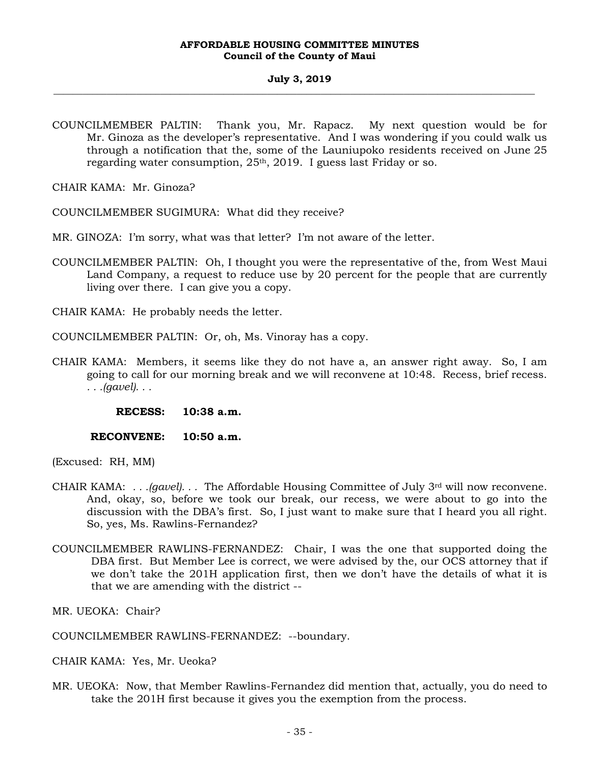COUNCILMEMBER PALTIN: Thank you, Mr. Rapacz. My next question would be for Mr. Ginoza as the developer's representative. And I was wondering if you could walk us through a notification that the, some of the Launiupoko residents received on June 25 regarding water consumption, 25th, 2019. I guess last Friday or so.

CHAIR KAMA: Mr. Ginoza?

COUNCILMEMBER SUGIMURA: What did they receive?

MR. GINOZA: I'm sorry, what was that letter? I'm not aware of the letter.

COUNCILMEMBER PALTIN: Oh, I thought you were the representative of the, from West Maui Land Company, a request to reduce use by 20 percent for the people that are currently living over there. I can give you a copy.

CHAIR KAMA: He probably needs the letter.

COUNCILMEMBER PALTIN: Or, oh, Ms. Vinoray has a copy.

CHAIR KAMA: Members, it seems like they do not have a, an answer right away. So, I am going to call for our morning break and we will reconvene at 10:48. Recess, brief recess. *. . .(gavel). . .*

**RECESS: 10:38 a.m.**

**RECONVENE: 10:50 a.m.**

(Excused: RH, MM)

CHAIR KAMA: *. . .(gavel). . .* The Affordable Housing Committee of July 3rd will now reconvene. And, okay, so, before we took our break, our recess, we were about to go into the discussion with the DBA's first. So, I just want to make sure that I heard you all right. So, yes, Ms. Rawlins-Fernandez?

COUNCILMEMBER RAWLINS-FERNANDEZ: Chair, I was the one that supported doing the DBA first. But Member Lee is correct, we were advised by the, our OCS attorney that if we don't take the 201H application first, then we don't have the details of what it is that we are amending with the district --

MR. UEOKA: Chair?

COUNCILMEMBER RAWLINS-FERNANDEZ: --boundary.

CHAIR KAMA: Yes, Mr. Ueoka?

MR. UEOKA: Now, that Member Rawlins-Fernandez did mention that, actually, you do need to take the 201H first because it gives you the exemption from the process.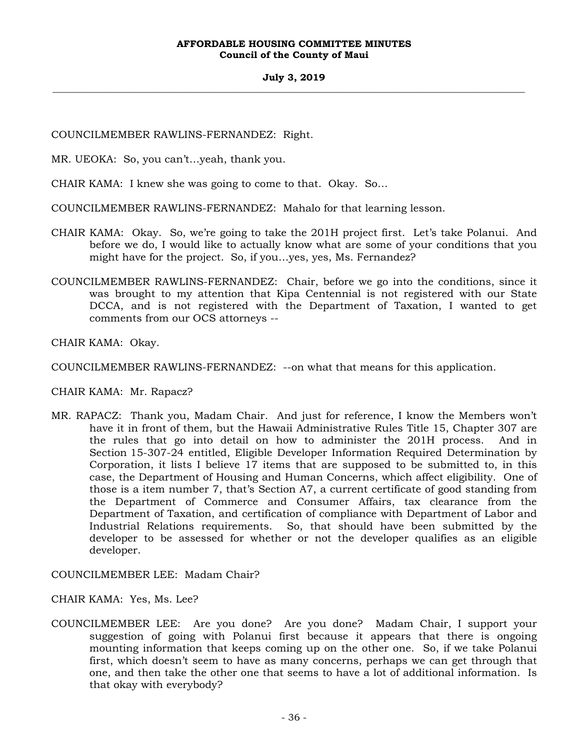COUNCILMEMBER RAWLINS-FERNANDEZ: Right.

MR. UEOKA: So, you can't...yeah, thank you.

CHAIR KAMA: I knew she was going to come to that. Okay. So...

COUNCILMEMBER RAWLINS-FERNANDEZ: Mahalo for that learning lesson.

CHAIR KAMA: Okay. So, we're going to take the 201H project first. Let's take Polanui. And before we do, I would like to actually know what are some of your conditions that you might have for the project. So, if you...yes, yes, Ms. Fernandez?

COUNCILMEMBER RAWLINS-FERNANDEZ: Chair, before we go into the conditions, since it was brought to my attention that Kipa Centennial is not registered with our State DCCA, and is not registered with the Department of Taxation, I wanted to get comments from our OCS attorneys --

CHAIR KAMA: Okay.

COUNCILMEMBER RAWLINS-FERNANDEZ: --on what that means for this application.

CHAIR KAMA: Mr. Rapacz?

MR. RAPACZ: Thank you, Madam Chair. And just for reference, I know the Members won't have it in front of them, but the Hawaii Administrative Rules Title 15, Chapter 307 are the rules that go into detail on how to administer the 201H process. And in Section 15-307-24 entitled, Eligible Developer Information Required Determination by Corporation, it lists I believe 17 items that are supposed to be submitted to, in this case, the Department of Housing and Human Concerns, which affect eligibility. One of those is a item number 7, that's Section A7, a current certificate of good standing from the Department of Commerce and Consumer Affairs, tax clearance from the Department of Taxation, and certification of compliance with Department of Labor and Industrial Relations requirements. So, that should have been submitted by the developer to be assessed for whether or not the developer qualifies as an eligible developer.

COUNCILMEMBER LEE: Madam Chair?

CHAIR KAMA: Yes, Ms. Lee?

COUNCILMEMBER LEE: Are you done? Are you done? Madam Chair, I support your suggestion of going with Polanui first because it appears that there is ongoing mounting information that keeps coming up on the other one. So, if we take Polanui first, which doesn't seem to have as many concerns, perhaps we can get through that one, and then take the other one that seems to have a lot of additional information. Is that okay with everybody?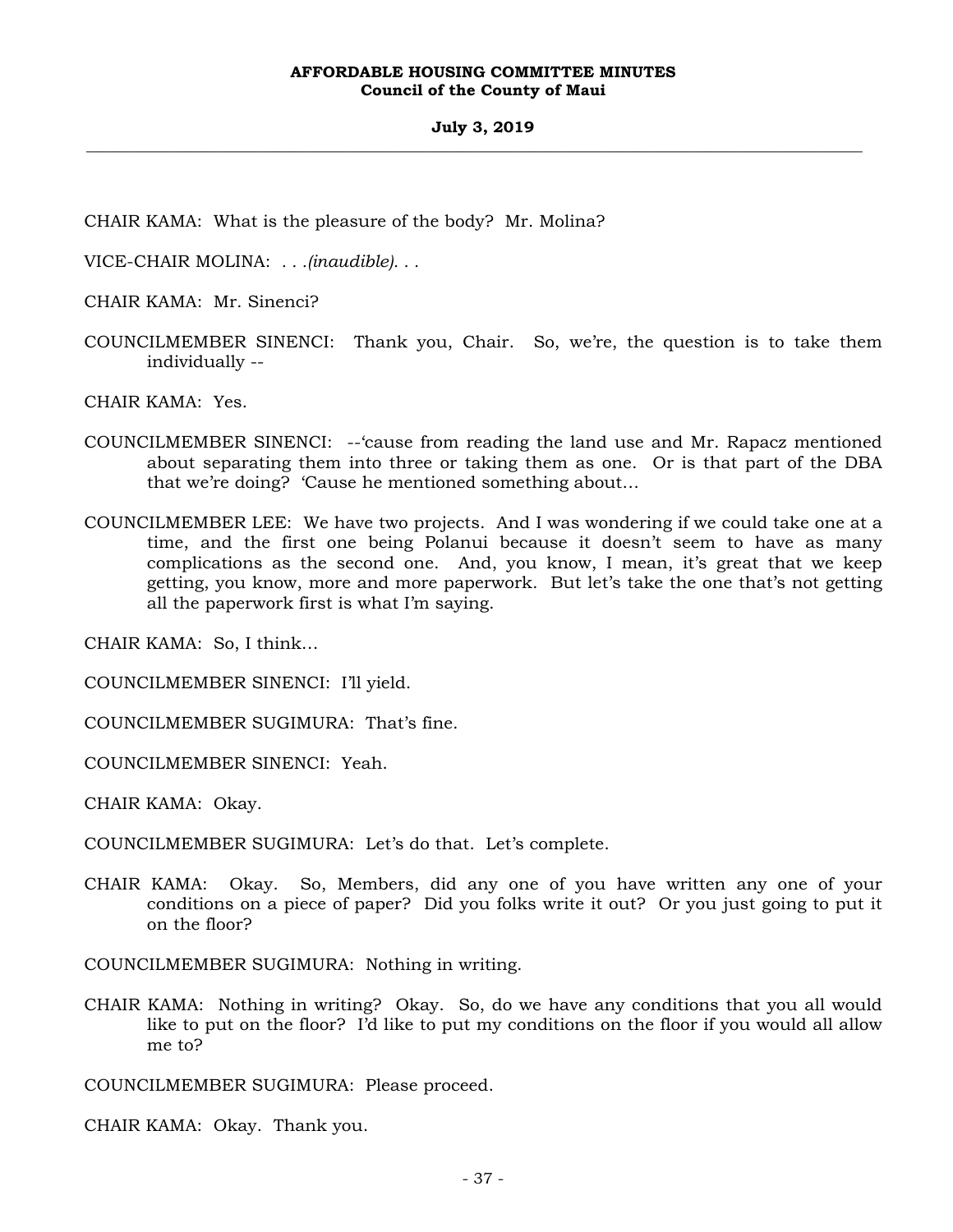CHAIR KAMA: What is the pleasure of the body? Mr. Molina?

VICE-CHAIR MOLINA: . . .*(inaudible)*. . .

CHAIR KAMA: Mr. Sinenci?

COUNCILMEMBER SINENCI: Thank you, Chair. So, we're, the question is to take them individually --

CHAIR KAMA: Yes.

COUNCILMEMBER SINENCI: --'cause from reading the land use and Mr. Rapacz mentioned about separating them into three or taking them as one. Or is that part of the DBA that we're doing? 'Cause he mentioned something about...

COUNCILMEMBER LEE: We have two projects. And I was wondering if we could take one at a time, and the first one being Polanui because it doesn't seem to have as many complications as the second one. And, you know, I mean, it's great that we keep getting, you know, more and more paperwork. But let's take the one that's not getting all the paperwork first is what I'm saying.

CHAIR KAMA: So, I think...

COUNCILMEMBER SINENCI: I'll yield.

COUNCILMEMBER SUGIMURA: That's fine.

COUNCILMEMBER SINENCI: Yeah.

CHAIR KAMA: Okay.

COUNCILMEMBER SUGIMURA: Let's do that. Let's complete.

CHAIR KAMA: Okay. So, Members, did any one of you have written any one of your conditions on a piece of paper? Did you folks write it out? Or you just going to put it on the floor?

COUNCILMEMBER SUGIMURA: Nothing in writing.

CHAIR KAMA: Nothing in writing? Okay. So, do we have any conditions that you all would like to put on the floor? I'd like to put my conditions on the floor if you would all allow me to?

COUNCILMEMBER SUGIMURA: Please proceed.

CHAIR KAMA: Okay. Thank you.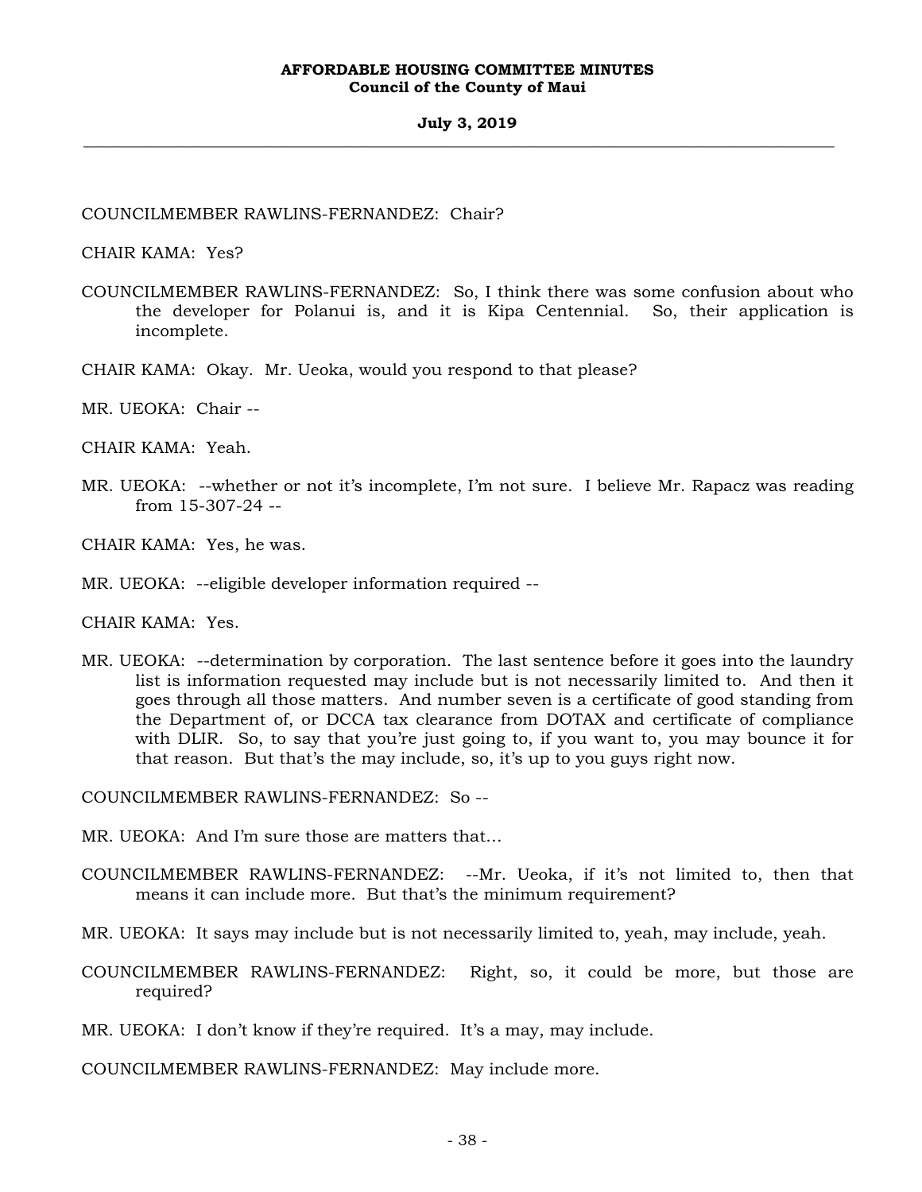COUNCILMEMBER RAWLINS-FERNANDEZ: Chair?

CHAIR KAMA: Yes?

COUNCILMEMBER RAWLINS-FERNANDEZ: So, I think there was some confusion about who the developer for Polanui is, and it is Kipa Centennial. So, their application is incomplete.

CHAIR KAMA: Okay. Mr. Ueoka, would you respond to that please?

MR. UEOKA: Chair --

CHAIR KAMA: Yeah.

MR. UEOKA: --whether or not it's incomplete, I'm not sure. I believe Mr. Rapacz was reading from 15-307-24 --

CHAIR KAMA: Yes, he was.

MR. UEOKA: --eligible developer information required --

CHAIR KAMA: Yes.

MR. UEOKA: --determination by corporation. The last sentence before it goes into the laundry list is information requested may include but is not necessarily limited to. And then it goes through all those matters. And number seven is a certificate of good standing from the Department of, or DCCA tax clearance from DOTAX and certificate of compliance with DLIR. So, to say that you're just going to, if you want to, you may bounce it for that reason. But that's the may include, so, it's up to you guys right now.

COUNCILMEMBER RAWLINS-FERNANDEZ: So --

MR. UEOKA: And I'm sure those are matters that...

COUNCILMEMBER RAWLINS-FERNANDEZ: --Mr. Ueoka, if it's not limited to, then that means it can include more. But that's the minimum requirement?

MR. UEOKA: It says may include but is not necessarily limited to, yeah, may include, yeah.

COUNCILMEMBER RAWLINS-FERNANDEZ: Right, so, it could be more, but those are required?

MR. UEOKA: I don't know if they're required. It's a may, may include.

COUNCILMEMBER RAWLINS-FERNANDEZ: May include more.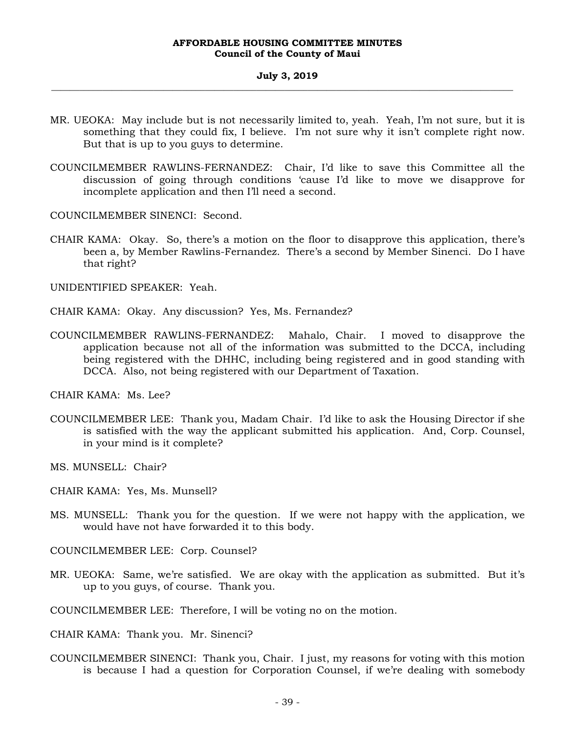MR. UEOKA: May include but is not necessarily limited to, yeah. Yeah, I'm not sure, but it is something that they could fix, I believe. I'm not sure why it isn't complete right now. But that is up to you guys to determine.

COUNCILMEMBER RAWLINS-FERNANDEZ: Chair, I'd like to save this Committee all the discussion of going through conditions 'cause I'd like to move we disapprove for incomplete application and then I'll need a second.

COUNCILMEMBER SINENCI: Second.

CHAIR KAMA: Okay. So, there's a motion on the floor to disapprove this application, there's been a, by Member Rawlins-Fernandez. There's a second by Member Sinenci. Do I have that right?

UNIDENTIFIED SPEAKER: Yeah.

CHAIR KAMA: Okay. Any discussion? Yes, Ms. Fernandez?

COUNCILMEMBER RAWLINS-FERNANDEZ: Mahalo, Chair. I moved to disapprove the application because not all of the information was submitted to the DCCA, including being registered with the DHHC, including being registered and in good standing with DCCA. Also, not being registered with our Department of Taxation.

CHAIR KAMA: Ms. Lee?

COUNCILMEMBER LEE: Thank you, Madam Chair. I'd like to ask the Housing Director if she is satisfied with the way the applicant submitted his application. And, Corp. Counsel, in your mind is it complete?

MS. MUNSELL: Chair?

CHAIR KAMA: Yes, Ms. Munsell?

MS. MUNSELL: Thank you for the question. If we were not happy with the application, we would have not have forwarded it to this body.

COUNCILMEMBER LEE: Corp. Counsel?

MR. UEOKA: Same, we're satisfied. We are okay with the application as submitted. But it's up to you guys, of course. Thank you.

COUNCILMEMBER LEE: Therefore, I will be voting no on the motion.

CHAIR KAMA: Thank you. Mr. Sinenci?

COUNCILMEMBER SINENCI: Thank you, Chair. I just, my reasons for voting with this motion is because I had a question for Corporation Counsel, if we're dealing with somebody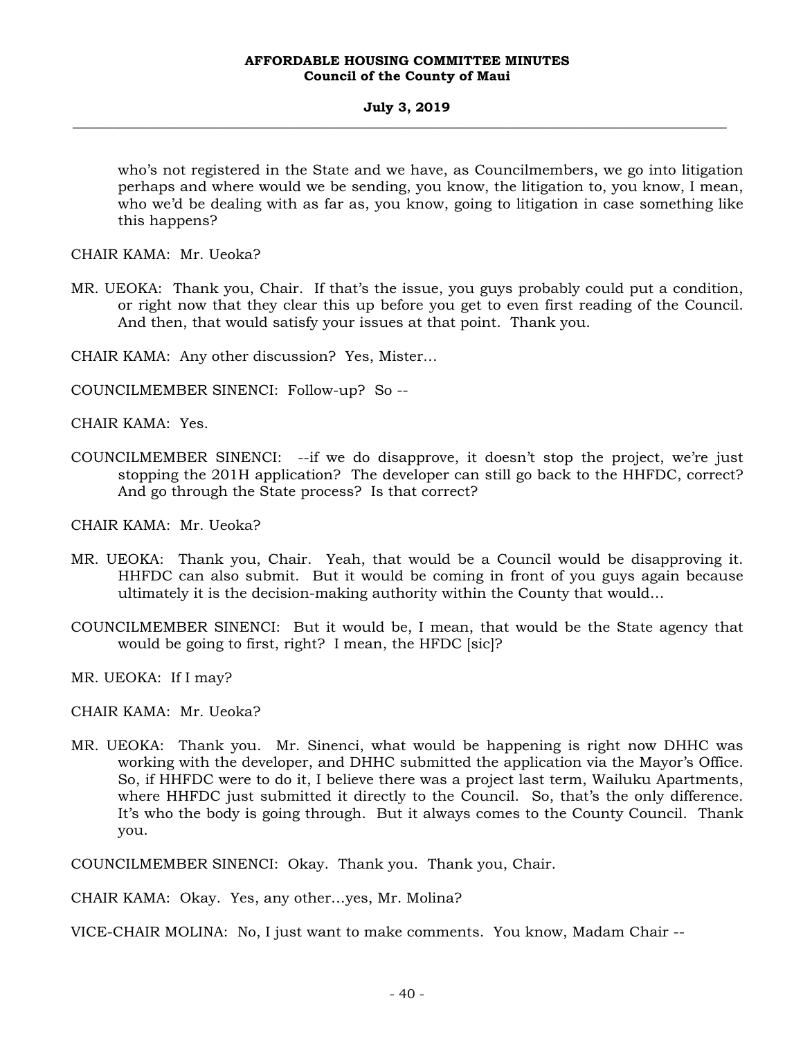who's not registered in the State and we have, as Councilmembers, we go into litigation perhaps and where would we be sending, you know, the litigation to, you know, I mean, who we'd be dealing with as far as, you know, going to litigation in case something like this happens?

CHAIR KAMA: Mr. Ueoka?

MR. UEOKA: Thank you, Chair. If that's the issue, you guys probably could put a condition, or right now that they clear this up before you get to even first reading of the Council. And then, that would satisfy your issues at that point. Thank you.

CHAIR KAMA: Any other discussion? Yes, Mister…

COUNCILMEMBER SINENCI: Follow-up? So --

CHAIR KAMA: Yes.

COUNCILMEMBER SINENCI: --if we do disapprove, it doesn't stop the project, we're just stopping the 201H application? The developer can still go back to the HHFDC, correct? And go through the State process? Is that correct?

CHAIR KAMA: Mr. Ueoka?

MR. UEOKA: Thank you, Chair. Yeah, that would be a Council would be disapproving it. HHFDC can also submit. But it would be coming in front of you guys again because ultimately it is the decision-making authority within the County that would…

COUNCILMEMBER SINENCI: But it would be, I mean, that would be the State agency that would be going to first, right? I mean, the HFDC [sic]?

MR. UEOKA: If I may?

CHAIR KAMA: Mr. Ueoka?

MR. UEOKA: Thank you. Mr. Sinenci, what would be happening is right now DHHC was working with the developer, and DHHC submitted the application via the Mayor's Office. So, if HHFDC were to do it, I believe there was a project last term, Wailuku Apartments, where HHFDC just submitted it directly to the Council. So, that's the only difference. It's who the body is going through. But it always comes to the County Council. Thank you.

COUNCILMEMBER SINENCI: Okay. Thank you. Thank you, Chair.

CHAIR KAMA: Okay. Yes, any other…yes, Mr. Molina?

VICE-CHAIR MOLINA: No, I just want to make comments. You know, Madam Chair --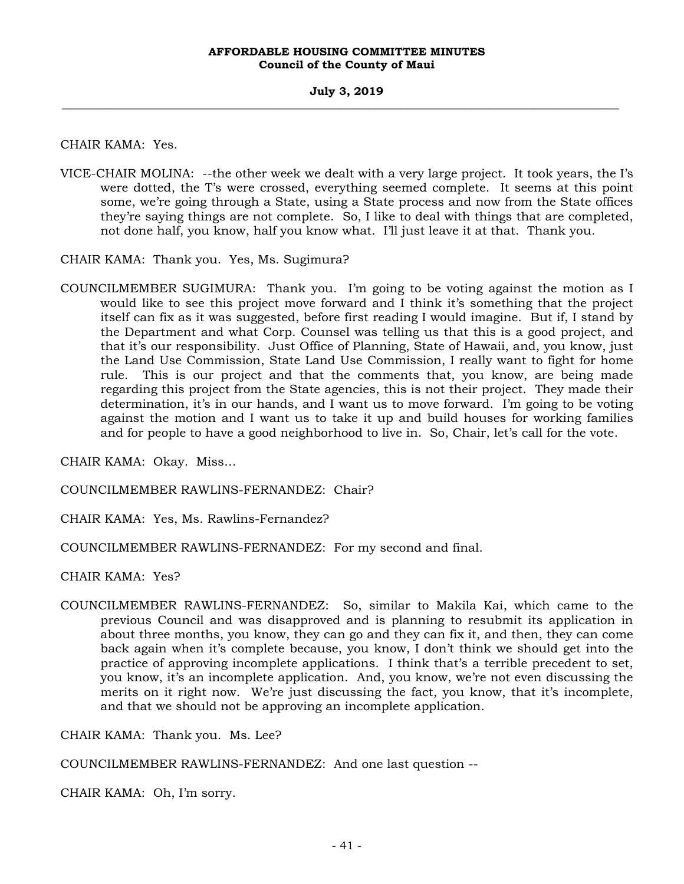CHAIR KAMA: Yes.

VICE-CHAIR MOLINA: --the other week we dealt with a very large project. It took years, the I's were dotted, the T's were crossed, everything seemed complete. It seems at this point some, we're going through a State, using a State process and now from the State offices they're saying things are not complete. So, I like to deal with things that are completed, not done half, you know, half you know what. I'll just leave it at that. Thank you.

CHAIR KAMA: Thank you. Yes, Ms. Sugimura?

COUNCILMEMBER SUGIMURA: Thank you. I'm going to be voting against the motion as I would like to see this project move forward and I think it's something that the project itself can fix as it was suggested, before first reading I would imagine. But if, I stand by the Department and what Corp. Counsel was telling us that this is a good project, and that it's our responsibility. Just Office of Planning, State of Hawaii, and, you know, just the Land Use Commission, State Land Use Commission, I really want to fight for home rule. This is our project and that the comments that, you know, are being made regarding this project from the State agencies, this is not their project. They made their determination, it's in our hands, and I want us to move forward. I'm going to be voting against the motion and I want us to take it up and build houses for working families and for people to have a good neighborhood to live in. So, Chair, let's call for the vote.

CHAIR KAMA: Okay. Miss...

COUNCILMEMBER RAWLINS-FERNANDEZ: Chair?

CHAIR KAMA: Yes, Ms. Rawlins-Fernandez?

COUNCILMEMBER RAWLINS-FERNANDEZ: For my second and final.

CHAIR KAMA: Yes?

COUNCILMEMBER RAWLINS-FERNANDEZ: So, similar to Makila Kai, which came to the previous Council and was disapproved and is planning to resubmit its application in about three months, you know, they can go and they can fix it, and then, they can come back again when it's complete because, you know, I don't think we should get into the practice of approving incomplete applications. I think that's a terrible precedent to set, you know, it's an incomplete application. And, you know, we're not even discussing the merits on it right now. We're just discussing the fact, you know, that it's incomplete, and that we should not be approving an incomplete application.

CHAIR KAMA: Thank you. Ms. Lee?

COUNCILMEMBER RAWLINS-FERNANDEZ: And one last question --

CHAIR KAMA: Oh, I'm sorry.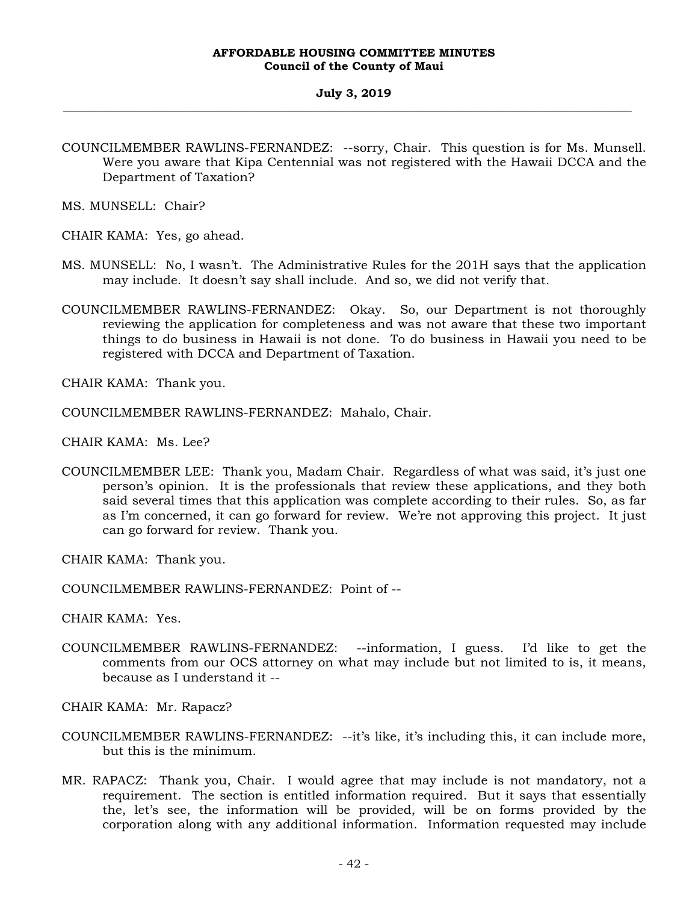COUNCILMEMBER RAWLINS-FERNANDEZ: --sorry, Chair. This question is for Ms. Munsell. Were you aware that Kipa Centennial was not registered with the Hawaii DCCA and the Department of Taxation?

MS. MUNSELL: Chair?

CHAIR KAMA: Yes, go ahead.

MS. MUNSELL: No, I wasn't. The Administrative Rules for the 201H says that the application may include. It doesn't say shall include. And so, we did not verify that.

COUNCILMEMBER RAWLINS-FERNANDEZ: Okay. So, our Department is not thoroughly reviewing the application for completeness and was not aware that these two important things to do business in Hawaii is not done. To do business in Hawaii you need to be registered with DCCA and Department of Taxation.

CHAIR KAMA: Thank you.

COUNCILMEMBER RAWLINS-FERNANDEZ: Mahalo, Chair.

CHAIR KAMA: Ms. Lee?

COUNCILMEMBER LEE: Thank you, Madam Chair. Regardless of what was said, it's just one person's opinion. It is the professionals that review these applications, and they both said several times that this application was complete according to their rules. So, as far as I'm concerned, it can go forward for review. We're not approving this project. It just can go forward for review. Thank you.

CHAIR KAMA: Thank you.

COUNCILMEMBER RAWLINS-FERNANDEZ: Point of --

CHAIR KAMA: Yes.

COUNCILMEMBER RAWLINS-FERNANDEZ: --information, I guess. I'd like to get the comments from our OCS attorney on what may include but not limited to is, it means, because as I understand it --

CHAIR KAMA: Mr. Rapacz?

COUNCILMEMBER RAWLINS-FERNANDEZ: --it's like, it's including this, it can include more, but this is the minimum.

MR. RAPACZ: Thank you, Chair. I would agree that may include is not mandatory, not a requirement. The section is entitled information required. But it says that essentially the, let's see, the information will be provided, will be on forms provided by the corporation along with any additional information. Information requested may include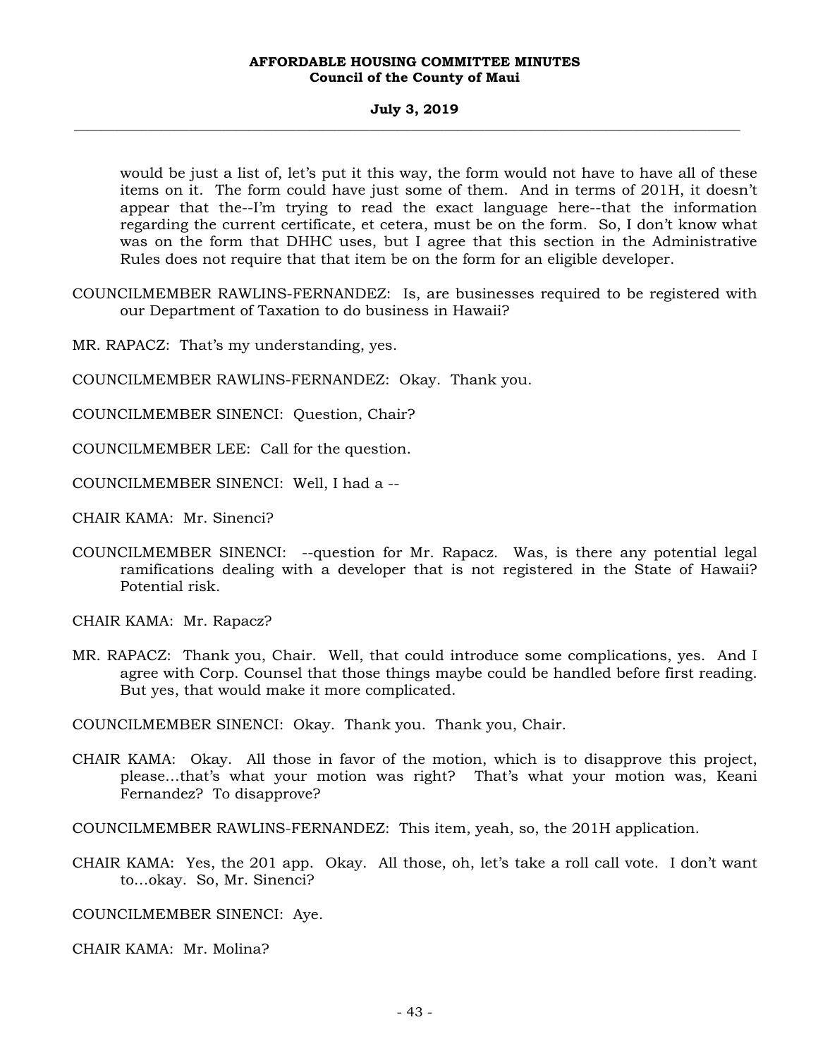would be just a list of, let's put it this way, the form would not have to have all of these items on it. The form could have just some of them. And in terms of 201H, it doesn't appear that the--I'm trying to read the exact language here--that the information regarding the current certificate, et cetera, must be on the form. So, I don't know what was on the form that DHHC uses, but I agree that this section in the Administrative Rules does not require that that item be on the form for an eligible developer.

COUNCILMEMBER RAWLINS-FERNANDEZ: Is, are businesses required to be registered with our Department of Taxation to do business in Hawaii?

MR. RAPACZ: That's my understanding, yes.

COUNCILMEMBER RAWLINS-FERNANDEZ: Okay. Thank you.

COUNCILMEMBER SINENCI: Question, Chair?

COUNCILMEMBER LEE: Call for the question.

COUNCILMEMBER SINENCI: Well, I had a --

CHAIR KAMA: Mr. Sinenci?

COUNCILMEMBER SINENCI: --question for Mr. Rapacz. Was, is there any potential legal ramifications dealing with a developer that is not registered in the State of Hawaii? Potential risk.

CHAIR KAMA: Mr. Rapacz?

MR. RAPACZ: Thank you, Chair. Well, that could introduce some complications, yes. And I agree with Corp. Counsel that those things maybe could be handled before first reading. But yes, that would make it more complicated.

COUNCILMEMBER SINENCI: Okay. Thank you. Thank you, Chair.

CHAIR KAMA: Okay. All those in favor of the motion, which is to disapprove this project, please...that's what your motion was right? That's what your motion was, Keani Fernandez? To disapprove?

COUNCILMEMBER RAWLINS-FERNANDEZ: This item, yeah, so, the 201H application.

CHAIR KAMA: Yes, the 201 app. Okay. All those, oh, let's take a roll call vote. I don't want to...okay. So, Mr. Sinenci?

COUNCILMEMBER SINENCI: Aye.

CHAIR KAMA: Mr. Molina?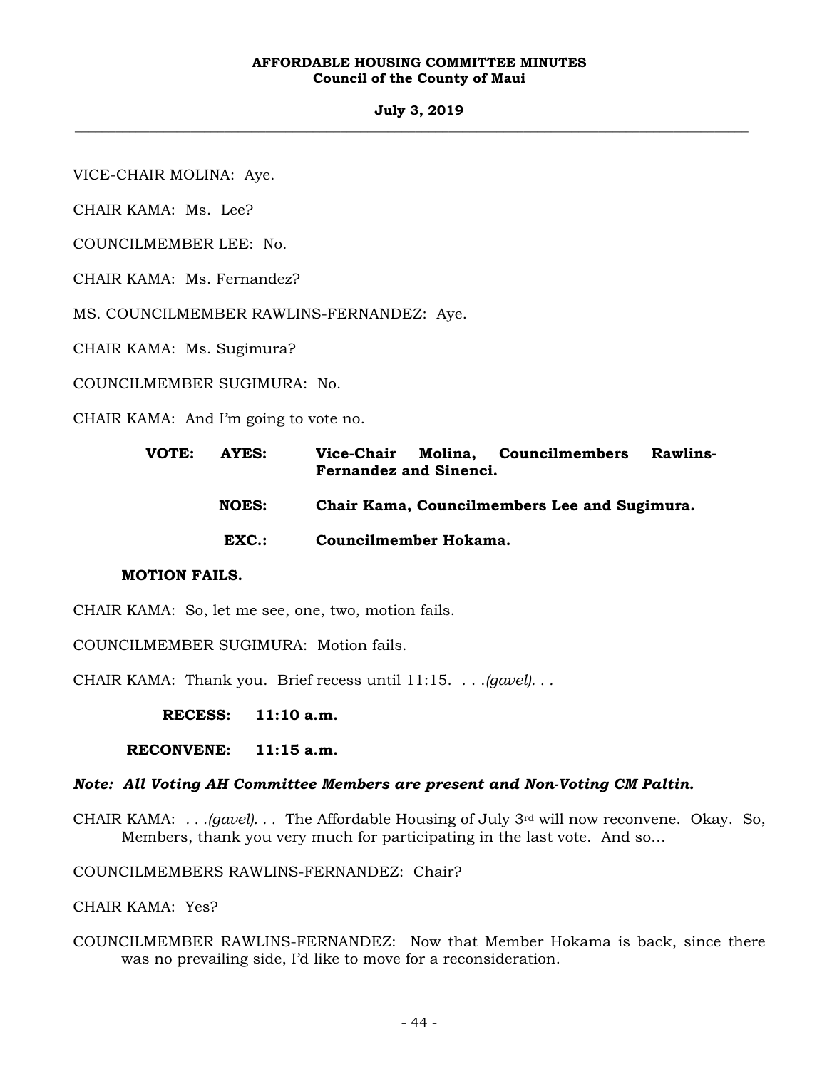VICE-CHAIR MOLINA: Aye.

CHAIR KAMA: Ms. Lee?

COUNCILMEMBER LEE: No.

CHAIR KAMA: Ms. Fernandez?

MS. COUNCILMEMBER RAWLINS-FERNANDEZ: Aye.

CHAIR KAMA: Ms. Sugimura?

COUNCILMEMBER SUGIMURA: No.

CHAIR KAMA: And I'm going to vote no.

> **VOTE: AYES: Vice-Chair Molina, Councilmembers Rawlins-Fernandez and Sinenci.**
>
> **NOES: Chair Kama, Councilmembers Lee and Sugimura.**
>
> **EXC.: Councilmember Hokama.**

**MOTION FAILS.**

CHAIR KAMA: So, let me see, one, two, motion fails.

COUNCILMEMBER SUGIMURA: Motion fails.

CHAIR KAMA: Thank you. Brief recess until 11:15. . . .*(gavel)*. . .

**RECESS: 11:10 a.m.**

**RECONVENE: 11:15 a.m.**

***Note: All Voting AH Committee Members are present and Non-Voting CM Paltin.***

CHAIR KAMA: . . .*(gavel)*. . . The Affordable Housing of July 3rd will now reconvene. Okay. So, Members, thank you very much for participating in the last vote. And so...

COUNCILMEMBERS RAWLINS-FERNANDEZ: Chair?

CHAIR KAMA: Yes?

COUNCILMEMBER RAWLINS-FERNANDEZ: Now that Member Hokama is back, since there was no prevailing side, I'd like to move for a reconsideration.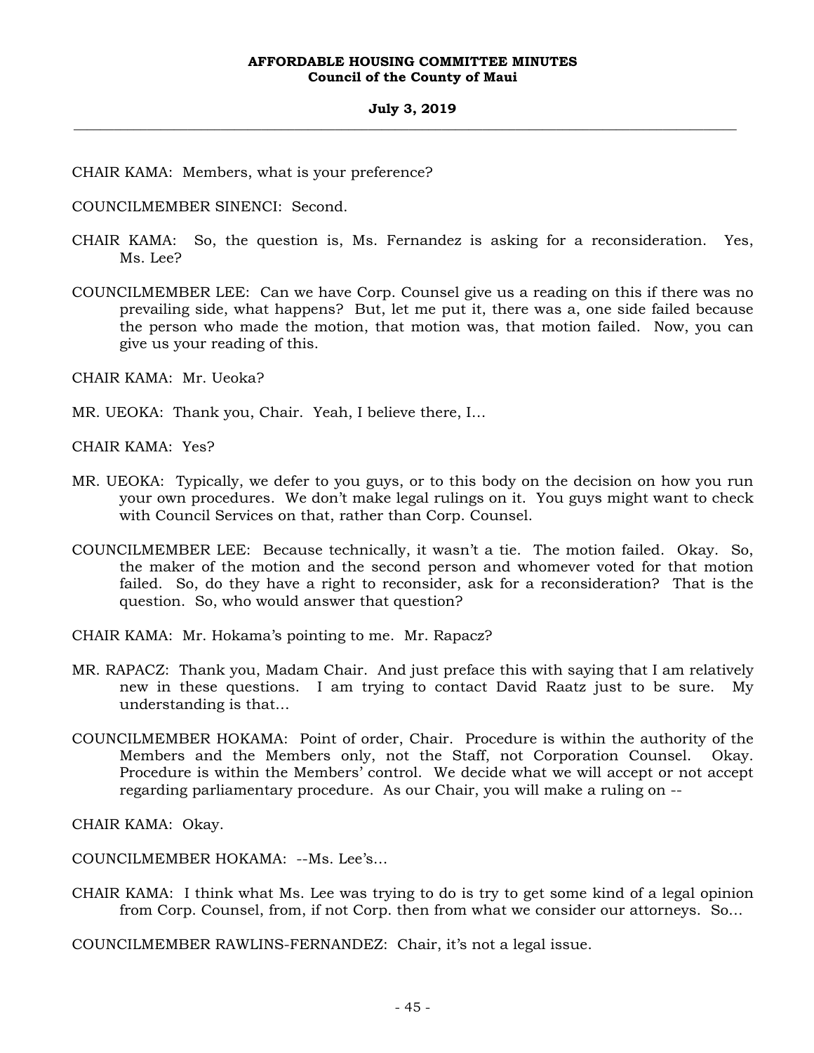CHAIR KAMA: Members, what is your preference?

COUNCILMEMBER SINENCI: Second.

CHAIR KAMA: So, the question is, Ms. Fernandez is asking for a reconsideration. Yes, Ms. Lee?

COUNCILMEMBER LEE: Can we have Corp. Counsel give us a reading on this if there was no prevailing side, what happens? But, let me put it, there was a, one side failed because the person who made the motion, that motion was, that motion failed. Now, you can give us your reading of this.

CHAIR KAMA: Mr. Ueoka?

MR. UEOKA: Thank you, Chair. Yeah, I believe there, I...

CHAIR KAMA: Yes?

MR. UEOKA: Typically, we defer to you guys, or to this body on the decision on how you run your own procedures. We don't make legal rulings on it. You guys might want to check with Council Services on that, rather than Corp. Counsel.

COUNCILMEMBER LEE: Because technically, it wasn't a tie. The motion failed. Okay. So, the maker of the motion and the second person and whomever voted for that motion failed. So, do they have a right to reconsider, ask for a reconsideration? That is the question. So, who would answer that question?

CHAIR KAMA: Mr. Hokama's pointing to me. Mr. Rapacz?

MR. RAPACZ: Thank you, Madam Chair. And just preface this with saying that I am relatively new in these questions. I am trying to contact David Raatz just to be sure. My understanding is that...

COUNCILMEMBER HOKAMA: Point of order, Chair. Procedure is within the authority of the Members and the Members only, not the Staff, not Corporation Counsel. Okay. Procedure is within the Members' control. We decide what we will accept or not accept regarding parliamentary procedure. As our Chair, you will make a ruling on --

CHAIR KAMA: Okay.

COUNCILMEMBER HOKAMA: --Ms. Lee's...

CHAIR KAMA: I think what Ms. Lee was trying to do is try to get some kind of a legal opinion from Corp. Counsel, from, if not Corp. then from what we consider our attorneys. So...

COUNCILMEMBER RAWLINS-FERNANDEZ: Chair, it's not a legal issue.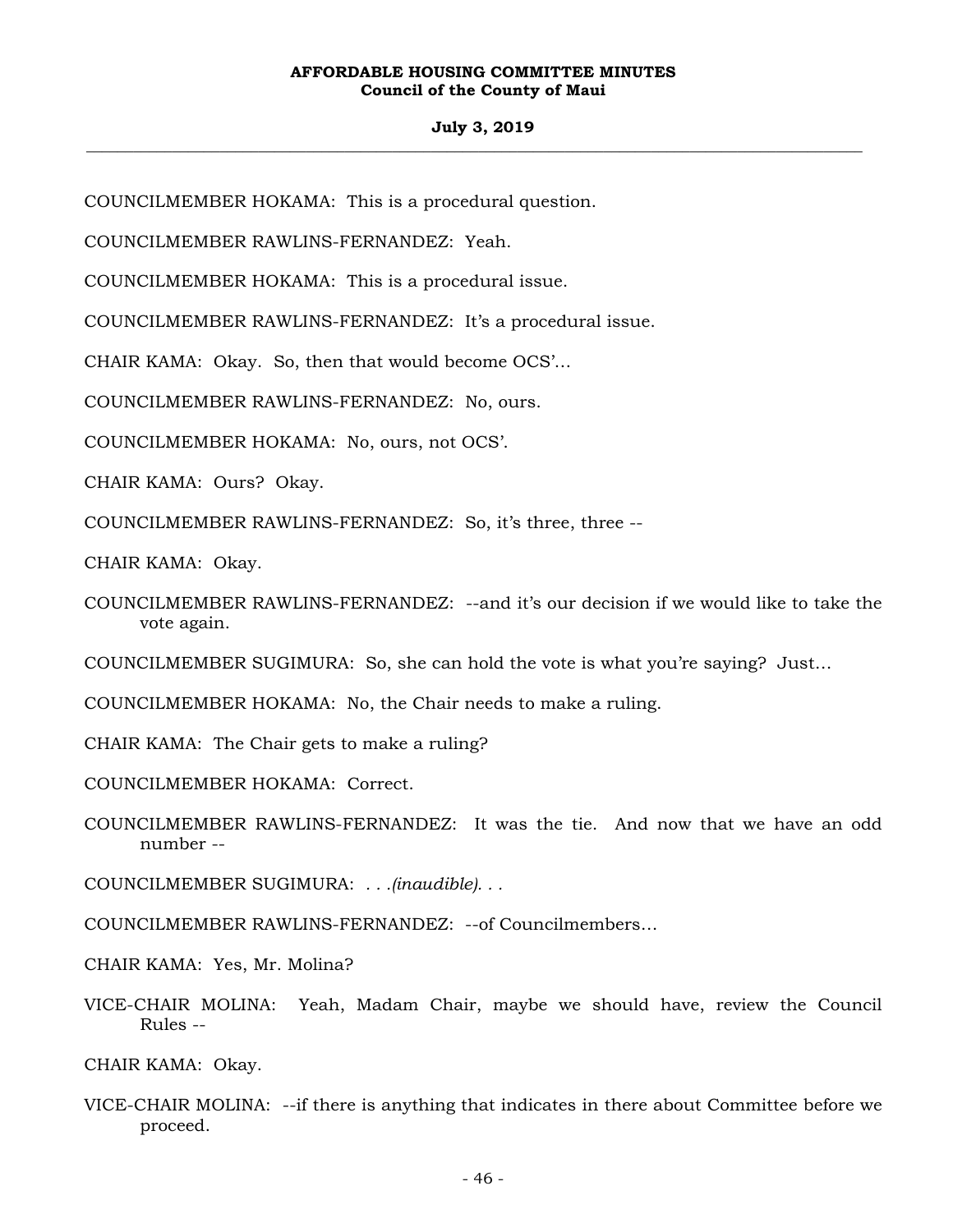COUNCILMEMBER HOKAMA: This is a procedural question.

COUNCILMEMBER RAWLINS-FERNANDEZ: Yeah.

COUNCILMEMBER HOKAMA: This is a procedural issue.

COUNCILMEMBER RAWLINS-FERNANDEZ: It's a procedural issue.

CHAIR KAMA: Okay. So, then that would become OCS'...

COUNCILMEMBER RAWLINS-FERNANDEZ: No, ours.

COUNCILMEMBER HOKAMA: No, ours, not OCS'.

CHAIR KAMA: Ours? Okay.

COUNCILMEMBER RAWLINS-FERNANDEZ: So, it's three, three --

CHAIR KAMA: Okay.

COUNCILMEMBER RAWLINS-FERNANDEZ: --and it's our decision if we would like to take the vote again.

COUNCILMEMBER SUGIMURA: So, she can hold the vote is what you're saying? Just...

COUNCILMEMBER HOKAMA: No, the Chair needs to make a ruling.

CHAIR KAMA: The Chair gets to make a ruling?

COUNCILMEMBER HOKAMA: Correct.

COUNCILMEMBER RAWLINS-FERNANDEZ: It was the tie. And now that we have an odd number --

COUNCILMEMBER SUGIMURA: *. . .(inaudible). . .*

COUNCILMEMBER RAWLINS-FERNANDEZ: --of Councilmembers...

CHAIR KAMA: Yes, Mr. Molina?

VICE-CHAIR MOLINA: Yeah, Madam Chair, maybe we should have, review the Council Rules --

CHAIR KAMA: Okay.

VICE-CHAIR MOLINA: --if there is anything that indicates in there about Committee before we proceed.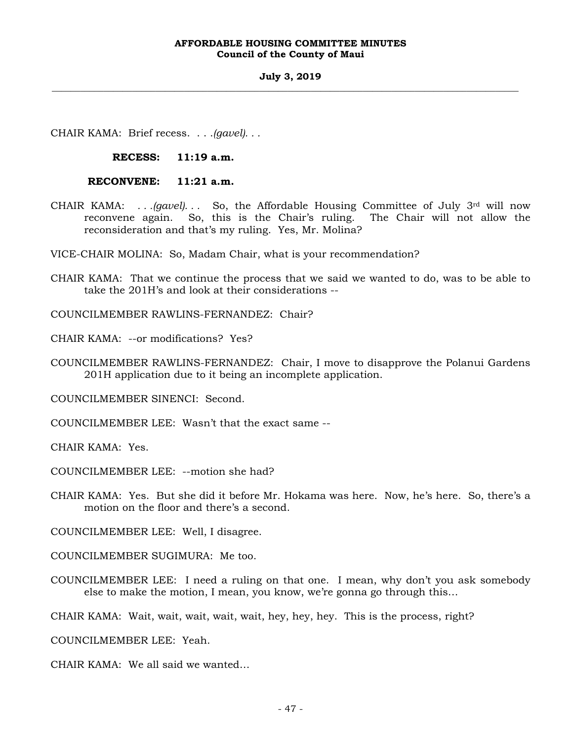CHAIR KAMA: Brief recess. . . .*(gavel)*. . .

**RECESS: 11:19 a.m.**

**RECONVENE: 11:21 a.m.**

CHAIR KAMA: . . .*(gavel)*. . . So, the Affordable Housing Committee of July 3rd will now reconvene again. So, this is the Chair's ruling. The Chair will not allow the reconsideration and that's my ruling. Yes, Mr. Molina?

VICE-CHAIR MOLINA: So, Madam Chair, what is your recommendation?

CHAIR KAMA: That we continue the process that we said we wanted to do, was to be able to take the 201H's and look at their considerations --

COUNCILMEMBER RAWLINS-FERNANDEZ: Chair?

CHAIR KAMA: --or modifications? Yes?

COUNCILMEMBER RAWLINS-FERNANDEZ: Chair, I move to disapprove the Polanui Gardens 201H application due to it being an incomplete application.

COUNCILMEMBER SINENCI: Second.

COUNCILMEMBER LEE: Wasn't that the exact same --

CHAIR KAMA: Yes.

COUNCILMEMBER LEE: --motion she had?

CHAIR KAMA: Yes. But she did it before Mr. Hokama was here. Now, he's here. So, there's a motion on the floor and there's a second.

COUNCILMEMBER LEE: Well, I disagree.

COUNCILMEMBER SUGIMURA: Me too.

COUNCILMEMBER LEE: I need a ruling on that one. I mean, why don't you ask somebody else to make the motion, I mean, you know, we're gonna go through this...

CHAIR KAMA: Wait, wait, wait, wait, wait, hey, hey, hey. This is the process, right?

COUNCILMEMBER LEE: Yeah.

CHAIR KAMA: We all said we wanted...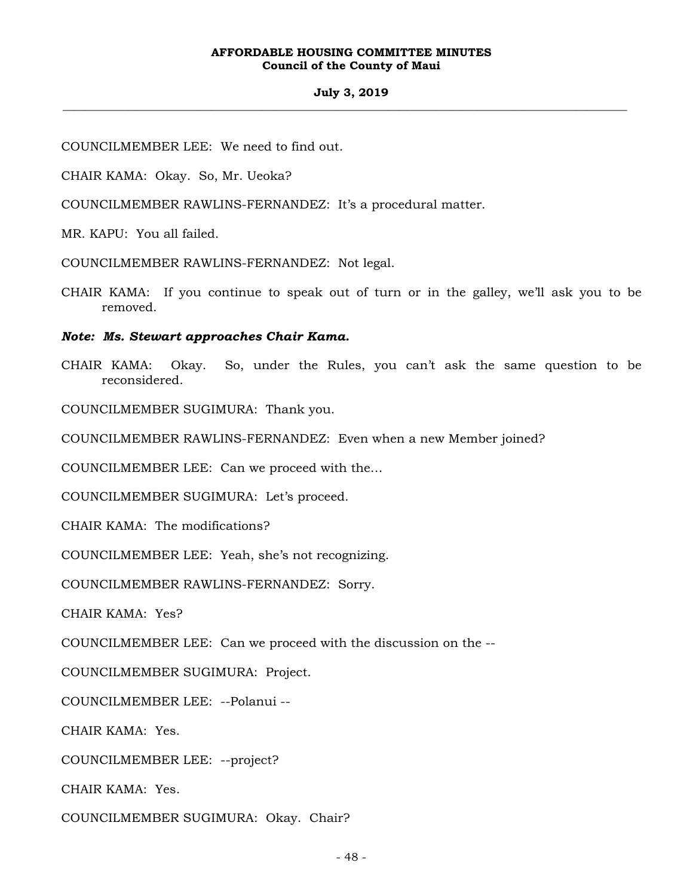COUNCILMEMBER LEE: We need to find out.

CHAIR KAMA: Okay. So, Mr. Ueoka?

COUNCILMEMBER RAWLINS-FERNANDEZ: It's a procedural matter.

MR. KAPU: You all failed.

COUNCILMEMBER RAWLINS-FERNANDEZ: Not legal.

CHAIR KAMA: If you continue to speak out of turn or in the galley, we'll ask you to be removed.

***Note: Ms. Stewart approaches Chair Kama.***

CHAIR KAMA: Okay. So, under the Rules, you can't ask the same question to be reconsidered.

COUNCILMEMBER SUGIMURA: Thank you.

COUNCILMEMBER RAWLINS-FERNANDEZ: Even when a new Member joined?

COUNCILMEMBER LEE: Can we proceed with the...

COUNCILMEMBER SUGIMURA: Let's proceed.

CHAIR KAMA: The modifications?

COUNCILMEMBER LEE: Yeah, she's not recognizing.

COUNCILMEMBER RAWLINS-FERNANDEZ: Sorry.

CHAIR KAMA: Yes?

COUNCILMEMBER LEE: Can we proceed with the discussion on the --

COUNCILMEMBER SUGIMURA: Project.

COUNCILMEMBER LEE: --Polanui --

CHAIR KAMA: Yes.

COUNCILMEMBER LEE: --project?

CHAIR KAMA: Yes.

COUNCILMEMBER SUGIMURA: Okay. Chair?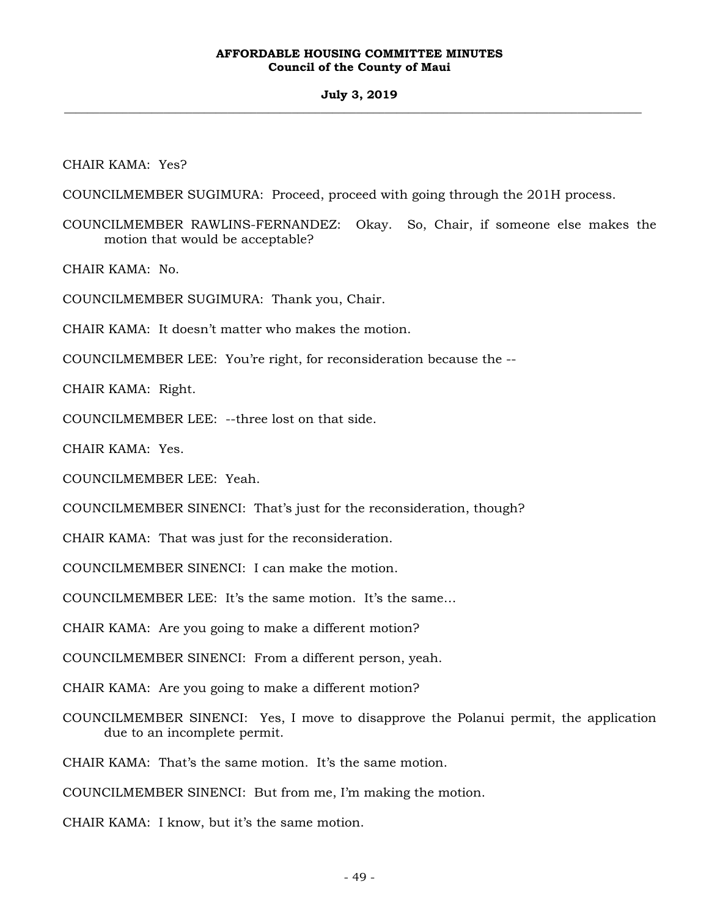CHAIR KAMA: Yes?

COUNCILMEMBER SUGIMURA: Proceed, proceed with going through the 201H process.

COUNCILMEMBER RAWLINS-FERNANDEZ: Okay. So, Chair, if someone else makes the motion that would be acceptable?

CHAIR KAMA: No.

COUNCILMEMBER SUGIMURA: Thank you, Chair.

CHAIR KAMA: It doesn't matter who makes the motion.

COUNCILMEMBER LEE: You're right, for reconsideration because the --

CHAIR KAMA: Right.

COUNCILMEMBER LEE: --three lost on that side.

CHAIR KAMA: Yes.

COUNCILMEMBER LEE: Yeah.

COUNCILMEMBER SINENCI: That's just for the reconsideration, though?

CHAIR KAMA: That was just for the reconsideration.

COUNCILMEMBER SINENCI: I can make the motion.

COUNCILMEMBER LEE: It's the same motion. It's the same...

CHAIR KAMA: Are you going to make a different motion?

COUNCILMEMBER SINENCI: From a different person, yeah.

CHAIR KAMA: Are you going to make a different motion?

COUNCILMEMBER SINENCI: Yes, I move to disapprove the Polanui permit, the application due to an incomplete permit.

CHAIR KAMA: That's the same motion. It's the same motion.

COUNCILMEMBER SINENCI: But from me, I'm making the motion.

CHAIR KAMA: I know, but it's the same motion.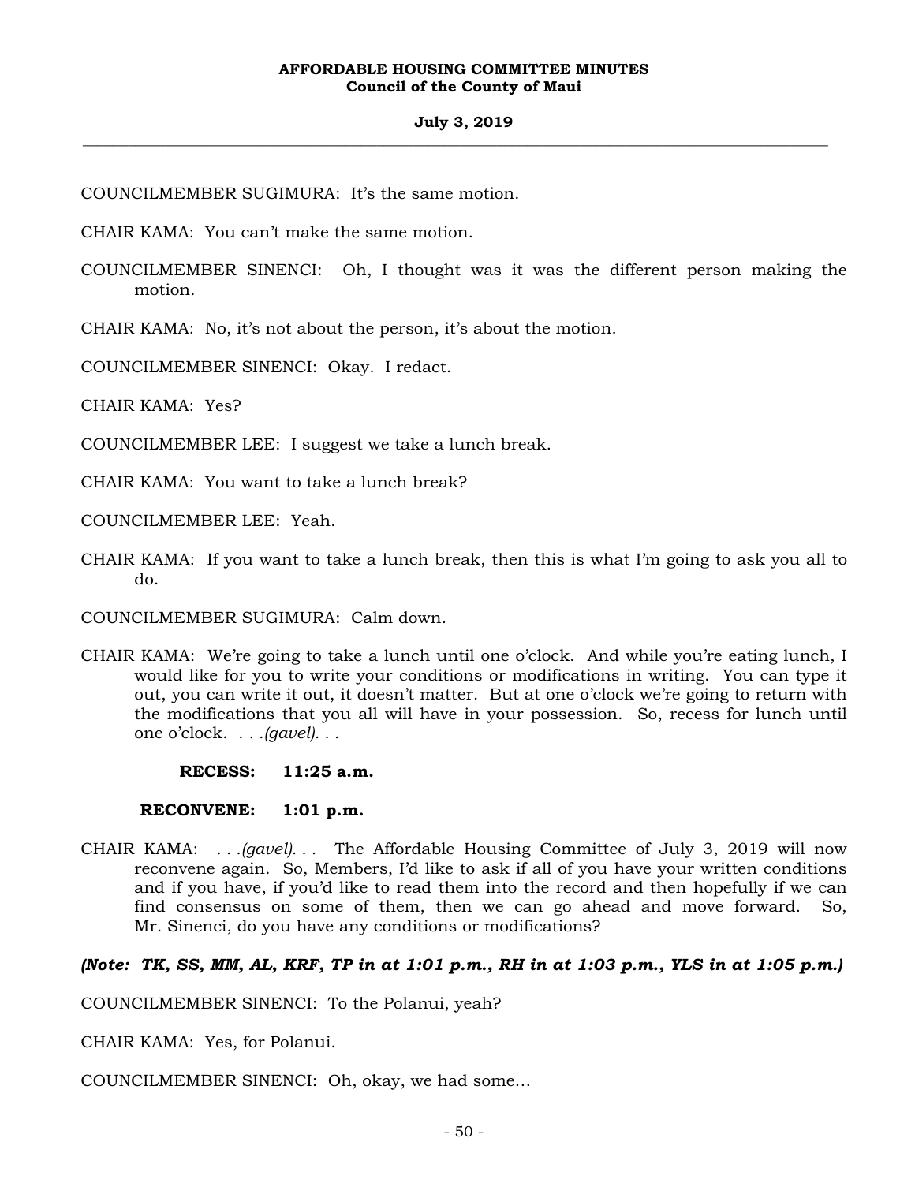COUNCILMEMBER SUGIMURA: It's the same motion.

CHAIR KAMA: You can't make the same motion.

COUNCILMEMBER SINENCI: Oh, I thought was it was the different person making the motion.

CHAIR KAMA: No, it's not about the person, it's about the motion.

COUNCILMEMBER SINENCI: Okay. I redact.

CHAIR KAMA: Yes?

COUNCILMEMBER LEE: I suggest we take a lunch break.

CHAIR KAMA: You want to take a lunch break?

COUNCILMEMBER LEE: Yeah.

CHAIR KAMA: If you want to take a lunch break, then this is what I'm going to ask you all to do.

COUNCILMEMBER SUGIMURA: Calm down.

CHAIR KAMA: We're going to take a lunch until one o'clock. And while you're eating lunch, I would like for you to write your conditions or modifications in writing. You can type it out, you can write it out, it doesn't matter. But at one o'clock we're going to return with the modifications that you all will have in your possession. So, recess for lunch until one o'clock. . . .*(gavel)*. . .

**RECESS: 11:25 a.m.**

**RECONVENE: 1:01 p.m.**

CHAIR KAMA: . . .*(gavel)*. . . The Affordable Housing Committee of July 3, 2019 will now reconvene again. So, Members, I'd like to ask if all of you have your written conditions and if you have, if you'd like to read them into the record and then hopefully if we can find consensus on some of them, then we can go ahead and move forward. So, Mr. Sinenci, do you have any conditions or modifications?

***(Note: TK, SS, MM, AL, KRF, TP in at 1:01 p.m., RH in at 1:03 p.m., YLS in at 1:05 p.m.)***

COUNCILMEMBER SINENCI: To the Polanui, yeah?

CHAIR KAMA: Yes, for Polanui.

COUNCILMEMBER SINENCI: Oh, okay, we had some…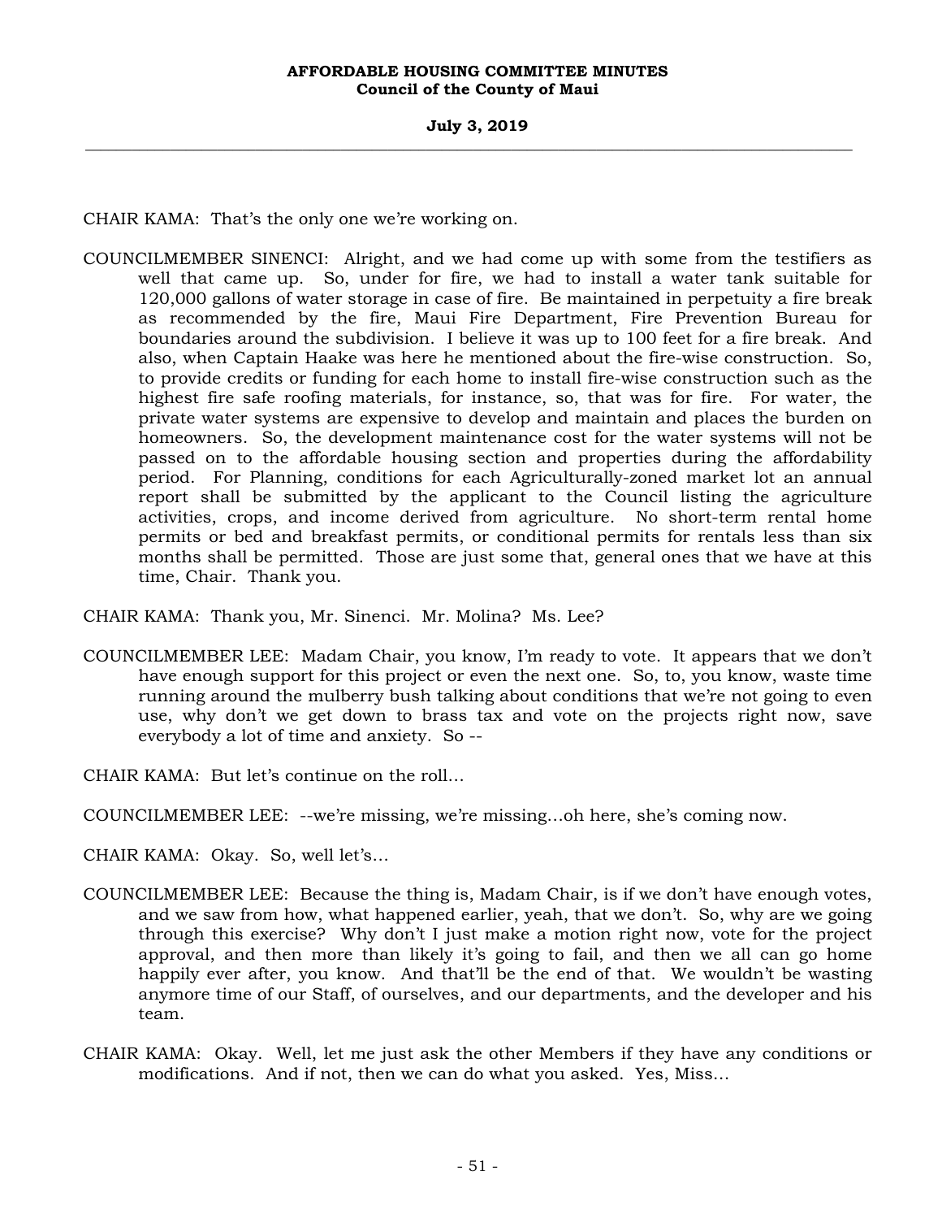CHAIR KAMA: That's the only one we're working on.

COUNCILMEMBER SINENCI: Alright, and we had come up with some from the testifiers as well that came up. So, under for fire, we had to install a water tank suitable for 120,000 gallons of water storage in case of fire. Be maintained in perpetuity a fire break as recommended by the fire, Maui Fire Department, Fire Prevention Bureau for boundaries around the subdivision. I believe it was up to 100 feet for a fire break. And also, when Captain Haake was here he mentioned about the fire-wise construction. So, to provide credits or funding for each home to install fire-wise construction such as the highest fire safe roofing materials, for instance, so, that was for fire. For water, the private water systems are expensive to develop and maintain and places the burden on homeowners. So, the development maintenance cost for the water systems will not be passed on to the affordable housing section and properties during the affordability period. For Planning, conditions for each Agriculturally-zoned market lot an annual report shall be submitted by the applicant to the Council listing the agriculture activities, crops, and income derived from agriculture. No short-term rental home permits or bed and breakfast permits, or conditional permits for rentals less than six months shall be permitted. Those are just some that, general ones that we have at this time, Chair. Thank you.

CHAIR KAMA: Thank you, Mr. Sinenci. Mr. Molina? Ms. Lee?

COUNCILMEMBER LEE: Madam Chair, you know, I'm ready to vote. It appears that we don't have enough support for this project or even the next one. So, to, you know, waste time running around the mulberry bush talking about conditions that we're not going to even use, why don't we get down to brass tax and vote on the projects right now, save everybody a lot of time and anxiety. So --

CHAIR KAMA: But let's continue on the roll…

COUNCILMEMBER LEE: --we're missing, we're missing…oh here, she's coming now.

CHAIR KAMA: Okay. So, well let's…

COUNCILMEMBER LEE: Because the thing is, Madam Chair, is if we don't have enough votes, and we saw from how, what happened earlier, yeah, that we don't. So, why are we going through this exercise? Why don't I just make a motion right now, vote for the project approval, and then more than likely it's going to fail, and then we all can go home happily ever after, you know. And that'll be the end of that. We wouldn't be wasting anymore time of our Staff, of ourselves, and our departments, and the developer and his team.

CHAIR KAMA: Okay. Well, let me just ask the other Members if they have any conditions or modifications. And if not, then we can do what you asked. Yes, Miss…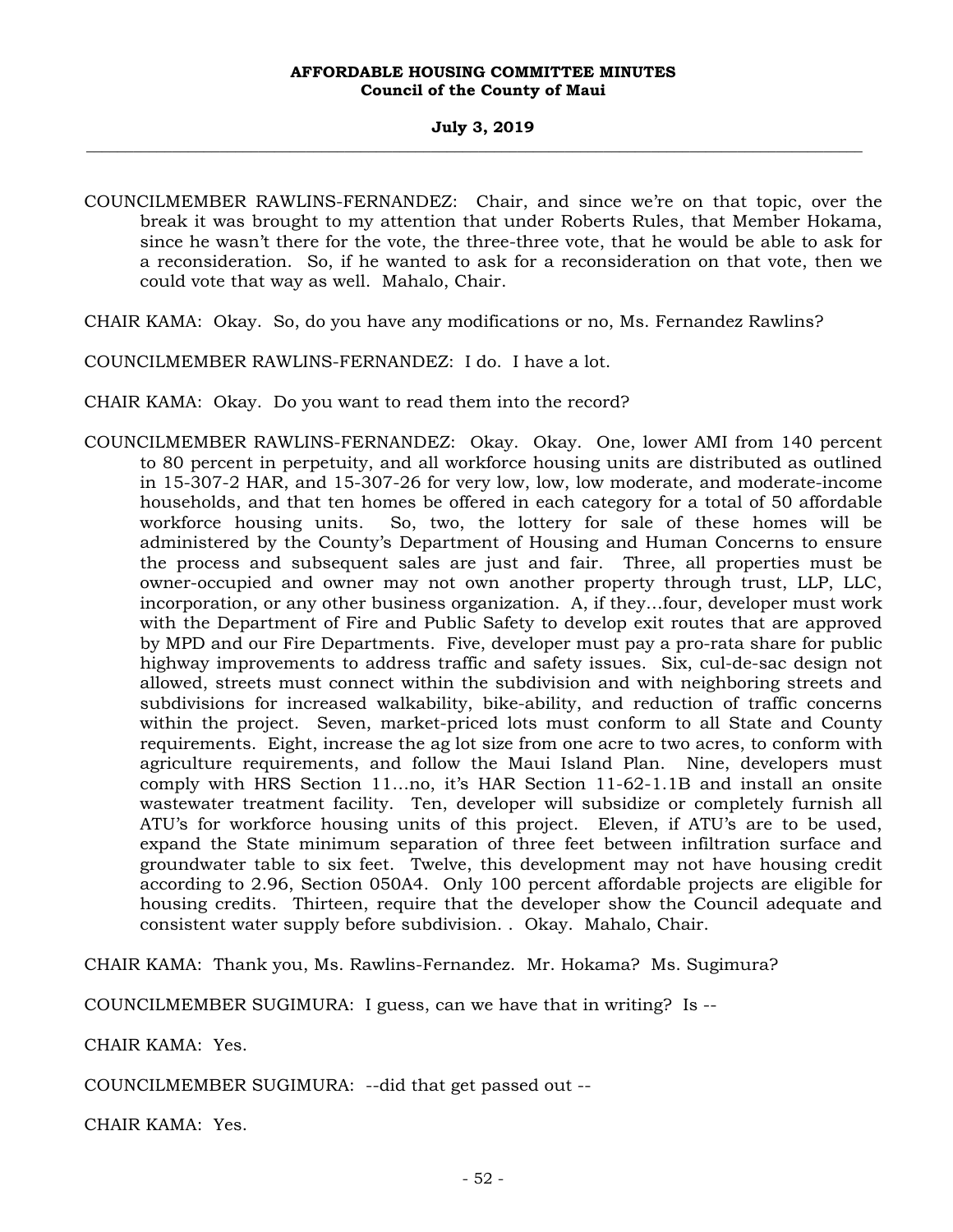COUNCILMEMBER RAWLINS-FERNANDEZ: Chair, and since we're on that topic, over the break it was brought to my attention that under Roberts Rules, that Member Hokama, since he wasn't there for the vote, the three-three vote, that he would be able to ask for a reconsideration. So, if he wanted to ask for a reconsideration on that vote, then we could vote that way as well. Mahalo, Chair.

CHAIR KAMA: Okay. So, do you have any modifications or no, Ms. Fernandez Rawlins?

COUNCILMEMBER RAWLINS-FERNANDEZ: I do. I have a lot.

CHAIR KAMA: Okay. Do you want to read them into the record?

COUNCILMEMBER RAWLINS-FERNANDEZ: Okay. Okay. One, lower AMI from 140 percent to 80 percent in perpetuity, and all workforce housing units are distributed as outlined in 15-307-2 HAR, and 15-307-26 for very low, low, low moderate, and moderate-income households, and that ten homes be offered in each category for a total of 50 affordable workforce housing units. So, two, the lottery for sale of these homes will be administered by the County's Department of Housing and Human Concerns to ensure the process and subsequent sales are just and fair. Three, all properties must be owner-occupied and owner may not own another property through trust, LLP, LLC, incorporation, or any other business organization. A, if they...four, developer must work with the Department of Fire and Public Safety to develop exit routes that are approved by MPD and our Fire Departments. Five, developer must pay a pro-rata share for public highway improvements to address traffic and safety issues. Six, cul-de-sac design not allowed, streets must connect within the subdivision and with neighboring streets and subdivisions for increased walkability, bike-ability, and reduction of traffic concerns within the project. Seven, market-priced lots must conform to all State and County requirements. Eight, increase the ag lot size from one acre to two acres, to conform with agriculture requirements, and follow the Maui Island Plan. Nine, developers must comply with HRS Section 11...no, it's HAR Section 11-62-1.1B and install an onsite wastewater treatment facility. Ten, developer will subsidize or completely furnish all ATU's for workforce housing units of this project. Eleven, if ATU's are to be used, expand the State minimum separation of three feet between infiltration surface and groundwater table to six feet. Twelve, this development may not have housing credit according to 2.96, Section 050A4. Only 100 percent affordable projects are eligible for housing credits. Thirteen, require that the developer show the Council adequate and consistent water supply before subdivision. . Okay. Mahalo, Chair.

CHAIR KAMA: Thank you, Ms. Rawlins-Fernandez. Mr. Hokama? Ms. Sugimura?

COUNCILMEMBER SUGIMURA: I guess, can we have that in writing? Is --

CHAIR KAMA: Yes.

COUNCILMEMBER SUGIMURA: --did that get passed out --

CHAIR KAMA: Yes.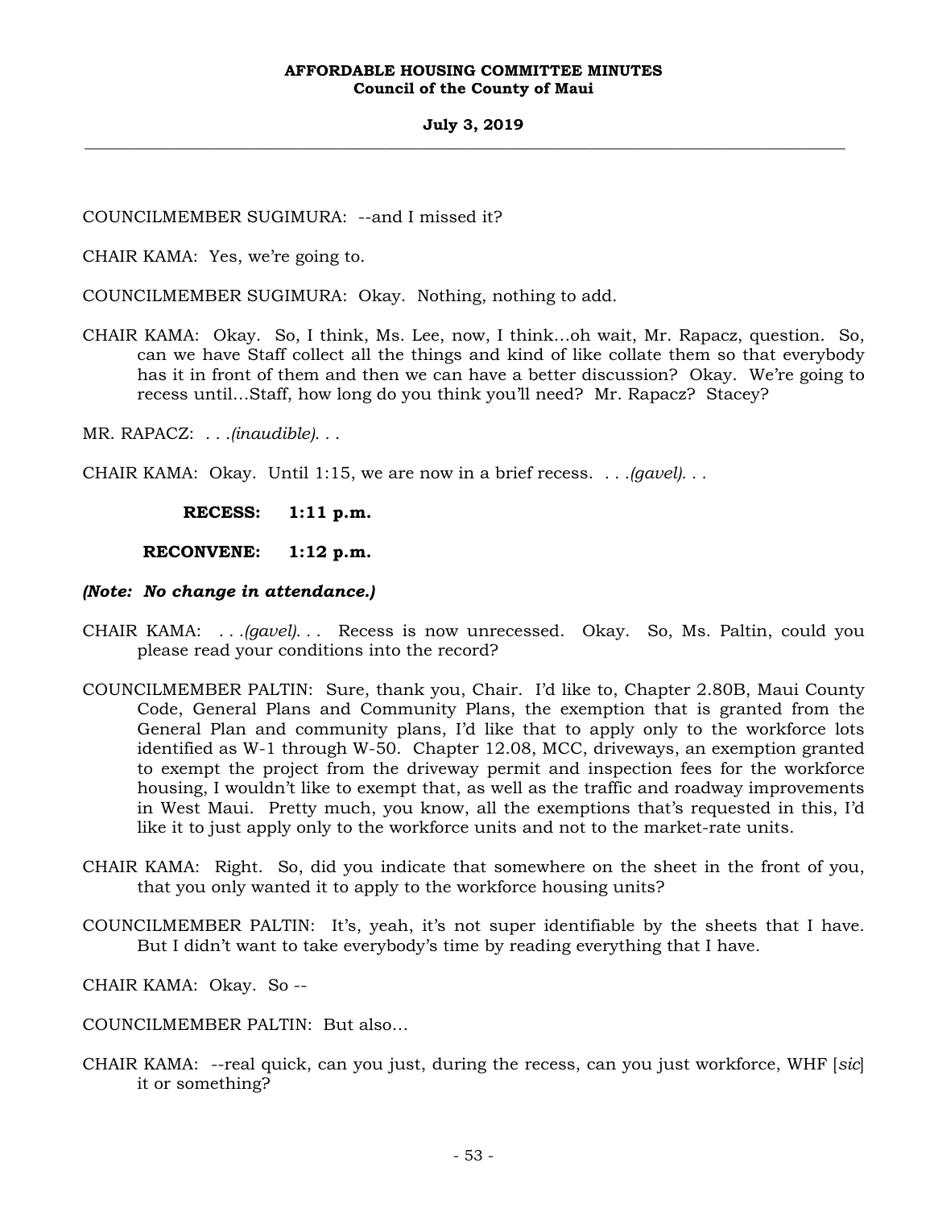COUNCILMEMBER SUGIMURA: --and I missed it?

CHAIR KAMA: Yes, we're going to.

COUNCILMEMBER SUGIMURA: Okay. Nothing, nothing to add.

CHAIR KAMA: Okay. So, I think, Ms. Lee, now, I think...oh wait, Mr. Rapacz, question. So, can we have Staff collect all the things and kind of like collate them so that everybody has it in front of them and then we can have a better discussion? Okay. We're going to recess until...Staff, how long do you think you'll need? Mr. Rapacz? Stacey?

MR. RAPACZ: *. . .(inaudible). . .*

CHAIR KAMA: Okay. Until 1:15, we are now in a brief recess. *. . .(gavel). . .*

**RECESS: 1:11 p.m.**

**RECONVENE: 1:12 p.m.**

***(Note: No change in attendance.)***

CHAIR KAMA: *. . .(gavel). . .* Recess is now unrecessed. Okay. So, Ms. Paltin, could you please read your conditions into the record?

COUNCILMEMBER PALTIN: Sure, thank you, Chair. I'd like to, Chapter 2.80B, Maui County Code, General Plans and Community Plans, the exemption that is granted from the General Plan and community plans, I'd like that to apply only to the workforce lots identified as W-1 through W-50. Chapter 12.08, MCC, driveways, an exemption granted to exempt the project from the driveway permit and inspection fees for the workforce housing, I wouldn't like to exempt that, as well as the traffic and roadway improvements in West Maui. Pretty much, you know, all the exemptions that's requested in this, I'd like it to just apply only to the workforce units and not to the market-rate units.

CHAIR KAMA: Right. So, did you indicate that somewhere on the sheet in the front of you, that you only wanted it to apply to the workforce housing units?

COUNCILMEMBER PALTIN: It's, yeah, it's not super identifiable by the sheets that I have. But I didn't want to take everybody's time by reading everything that I have.

CHAIR KAMA: Okay. So --

COUNCILMEMBER PALTIN: But also...

CHAIR KAMA: --real quick, can you just, during the recess, can you just workforce, WHF [*sic*] it or something?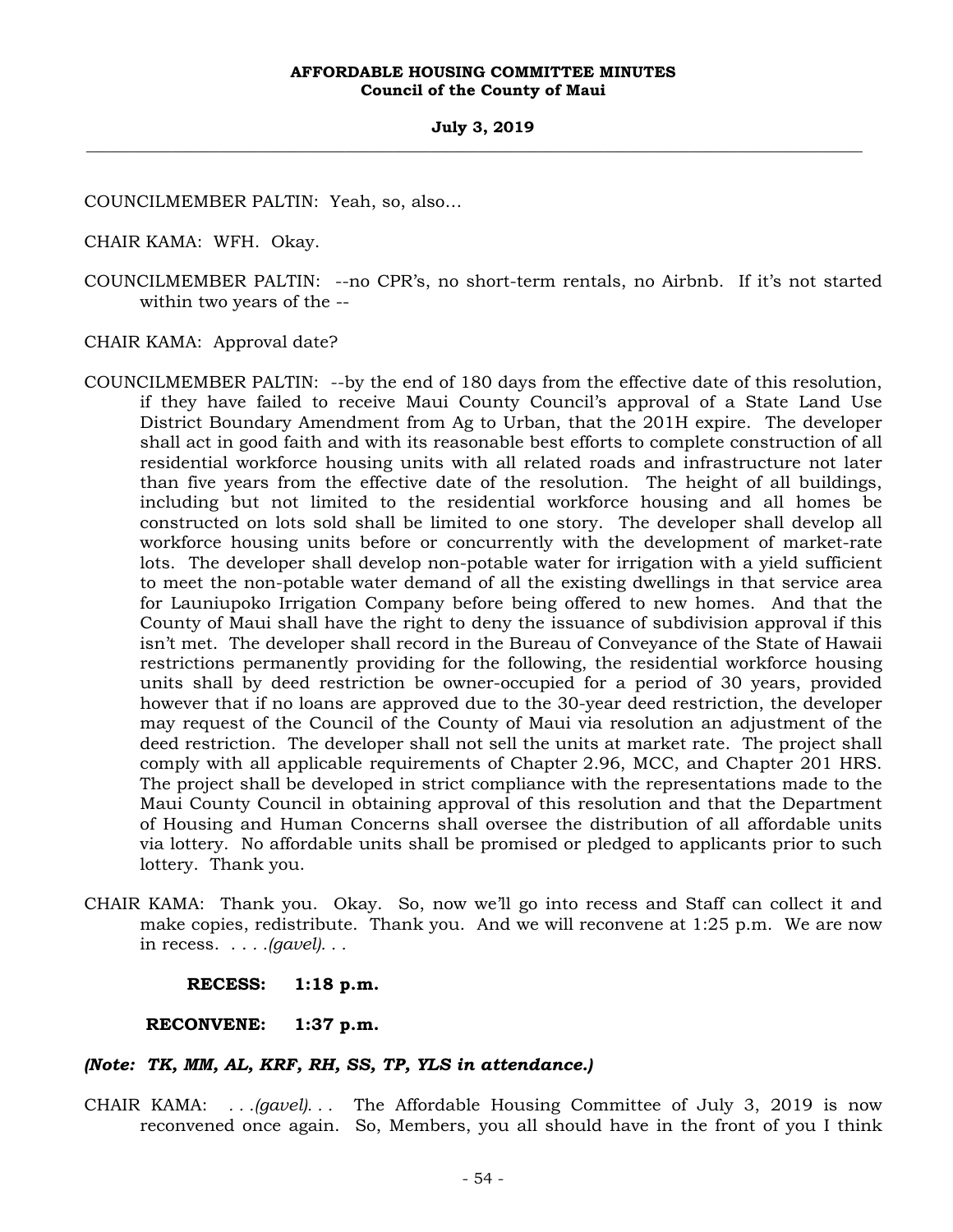COUNCILMEMBER PALTIN: Yeah, so, also…

CHAIR KAMA: WFH. Okay.

COUNCILMEMBER PALTIN: --no CPR's, no short-term rentals, no Airbnb. If it's not started within two years of the --

CHAIR KAMA: Approval date?

COUNCILMEMBER PALTIN: --by the end of 180 days from the effective date of this resolution, if they have failed to receive Maui County Council's approval of a State Land Use District Boundary Amendment from Ag to Urban, that the 201H expire. The developer shall act in good faith and with its reasonable best efforts to complete construction of all residential workforce housing units with all related roads and infrastructure not later than five years from the effective date of the resolution. The height of all buildings, including but not limited to the residential workforce housing and all homes be constructed on lots sold shall be limited to one story. The developer shall develop all workforce housing units before or concurrently with the development of market-rate lots. The developer shall develop non-potable water for irrigation with a yield sufficient to meet the non-potable water demand of all the existing dwellings in that service area for Launiupoko Irrigation Company before being offered to new homes. And that the County of Maui shall have the right to deny the issuance of subdivision approval if this isn't met. The developer shall record in the Bureau of Conveyance of the State of Hawaii restrictions permanently providing for the following, the residential workforce housing units shall by deed restriction be owner-occupied for a period of 30 years, provided however that if no loans are approved due to the 30-year deed restriction, the developer may request of the Council of the County of Maui via resolution an adjustment of the deed restriction. The developer shall not sell the units at market rate. The project shall comply with all applicable requirements of Chapter 2.96, MCC, and Chapter 201 HRS. The project shall be developed in strict compliance with the representations made to the Maui County Council in obtaining approval of this resolution and that the Department of Housing and Human Concerns shall oversee the distribution of all affordable units via lottery. No affordable units shall be promised or pledged to applicants prior to such lottery. Thank you.

CHAIR KAMA: Thank you. Okay. So, now we'll go into recess and Staff can collect it and make copies, redistribute. Thank you. And we will reconvene at 1:25 p.m. We are now in recess. . . . *.(gavel). . .*

**RECESS: 1:18 p.m.**

**RECONVENE: 1:37 p.m.**

***(Note: TK, MM, AL, KRF, RH, SS, TP, YLS in attendance.)***

CHAIR KAMA: *. . .(gavel). . .* The Affordable Housing Committee of July 3, 2019 is now reconvened once again. So, Members, you all should have in the front of you I think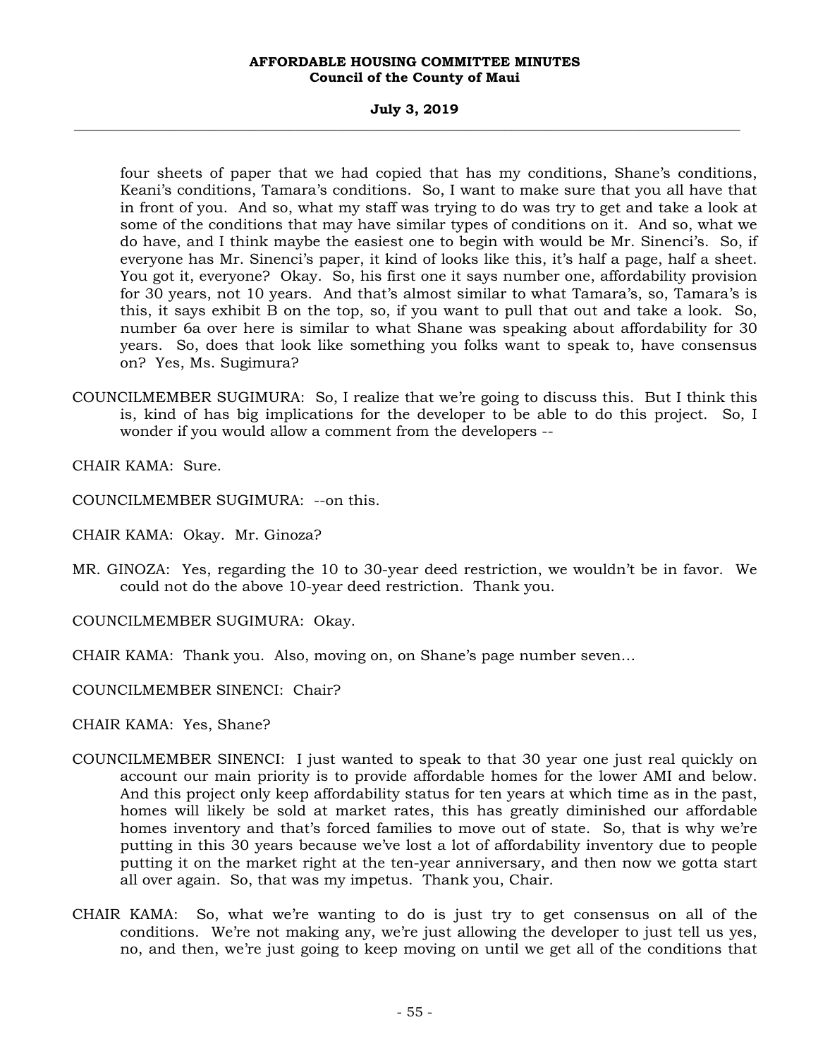four sheets of paper that we had copied that has my conditions, Shane's conditions, Keani's conditions, Tamara's conditions. So, I want to make sure that you all have that in front of you. And so, what my staff was trying to do was try to get and take a look at some of the conditions that may have similar types of conditions on it. And so, what we do have, and I think maybe the easiest one to begin with would be Mr. Sinenci's. So, if everyone has Mr. Sinenci's paper, it kind of looks like this, it's half a page, half a sheet. You got it, everyone? Okay. So, his first one it says number one, affordability provision for 30 years, not 10 years. And that's almost similar to what Tamara's, so, Tamara's is this, it says exhibit B on the top, so, if you want to pull that out and take a look. So, number 6a over here is similar to what Shane was speaking about affordability for 30 years. So, does that look like something you folks want to speak to, have consensus on? Yes, Ms. Sugimura?

COUNCILMEMBER SUGIMURA: So, I realize that we're going to discuss this. But I think this is, kind of has big implications for the developer to be able to do this project. So, I wonder if you would allow a comment from the developers --

CHAIR KAMA: Sure.

COUNCILMEMBER SUGIMURA: --on this.

CHAIR KAMA: Okay. Mr. Ginoza?

MR. GINOZA: Yes, regarding the 10 to 30-year deed restriction, we wouldn't be in favor. We could not do the above 10-year deed restriction. Thank you.

COUNCILMEMBER SUGIMURA: Okay.

CHAIR KAMA: Thank you. Also, moving on, on Shane's page number seven...

COUNCILMEMBER SINENCI: Chair?

CHAIR KAMA: Yes, Shane?

COUNCILMEMBER SINENCI: I just wanted to speak to that 30 year one just real quickly on account our main priority is to provide affordable homes for the lower AMI and below. And this project only keep affordability status for ten years at which time as in the past, homes will likely be sold at market rates, this has greatly diminished our affordable homes inventory and that's forced families to move out of state. So, that is why we're putting in this 30 years because we've lost a lot of affordability inventory due to people putting it on the market right at the ten-year anniversary, and then now we gotta start all over again. So, that was my impetus. Thank you, Chair.

CHAIR KAMA: So, what we're wanting to do is just try to get consensus on all of the conditions. We're not making any, we're just allowing the developer to just tell us yes, no, and then, we're just going to keep moving on until we get all of the conditions that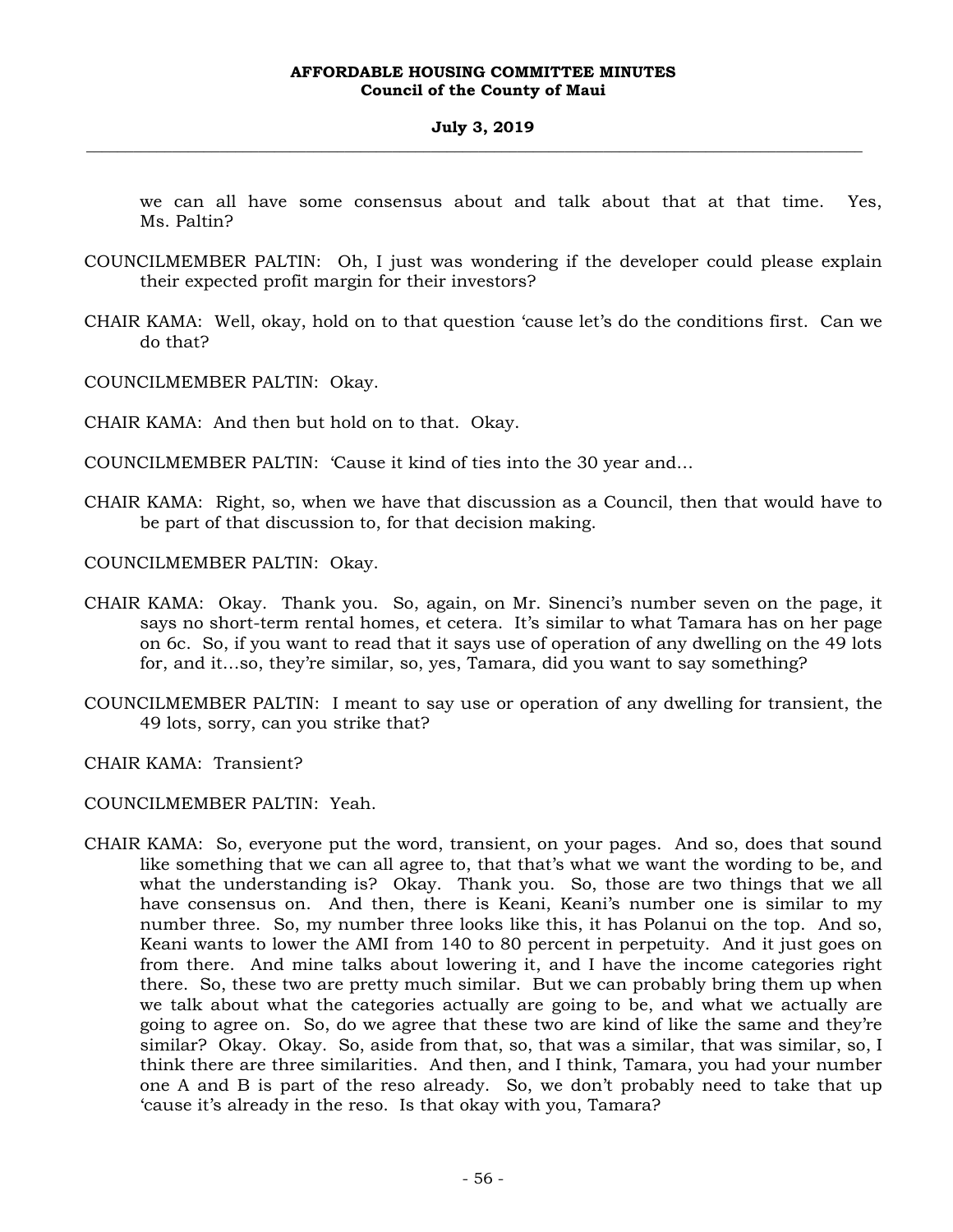we can all have some consensus about and talk about that at that time. Yes, Ms. Paltin?

COUNCILMEMBER PALTIN: Oh, I just was wondering if the developer could please explain their expected profit margin for their investors?

CHAIR KAMA: Well, okay, hold on to that question 'cause let's do the conditions first. Can we do that?

COUNCILMEMBER PALTIN: Okay.

CHAIR KAMA: And then but hold on to that. Okay.

COUNCILMEMBER PALTIN: 'Cause it kind of ties into the 30 year and...

CHAIR KAMA: Right, so, when we have that discussion as a Council, then that would have to be part of that discussion to, for that decision making.

COUNCILMEMBER PALTIN: Okay.

CHAIR KAMA: Okay. Thank you. So, again, on Mr. Sinenci's number seven on the page, it says no short-term rental homes, et cetera. It's similar to what Tamara has on her page on 6c. So, if you want to read that it says use of operation of any dwelling on the 49 lots for, and it...so, they're similar, so, yes, Tamara, did you want to say something?

COUNCILMEMBER PALTIN: I meant to say use or operation of any dwelling for transient, the 49 lots, sorry, can you strike that?

CHAIR KAMA: Transient?

COUNCILMEMBER PALTIN: Yeah.

CHAIR KAMA: So, everyone put the word, transient, on your pages. And so, does that sound like something that we can all agree to, that that's what we want the wording to be, and what the understanding is? Okay. Thank you. So, those are two things that we all have consensus on. And then, there is Keani, Keani's number one is similar to my number three. So, my number three looks like this, it has Polanui on the top. And so, Keani wants to lower the AMI from 140 to 80 percent in perpetuity. And it just goes on from there. And mine talks about lowering it, and I have the income categories right there. So, these two are pretty much similar. But we can probably bring them up when we talk about what the categories actually are going to be, and what we actually are going to agree on. So, do we agree that these two are kind of like the same and they're similar? Okay. Okay. So, aside from that, so, that was a similar, that was similar, so, I think there are three similarities. And then, and I think, Tamara, you had your number one A and B is part of the reso already. So, we don't probably need to take that up 'cause it's already in the reso. Is that okay with you, Tamara?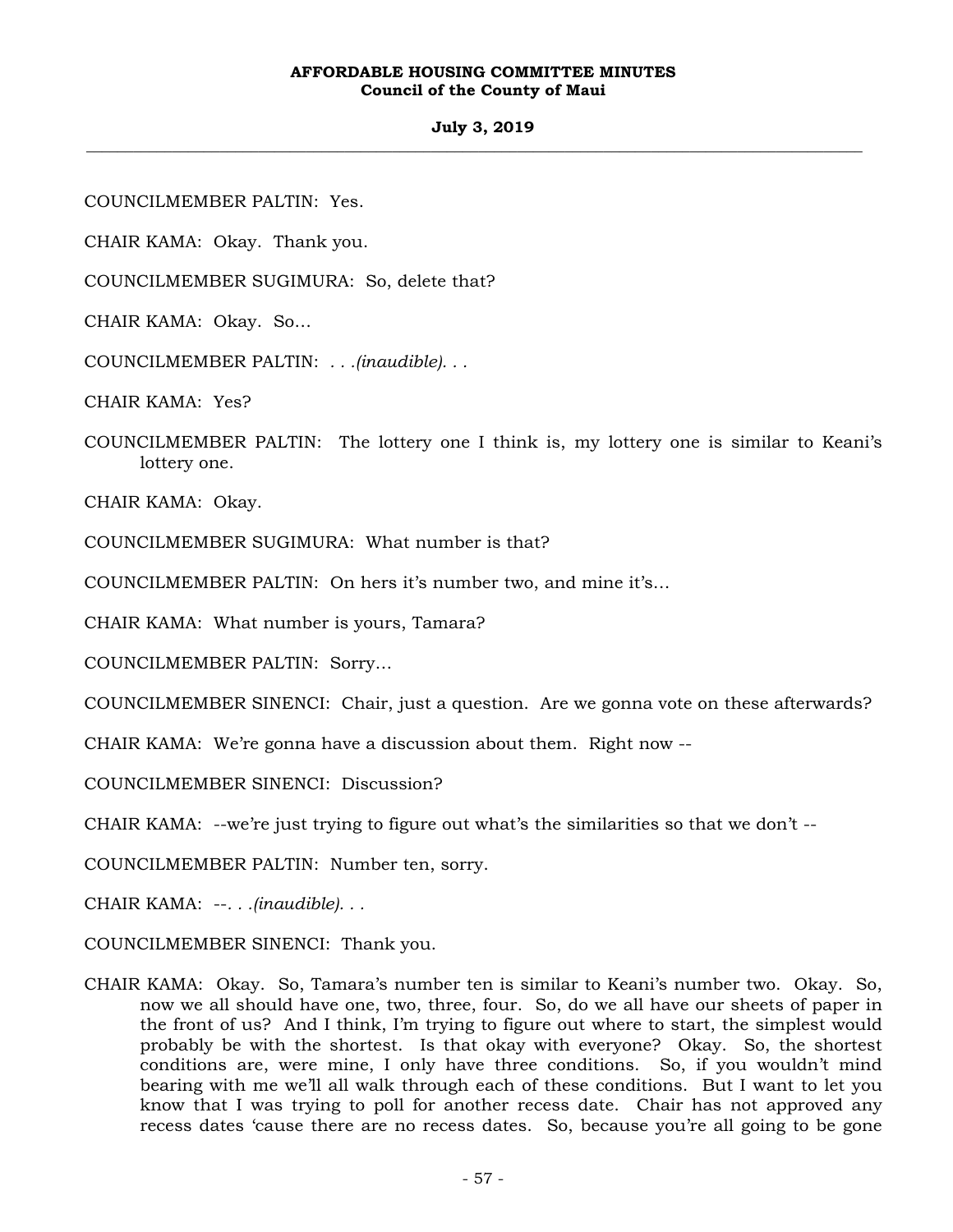COUNCILMEMBER PALTIN: Yes.

CHAIR KAMA: Okay. Thank you.

COUNCILMEMBER SUGIMURA: So, delete that?

CHAIR KAMA: Okay. So…

COUNCILMEMBER PALTIN: *. . .(inaudible). . .*

CHAIR KAMA: Yes?

COUNCILMEMBER PALTIN: The lottery one I think is, my lottery one is similar to Keani's lottery one.

CHAIR KAMA: Okay.

COUNCILMEMBER SUGIMURA: What number is that?

COUNCILMEMBER PALTIN: On hers it's number two, and mine it's…

CHAIR KAMA: What number is yours, Tamara?

COUNCILMEMBER PALTIN: Sorry…

COUNCILMEMBER SINENCI: Chair, just a question. Are we gonna vote on these afterwards?

CHAIR KAMA: We're gonna have a discussion about them. Right now --

COUNCILMEMBER SINENCI: Discussion?

CHAIR KAMA: --we're just trying to figure out what's the similarities so that we don't --

COUNCILMEMBER PALTIN: Number ten, sorry.

CHAIR KAMA: --*. . .(inaudible). . .*

COUNCILMEMBER SINENCI: Thank you.

CHAIR KAMA: Okay. So, Tamara's number ten is similar to Keani's number two. Okay. So, now we all should have one, two, three, four. So, do we all have our sheets of paper in the front of us? And I think, I'm trying to figure out where to start, the simplest would probably be with the shortest. Is that okay with everyone? Okay. So, the shortest conditions are, were mine, I only have three conditions. So, if you wouldn't mind bearing with me we'll all walk through each of these conditions. But I want to let you know that I was trying to poll for another recess date. Chair has not approved any recess dates 'cause there are no recess dates. So, because you're all going to be gone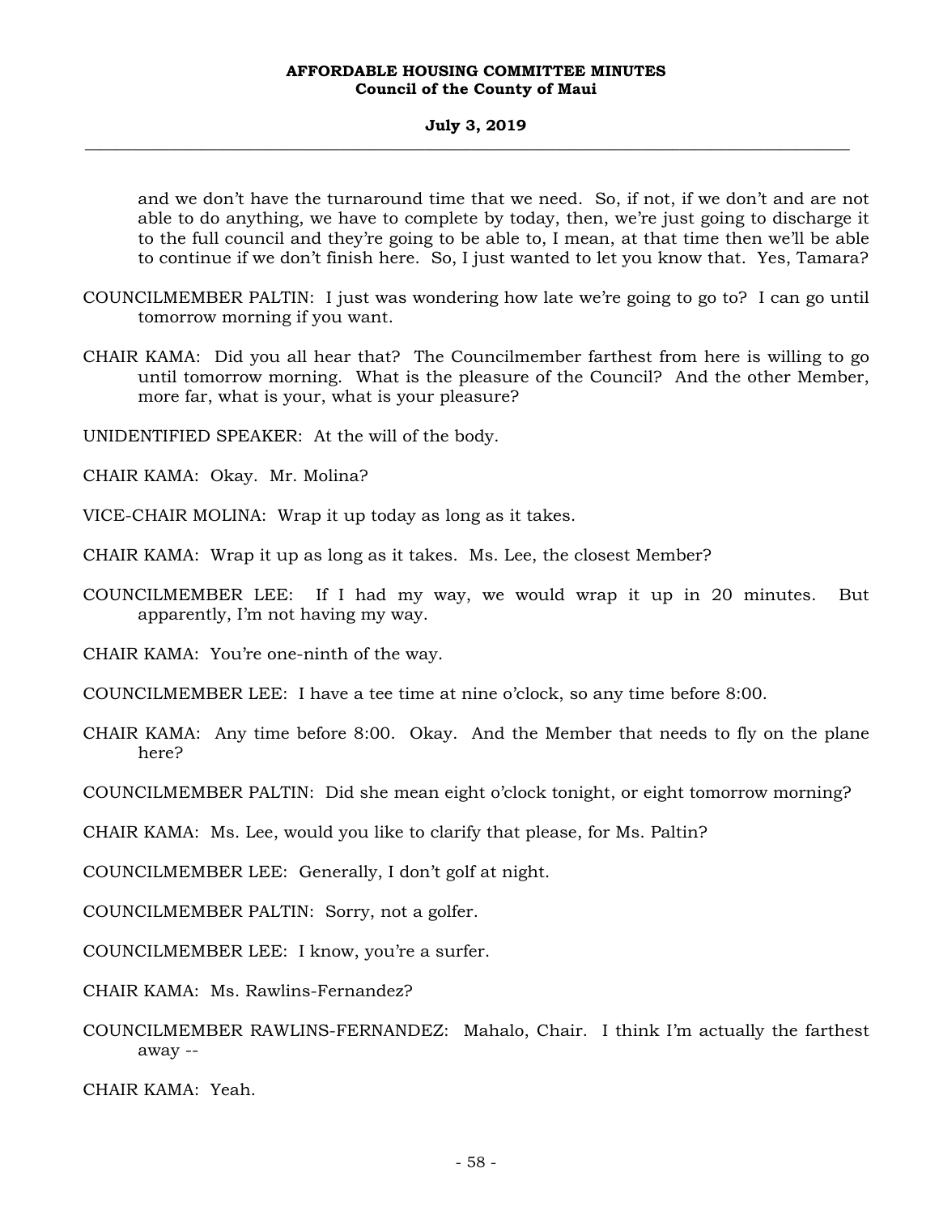and we don't have the turnaround time that we need. So, if not, if we don't and are not able to do anything, we have to complete by today, then, we're just going to discharge it to the full council and they're going to be able to, I mean, at that time then we'll be able to continue if we don't finish here. So, I just wanted to let you know that. Yes, Tamara?

COUNCILMEMBER PALTIN: I just was wondering how late we're going to go to? I can go until tomorrow morning if you want.

CHAIR KAMA: Did you all hear that? The Councilmember farthest from here is willing to go until tomorrow morning. What is the pleasure of the Council? And the other Member, more far, what is your, what is your pleasure?

UNIDENTIFIED SPEAKER: At the will of the body.

CHAIR KAMA: Okay. Mr. Molina?

VICE-CHAIR MOLINA: Wrap it up today as long as it takes.

CHAIR KAMA: Wrap it up as long as it takes. Ms. Lee, the closest Member?

COUNCILMEMBER LEE: If I had my way, we would wrap it up in 20 minutes. But apparently, I'm not having my way.

CHAIR KAMA: You're one-ninth of the way.

COUNCILMEMBER LEE: I have a tee time at nine o'clock, so any time before 8:00.

CHAIR KAMA: Any time before 8:00. Okay. And the Member that needs to fly on the plane here?

COUNCILMEMBER PALTIN: Did she mean eight o'clock tonight, or eight tomorrow morning?

CHAIR KAMA: Ms. Lee, would you like to clarify that please, for Ms. Paltin?

COUNCILMEMBER LEE: Generally, I don't golf at night.

COUNCILMEMBER PALTIN: Sorry, not a golfer.

COUNCILMEMBER LEE: I know, you're a surfer.

CHAIR KAMA: Ms. Rawlins-Fernandez?

COUNCILMEMBER RAWLINS-FERNANDEZ: Mahalo, Chair. I think I'm actually the farthest away --

CHAIR KAMA: Yeah.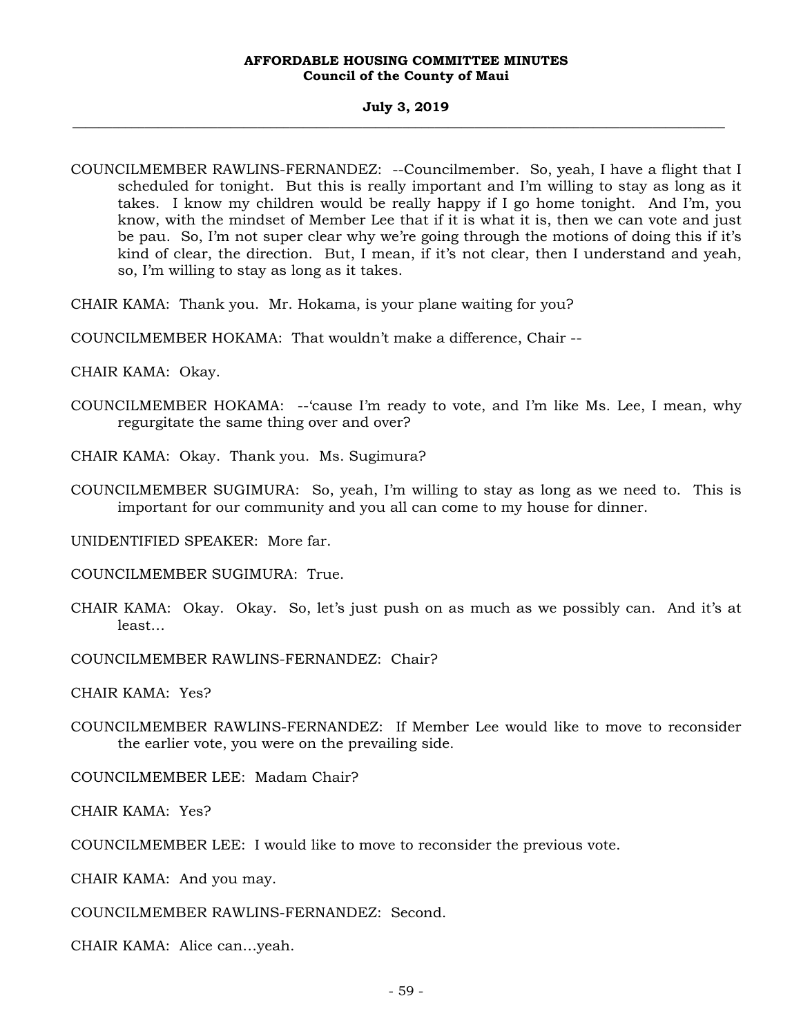COUNCILMEMBER RAWLINS-FERNANDEZ: --Councilmember. So, yeah, I have a flight that I scheduled for tonight. But this is really important and I'm willing to stay as long as it takes. I know my children would be really happy if I go home tonight. And I'm, you know, with the mindset of Member Lee that if it is what it is, then we can vote and just be pau. So, I'm not super clear why we're going through the motions of doing this if it's kind of clear, the direction. But, I mean, if it's not clear, then I understand and yeah, so, I'm willing to stay as long as it takes.

CHAIR KAMA: Thank you. Mr. Hokama, is your plane waiting for you?

COUNCILMEMBER HOKAMA: That wouldn't make a difference, Chair --

CHAIR KAMA: Okay.

COUNCILMEMBER HOKAMA: --'cause I'm ready to vote, and I'm like Ms. Lee, I mean, why regurgitate the same thing over and over?

CHAIR KAMA: Okay. Thank you. Ms. Sugimura?

COUNCILMEMBER SUGIMURA: So, yeah, I'm willing to stay as long as we need to. This is important for our community and you all can come to my house for dinner.

UNIDENTIFIED SPEAKER: More far.

COUNCILMEMBER SUGIMURA: True.

CHAIR KAMA: Okay. Okay. So, let's just push on as much as we possibly can. And it's at least...

COUNCILMEMBER RAWLINS-FERNANDEZ: Chair?

CHAIR KAMA: Yes?

COUNCILMEMBER RAWLINS-FERNANDEZ: If Member Lee would like to move to reconsider the earlier vote, you were on the prevailing side.

COUNCILMEMBER LEE: Madam Chair?

CHAIR KAMA: Yes?

COUNCILMEMBER LEE: I would like to move to reconsider the previous vote.

CHAIR KAMA: And you may.

COUNCILMEMBER RAWLINS-FERNANDEZ: Second.

CHAIR KAMA: Alice can...yeah.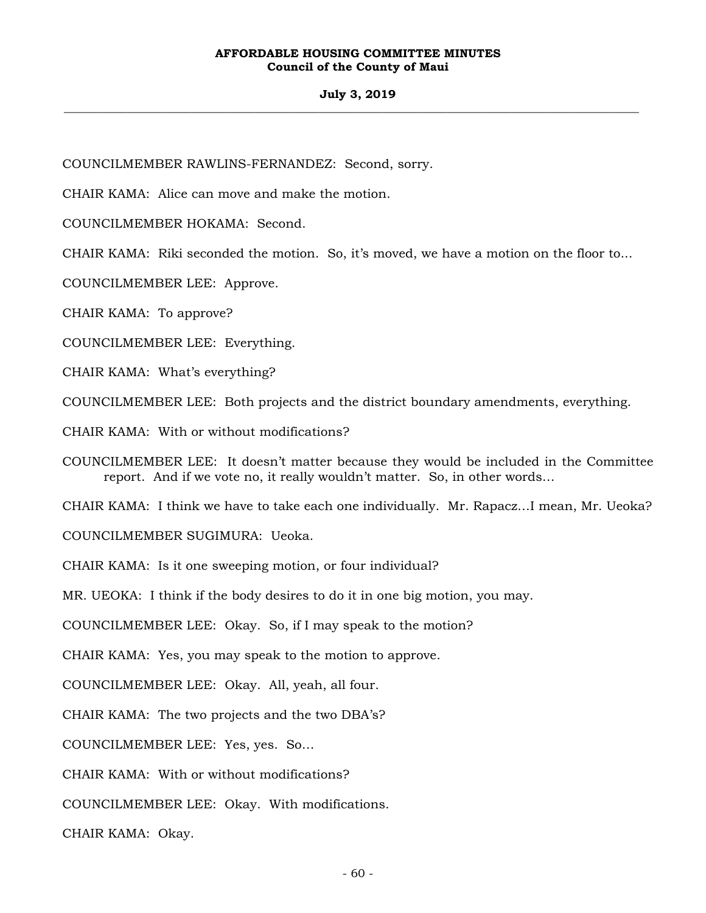COUNCILMEMBER RAWLINS-FERNANDEZ: Second, sorry.

CHAIR KAMA: Alice can move and make the motion.

COUNCILMEMBER HOKAMA: Second.

CHAIR KAMA: Riki seconded the motion. So, it's moved, we have a motion on the floor to...

COUNCILMEMBER LEE: Approve.

CHAIR KAMA: To approve?

COUNCILMEMBER LEE: Everything.

CHAIR KAMA: What's everything?

COUNCILMEMBER LEE: Both projects and the district boundary amendments, everything.

CHAIR KAMA: With or without modifications?

COUNCILMEMBER LEE: It doesn't matter because they would be included in the Committee report. And if we vote no, it really wouldn't matter. So, in other words...

CHAIR KAMA: I think we have to take each one individually. Mr. Rapacz...I mean, Mr. Ueoka?

COUNCILMEMBER SUGIMURA: Ueoka.

CHAIR KAMA: Is it one sweeping motion, or four individual?

MR. UEOKA: I think if the body desires to do it in one big motion, you may.

COUNCILMEMBER LEE: Okay. So, if I may speak to the motion?

CHAIR KAMA: Yes, you may speak to the motion to approve.

COUNCILMEMBER LEE: Okay. All, yeah, all four.

CHAIR KAMA: The two projects and the two DBA's?

COUNCILMEMBER LEE: Yes, yes. So...

CHAIR KAMA: With or without modifications?

COUNCILMEMBER LEE: Okay. With modifications.

CHAIR KAMA: Okay.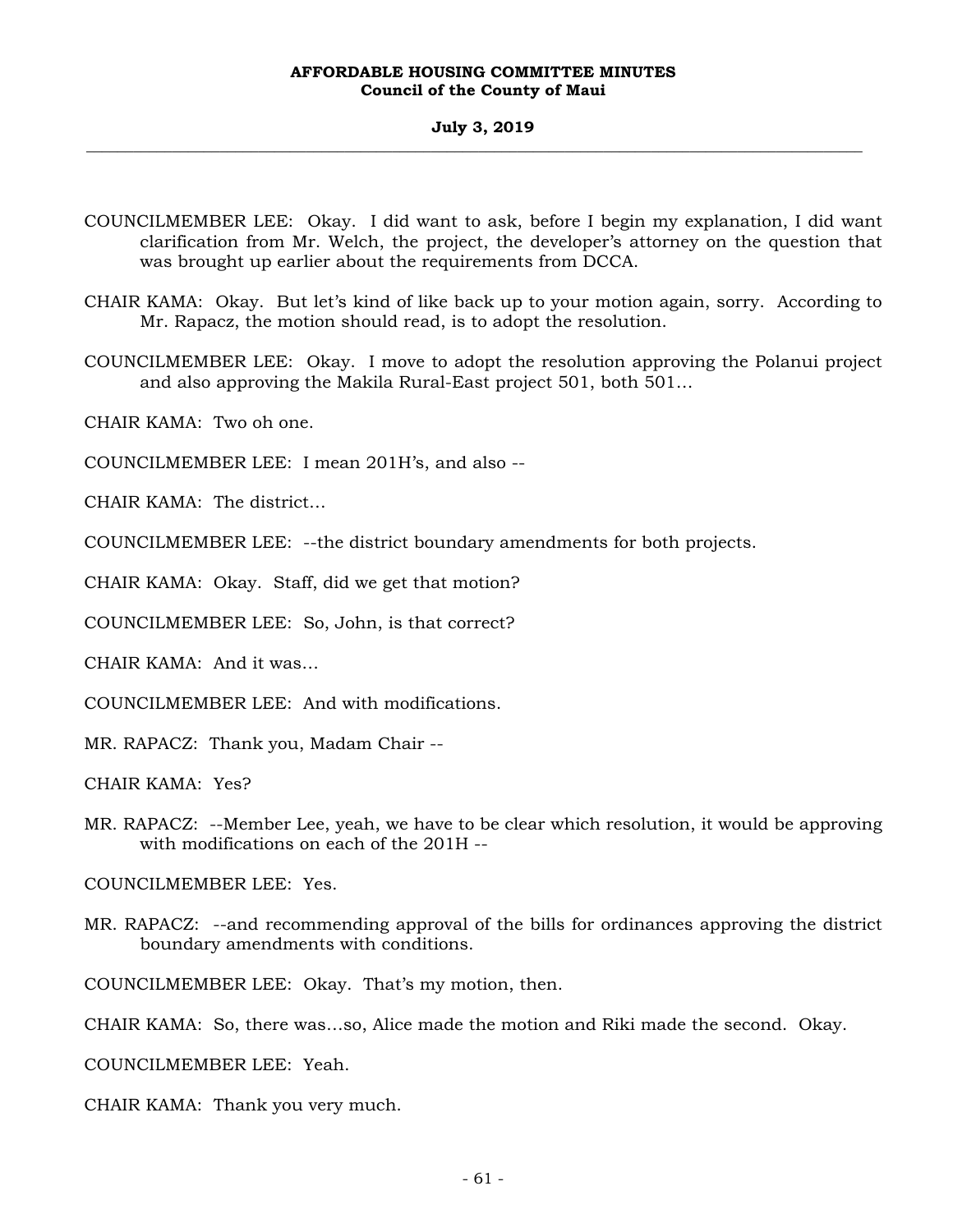COUNCILMEMBER LEE: Okay. I did want to ask, before I begin my explanation, I did want clarification from Mr. Welch, the project, the developer's attorney on the question that was brought up earlier about the requirements from DCCA.

CHAIR KAMA: Okay. But let's kind of like back up to your motion again, sorry. According to Mr. Rapacz, the motion should read, is to adopt the resolution.

COUNCILMEMBER LEE: Okay. I move to adopt the resolution approving the Polanui project and also approving the Makila Rural-East project 501, both 501...

CHAIR KAMA: Two oh one.

COUNCILMEMBER LEE: I mean 201H's, and also --

CHAIR KAMA: The district...

COUNCILMEMBER LEE: --the district boundary amendments for both projects.

CHAIR KAMA: Okay. Staff, did we get that motion?

COUNCILMEMBER LEE: So, John, is that correct?

CHAIR KAMA: And it was...

COUNCILMEMBER LEE: And with modifications.

MR. RAPACZ: Thank you, Madam Chair --

CHAIR KAMA: Yes?

MR. RAPACZ: --Member Lee, yeah, we have to be clear which resolution, it would be approving with modifications on each of the 201H --

COUNCILMEMBER LEE: Yes.

MR. RAPACZ: --and recommending approval of the bills for ordinances approving the district boundary amendments with conditions.

COUNCILMEMBER LEE: Okay. That's my motion, then.

CHAIR KAMA: So, there was...so, Alice made the motion and Riki made the second. Okay.

COUNCILMEMBER LEE: Yeah.

CHAIR KAMA: Thank you very much.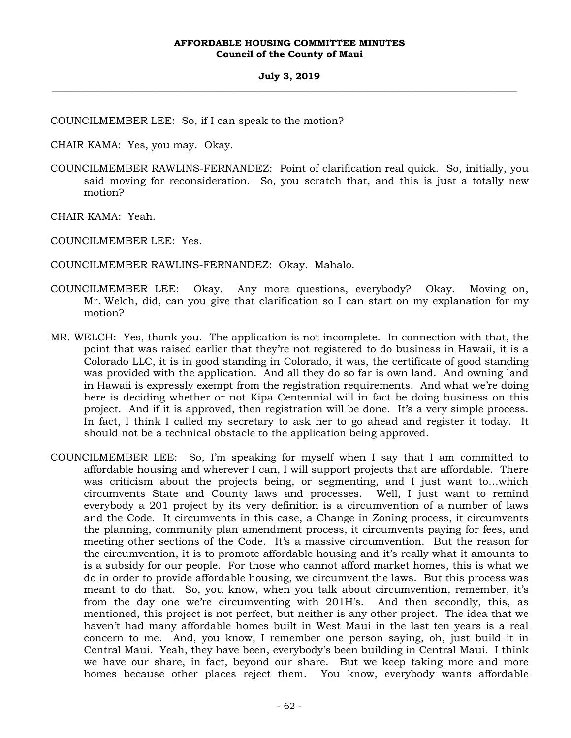COUNCILMEMBER LEE: So, if I can speak to the motion?

CHAIR KAMA: Yes, you may. Okay.

COUNCILMEMBER RAWLINS-FERNANDEZ: Point of clarification real quick. So, initially, you said moving for reconsideration. So, you scratch that, and this is just a totally new motion?

CHAIR KAMA: Yeah.

COUNCILMEMBER LEE: Yes.

COUNCILMEMBER RAWLINS-FERNANDEZ: Okay. Mahalo.

COUNCILMEMBER LEE: Okay. Any more questions, everybody? Okay. Moving on, Mr. Welch, did, can you give that clarification so I can start on my explanation for my motion?

MR. WELCH: Yes, thank you. The application is not incomplete. In connection with that, the point that was raised earlier that they're not registered to do business in Hawaii, it is a Colorado LLC, it is in good standing in Colorado, it was, the certificate of good standing was provided with the application. And all they do so far is own land. And owning land in Hawaii is expressly exempt from the registration requirements. And what we're doing here is deciding whether or not Kipa Centennial will in fact be doing business on this project. And if it is approved, then registration will be done. It's a very simple process. In fact, I think I called my secretary to ask her to go ahead and register it today. It should not be a technical obstacle to the application being approved.

COUNCILMEMBER LEE: So, I'm speaking for myself when I say that I am committed to affordable housing and wherever I can, I will support projects that are affordable. There was criticism about the projects being, or segmenting, and I just want to...which circumvents State and County laws and processes. Well, I just want to remind everybody a 201 project by its very definition is a circumvention of a number of laws and the Code. It circumvents in this case, a Change in Zoning process, it circumvents the planning, community plan amendment process, it circumvents paying for fees, and meeting other sections of the Code. It's a massive circumvention. But the reason for the circumvention, it is to promote affordable housing and it's really what it amounts to is a subsidy for our people. For those who cannot afford market homes, this is what we do in order to provide affordable housing, we circumvent the laws. But this process was meant to do that. So, you know, when you talk about circumvention, remember, it's from the day one we're circumventing with 201H's. And then secondly, this, as mentioned, this project is not perfect, but neither is any other project. The idea that we haven't had many affordable homes built in West Maui in the last ten years is a real concern to me. And, you know, I remember one person saying, oh, just build it in Central Maui. Yeah, they have been, everybody's been building in Central Maui. I think we have our share, in fact, beyond our share. But we keep taking more and more homes because other places reject them. You know, everybody wants affordable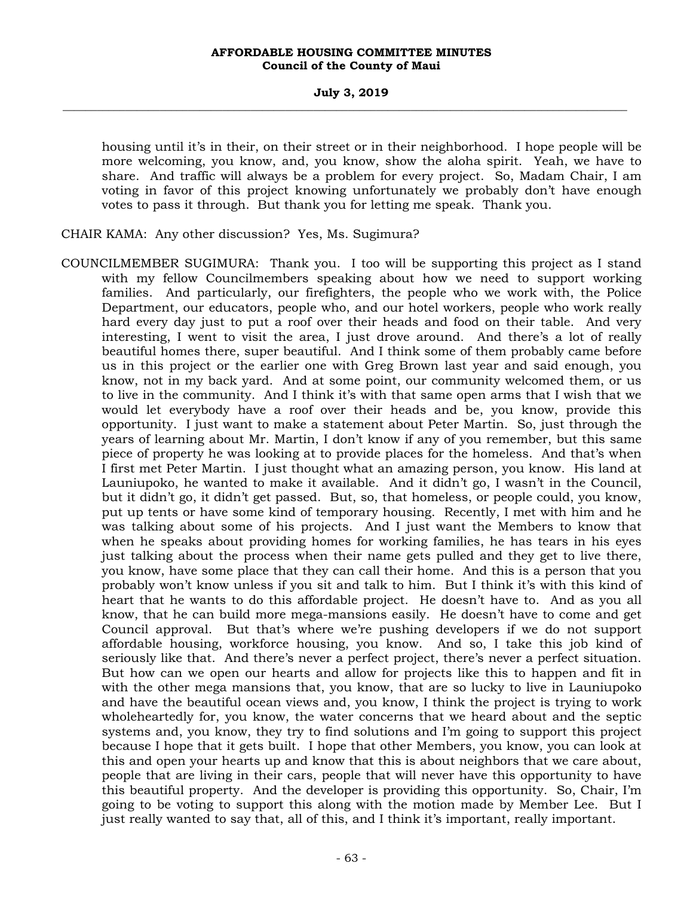housing until it's in their, on their street or in their neighborhood. I hope people will be more welcoming, you know, and, you know, show the aloha spirit. Yeah, we have to share. And traffic will always be a problem for every project. So, Madam Chair, I am voting in favor of this project knowing unfortunately we probably don't have enough votes to pass it through. But thank you for letting me speak. Thank you.

CHAIR KAMA: Any other discussion? Yes, Ms. Sugimura?

COUNCILMEMBER SUGIMURA: Thank you. I too will be supporting this project as I stand with my fellow Councilmembers speaking about how we need to support working families. And particularly, our firefighters, the people who we work with, the Police Department, our educators, people who, and our hotel workers, people who work really hard every day just to put a roof over their heads and food on their table. And very interesting, I went to visit the area, I just drove around. And there's a lot of really beautiful homes there, super beautiful. And I think some of them probably came before us in this project or the earlier one with Greg Brown last year and said enough, you know, not in my back yard. And at some point, our community welcomed them, or us to live in the community. And I think it's with that same open arms that I wish that we would let everybody have a roof over their heads and be, you know, provide this opportunity. I just want to make a statement about Peter Martin. So, just through the years of learning about Mr. Martin, I don't know if any of you remember, but this same piece of property he was looking at to provide places for the homeless. And that's when I first met Peter Martin. I just thought what an amazing person, you know. His land at Launiupoko, he wanted to make it available. And it didn't go, I wasn't in the Council, but it didn't go, it didn't get passed. But, so, that homeless, or people could, you know, put up tents or have some kind of temporary housing. Recently, I met with him and he was talking about some of his projects. And I just want the Members to know that when he speaks about providing homes for working families, he has tears in his eyes just talking about the process when their name gets pulled and they get to live there, you know, have some place that they can call their home. And this is a person that you probably won't know unless if you sit and talk to him. But I think it's with this kind of heart that he wants to do this affordable project. He doesn't have to. And as you all know, that he can build more mega-mansions easily. He doesn't have to come and get Council approval. But that's where we're pushing developers if we do not support affordable housing, workforce housing, you know. And so, I take this job kind of seriously like that. And there's never a perfect project, there's never a perfect situation. But how can we open our hearts and allow for projects like this to happen and fit in with the other mega mansions that, you know, that are so lucky to live in Launiupoko and have the beautiful ocean views and, you know, I think the project is trying to work wholeheartedly for, you know, the water concerns that we heard about and the septic systems and, you know, they try to find solutions and I'm going to support this project because I hope that it gets built. I hope that other Members, you know, you can look at this and open your hearts up and know that this is about neighbors that we care about, people that are living in their cars, people that will never have this opportunity to have this beautiful property. And the developer is providing this opportunity. So, Chair, I'm going to be voting to support this along with the motion made by Member Lee. But I just really wanted to say that, all of this, and I think it's important, really important.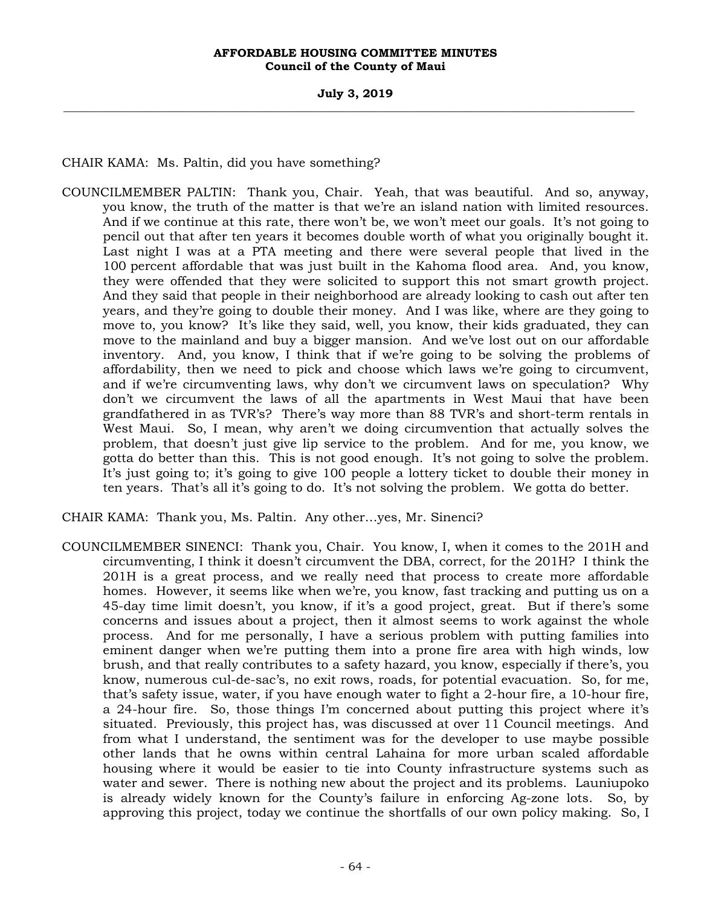CHAIR KAMA: Ms. Paltin, did you have something?

COUNCILMEMBER PALTIN: Thank you, Chair. Yeah, that was beautiful. And so, anyway, you know, the truth of the matter is that we're an island nation with limited resources. And if we continue at this rate, there won't be, we won't meet our goals. It's not going to pencil out that after ten years it becomes double worth of what you originally bought it. Last night I was at a PTA meeting and there were several people that lived in the 100 percent affordable that was just built in the Kahoma flood area. And, you know, they were offended that they were solicited to support this not smart growth project. And they said that people in their neighborhood are already looking to cash out after ten years, and they're going to double their money. And I was like, where are they going to move to, you know? It's like they said, well, you know, their kids graduated, they can move to the mainland and buy a bigger mansion. And we've lost out on our affordable inventory. And, you know, I think that if we're going to be solving the problems of affordability, then we need to pick and choose which laws we're going to circumvent, and if we're circumventing laws, why don't we circumvent laws on speculation? Why don't we circumvent the laws of all the apartments in West Maui that have been grandfathered in as TVR's? There's way more than 88 TVR's and short-term rentals in West Maui. So, I mean, why aren't we doing circumvention that actually solves the problem, that doesn't just give lip service to the problem. And for me, you know, we gotta do better than this. This is not good enough. It's not going to solve the problem. It's just going to; it's going to give 100 people a lottery ticket to double their money in ten years. That's all it's going to do. It's not solving the problem. We gotta do better.

CHAIR KAMA: Thank you, Ms. Paltin. Any other…yes, Mr. Sinenci?

COUNCILMEMBER SINENCI: Thank you, Chair. You know, I, when it comes to the 201H and circumventing, I think it doesn't circumvent the DBA, correct, for the 201H? I think the 201H is a great process, and we really need that process to create more affordable homes. However, it seems like when we're, you know, fast tracking and putting us on a 45-day time limit doesn't, you know, if it's a good project, great. But if there's some concerns and issues about a project, then it almost seems to work against the whole process. And for me personally, I have a serious problem with putting families into eminent danger when we're putting them into a prone fire area with high winds, low brush, and that really contributes to a safety hazard, you know, especially if there's, you know, numerous cul-de-sac's, no exit rows, roads, for potential evacuation. So, for me, that's safety issue, water, if you have enough water to fight a 2-hour fire, a 10-hour fire, a 24-hour fire. So, those things I'm concerned about putting this project where it's situated. Previously, this project has, was discussed at over 11 Council meetings. And from what I understand, the sentiment was for the developer to use maybe possible other lands that he owns within central Lahaina for more urban scaled affordable housing where it would be easier to tie into County infrastructure systems such as water and sewer. There is nothing new about the project and its problems. Launiupoko is already widely known for the County's failure in enforcing Ag-zone lots. So, by approving this project, today we continue the shortfalls of our own policy making. So, I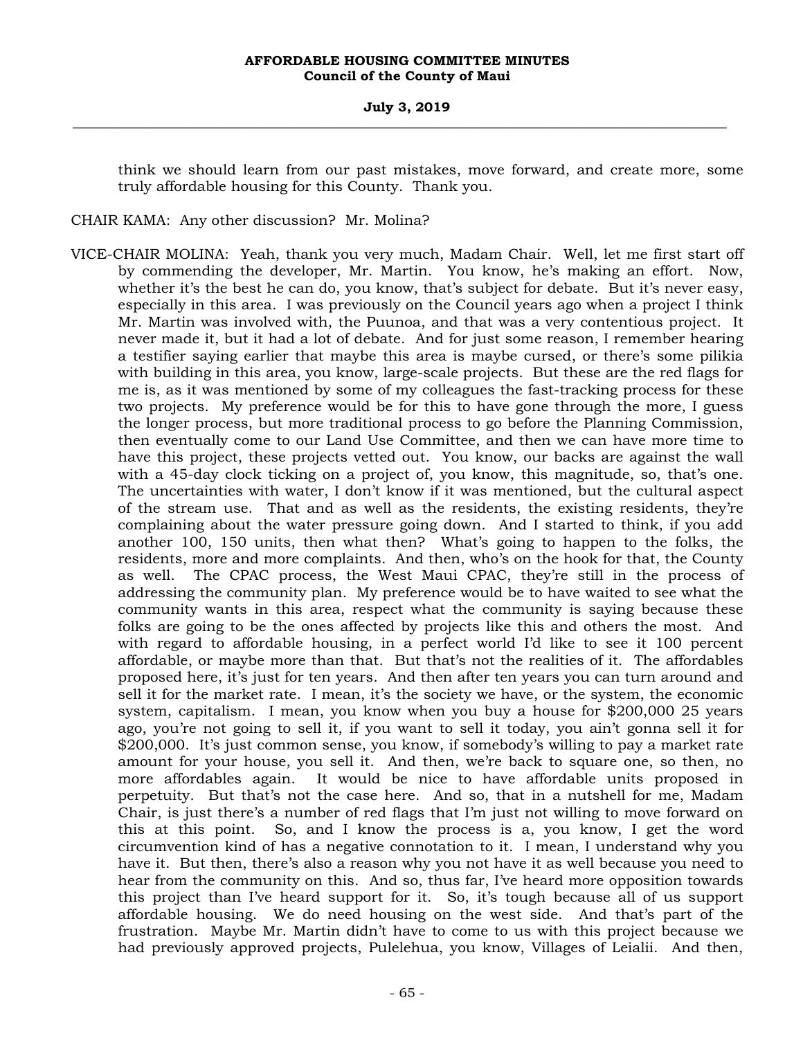think we should learn from our past mistakes, move forward, and create more, some truly affordable housing for this County. Thank you.

CHAIR KAMA: Any other discussion? Mr. Molina?

VICE-CHAIR MOLINA: Yeah, thank you very much, Madam Chair. Well, let me first start off by commending the developer, Mr. Martin. You know, he's making an effort. Now, whether it's the best he can do, you know, that's subject for debate. But it's never easy, especially in this area. I was previously on the Council years ago when a project I think Mr. Martin was involved with, the Puunoa, and that was a very contentious project. It never made it, but it had a lot of debate. And for just some reason, I remember hearing a testifier saying earlier that maybe this area is maybe cursed, or there's some pilikia with building in this area, you know, large-scale projects. But these are the red flags for me is, as it was mentioned by some of my colleagues the fast-tracking process for these two projects. My preference would be for this to have gone through the more, I guess the longer process, but more traditional process to go before the Planning Commission, then eventually come to our Land Use Committee, and then we can have more time to have this project, these projects vetted out. You know, our backs are against the wall with a 45-day clock ticking on a project of, you know, this magnitude, so, that's one. The uncertainties with water, I don't know if it was mentioned, but the cultural aspect of the stream use. That and as well as the residents, the existing residents, they're complaining about the water pressure going down. And I started to think, if you add another 100, 150 units, then what then? What's going to happen to the folks, the residents, more and more complaints. And then, who's on the hook for that, the County as well. The CPAC process, the West Maui CPAC, they're still in the process of addressing the community plan. My preference would be to have waited to see what the community wants in this area, respect what the community is saying because these folks are going to be the ones affected by projects like this and others the most. And with regard to affordable housing, in a perfect world I'd like to see it 100 percent affordable, or maybe more than that. But that's not the realities of it. The affordables proposed here, it's just for ten years. And then after ten years you can turn around and sell it for the market rate. I mean, it's the society we have, or the system, the economic system, capitalism. I mean, you know when you buy a house for $200,000 25 years ago, you're not going to sell it, if you want to sell it today, you ain't gonna sell it for $200,000. It's just common sense, you know, if somebody's willing to pay a market rate amount for your house, you sell it. And then, we're back to square one, so then, no more affordables again. It would be nice to have affordable units proposed in perpetuity. But that's not the case here. And so, that in a nutshell for me, Madam Chair, is just there's a number of red flags that I'm just not willing to move forward on this at this point. So, and I know the process is a, you know, I get the word circumvention kind of has a negative connotation to it. I mean, I understand why you have it. But then, there's also a reason why you not have it as well because you need to hear from the community on this. And so, thus far, I've heard more opposition towards this project than I've heard support for it. So, it's tough because all of us support affordable housing. We do need housing on the west side. And that's part of the frustration. Maybe Mr. Martin didn't have to come to us with this project because we had previously approved projects, Pulelehua, you know, Villages of Leialii. And then,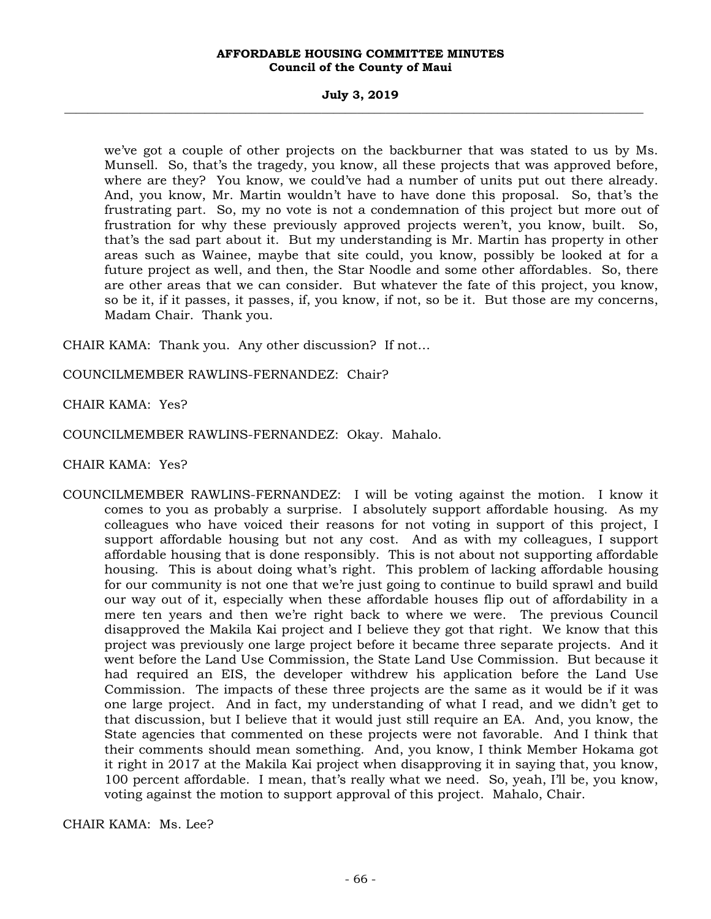we've got a couple of other projects on the backburner that was stated to us by Ms. Munsell. So, that's the tragedy, you know, all these projects that was approved before, where are they? You know, we could've had a number of units put out there already. And, you know, Mr. Martin wouldn't have to have done this proposal. So, that's the frustrating part. So, my no vote is not a condemnation of this project but more out of frustration for why these previously approved projects weren't, you know, built. So, that's the sad part about it. But my understanding is Mr. Martin has property in other areas such as Wainee, maybe that site could, you know, possibly be looked at for a future project as well, and then, the Star Noodle and some other affordables. So, there are other areas that we can consider. But whatever the fate of this project, you know, so be it, if it passes, it passes, if, you know, if not, so be it. But those are my concerns, Madam Chair. Thank you.

CHAIR KAMA: Thank you. Any other discussion? If not…

COUNCILMEMBER RAWLINS-FERNANDEZ: Chair?

CHAIR KAMA: Yes?

COUNCILMEMBER RAWLINS-FERNANDEZ: Okay. Mahalo.

CHAIR KAMA: Yes?

COUNCILMEMBER RAWLINS-FERNANDEZ: I will be voting against the motion. I know it comes to you as probably a surprise. I absolutely support affordable housing. As my colleagues who have voiced their reasons for not voting in support of this project, I support affordable housing but not any cost. And as with my colleagues, I support affordable housing that is done responsibly. This is not about not supporting affordable housing. This is about doing what's right. This problem of lacking affordable housing for our community is not one that we're just going to continue to build sprawl and build our way out of it, especially when these affordable houses flip out of affordability in a mere ten years and then we're right back to where we were. The previous Council disapproved the Makila Kai project and I believe they got that right. We know that this project was previously one large project before it became three separate projects. And it went before the Land Use Commission, the State Land Use Commission. But because it had required an EIS, the developer withdrew his application before the Land Use Commission. The impacts of these three projects are the same as it would be if it was one large project. And in fact, my understanding of what I read, and we didn't get to that discussion, but I believe that it would just still require an EA. And, you know, the State agencies that commented on these projects were not favorable. And I think that their comments should mean something. And, you know, I think Member Hokama got it right in 2017 at the Makila Kai project when disapproving it in saying that, you know, 100 percent affordable. I mean, that's really what we need. So, yeah, I'll be, you know, voting against the motion to support approval of this project. Mahalo, Chair.

CHAIR KAMA: Ms. Lee?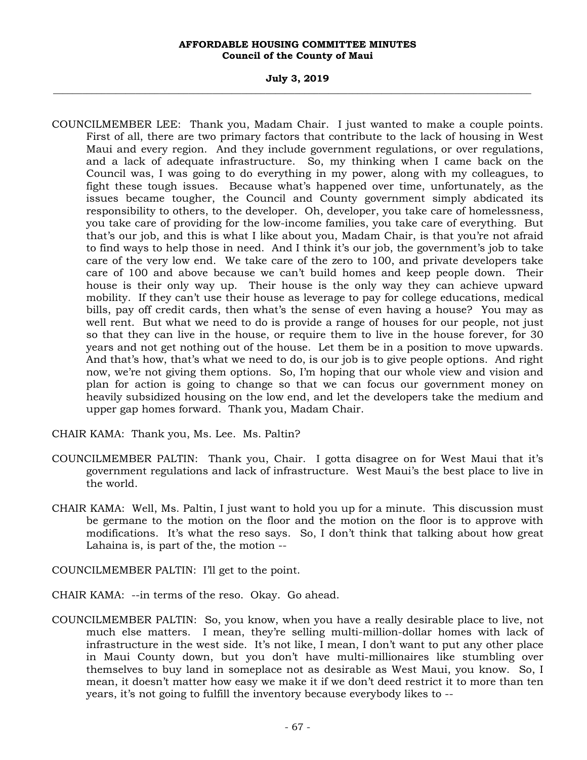COUNCILMEMBER LEE: Thank you, Madam Chair. I just wanted to make a couple points. First of all, there are two primary factors that contribute to the lack of housing in West Maui and every region. And they include government regulations, or over regulations, and a lack of adequate infrastructure. So, my thinking when I came back on the Council was, I was going to do everything in my power, along with my colleagues, to fight these tough issues. Because what's happened over time, unfortunately, as the issues became tougher, the Council and County government simply abdicated its responsibility to others, to the developer. Oh, developer, you take care of homelessness, you take care of providing for the low-income families, you take care of everything. But that's our job, and this is what I like about you, Madam Chair, is that you're not afraid to find ways to help those in need. And I think it's our job, the government's job to take care of the very low end. We take care of the zero to 100, and private developers take care of 100 and above because we can't build homes and keep people down. Their house is their only way up. Their house is the only way they can achieve upward mobility. If they can't use their house as leverage to pay for college educations, medical bills, pay off credit cards, then what's the sense of even having a house? You may as well rent. But what we need to do is provide a range of houses for our people, not just so that they can live in the house, or require them to live in the house forever, for 30 years and not get nothing out of the house. Let them be in a position to move upwards. And that's how, that's what we need to do, is our job is to give people options. And right now, we're not giving them options. So, I'm hoping that our whole view and vision and plan for action is going to change so that we can focus our government money on heavily subsidized housing on the low end, and let the developers take the medium and upper gap homes forward. Thank you, Madam Chair.

CHAIR KAMA: Thank you, Ms. Lee. Ms. Paltin?

COUNCILMEMBER PALTIN: Thank you, Chair. I gotta disagree on for West Maui that it's government regulations and lack of infrastructure. West Maui's the best place to live in the world.

CHAIR KAMA: Well, Ms. Paltin, I just want to hold you up for a minute. This discussion must be germane to the motion on the floor and the motion on the floor is to approve with modifications. It's what the reso says. So, I don't think that talking about how great Lahaina is, is part of the, the motion --

COUNCILMEMBER PALTIN: I'll get to the point.

CHAIR KAMA: --in terms of the reso. Okay. Go ahead.

COUNCILMEMBER PALTIN: So, you know, when you have a really desirable place to live, not much else matters. I mean, they're selling multi-million-dollar homes with lack of infrastructure in the west side. It's not like, I mean, I don't want to put any other place in Maui County down, but you don't have multi-millionaires like stumbling over themselves to buy land in someplace not as desirable as West Maui, you know. So, I mean, it doesn't matter how easy we make it if we don't deed restrict it to more than ten years, it's not going to fulfill the inventory because everybody likes to --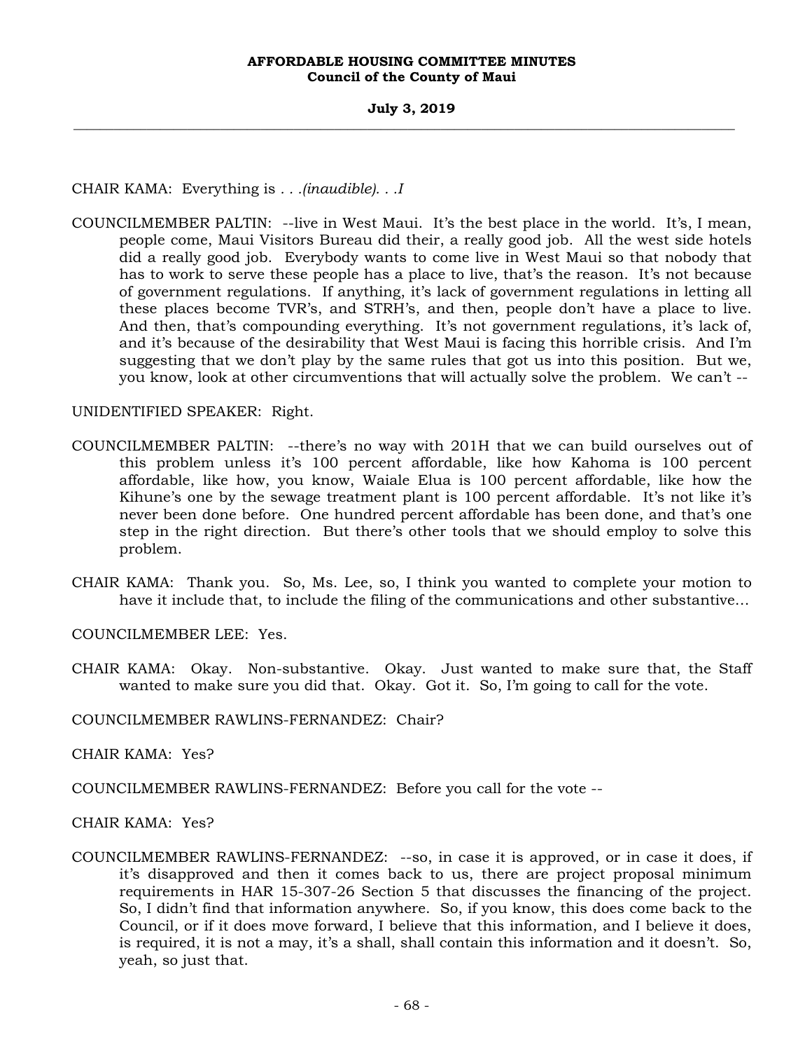CHAIR KAMA: Everything is *. . .(inaudible). . .I*

COUNCILMEMBER PALTIN: --live in West Maui. It's the best place in the world. It's, I mean, people come, Maui Visitors Bureau did their, a really good job. All the west side hotels did a really good job. Everybody wants to come live in West Maui so that nobody that has to work to serve these people has a place to live, that's the reason. It's not because of government regulations. If anything, it's lack of government regulations in letting all these places become TVR's, and STRH's, and then, people don't have a place to live. And then, that's compounding everything. It's not government regulations, it's lack of, and it's because of the desirability that West Maui is facing this horrible crisis. And I'm suggesting that we don't play by the same rules that got us into this position. But we, you know, look at other circumventions that will actually solve the problem. We can't --

UNIDENTIFIED SPEAKER: Right.

COUNCILMEMBER PALTIN: --there's no way with 201H that we can build ourselves out of this problem unless it's 100 percent affordable, like how Kahoma is 100 percent affordable, like how, you know, Waiale Elua is 100 percent affordable, like how the Kihune's one by the sewage treatment plant is 100 percent affordable. It's not like it's never been done before. One hundred percent affordable has been done, and that's one step in the right direction. But there's other tools that we should employ to solve this problem.

CHAIR KAMA: Thank you. So, Ms. Lee, so, I think you wanted to complete your motion to have it include that, to include the filing of the communications and other substantive...

COUNCILMEMBER LEE: Yes.

CHAIR KAMA: Okay. Non-substantive. Okay. Just wanted to make sure that, the Staff wanted to make sure you did that. Okay. Got it. So, I'm going to call for the vote.

COUNCILMEMBER RAWLINS-FERNANDEZ: Chair?

CHAIR KAMA: Yes?

COUNCILMEMBER RAWLINS-FERNANDEZ: Before you call for the vote --

CHAIR KAMA: Yes?

COUNCILMEMBER RAWLINS-FERNANDEZ: --so, in case it is approved, or in case it does, if it's disapproved and then it comes back to us, there are project proposal minimum requirements in HAR 15-307-26 Section 5 that discusses the financing of the project. So, I didn't find that information anywhere. So, if you know, this does come back to the Council, or if it does move forward, I believe that this information, and I believe it does, is required, it is not a may, it's a shall, shall contain this information and it doesn't. So, yeah, so just that.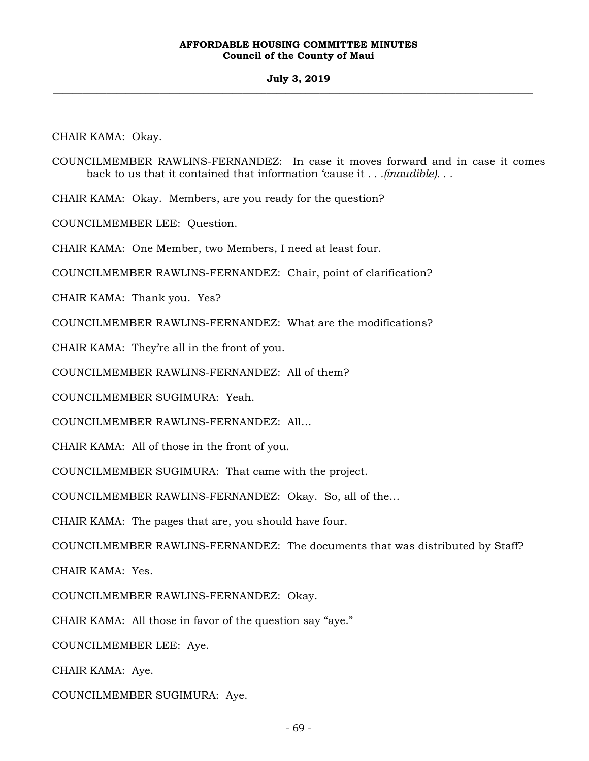CHAIR KAMA: Okay.

COUNCILMEMBER RAWLINS-FERNANDEZ: In case it moves forward and in case it comes back to us that it contained that information 'cause it . . .*(inaudible)*. . .

CHAIR KAMA: Okay. Members, are you ready for the question?

COUNCILMEMBER LEE: Question.

CHAIR KAMA: One Member, two Members, I need at least four.

COUNCILMEMBER RAWLINS-FERNANDEZ: Chair, point of clarification?

CHAIR KAMA: Thank you. Yes?

COUNCILMEMBER RAWLINS-FERNANDEZ: What are the modifications?

CHAIR KAMA: They're all in the front of you.

COUNCILMEMBER RAWLINS-FERNANDEZ: All of them?

COUNCILMEMBER SUGIMURA: Yeah.

COUNCILMEMBER RAWLINS-FERNANDEZ: All...

CHAIR KAMA: All of those in the front of you.

COUNCILMEMBER SUGIMURA: That came with the project.

COUNCILMEMBER RAWLINS-FERNANDEZ: Okay. So, all of the...

CHAIR KAMA: The pages that are, you should have four.

COUNCILMEMBER RAWLINS-FERNANDEZ: The documents that was distributed by Staff?

CHAIR KAMA: Yes.

COUNCILMEMBER RAWLINS-FERNANDEZ: Okay.

CHAIR KAMA: All those in favor of the question say "aye."

COUNCILMEMBER LEE: Aye.

CHAIR KAMA: Aye.

COUNCILMEMBER SUGIMURA: Aye.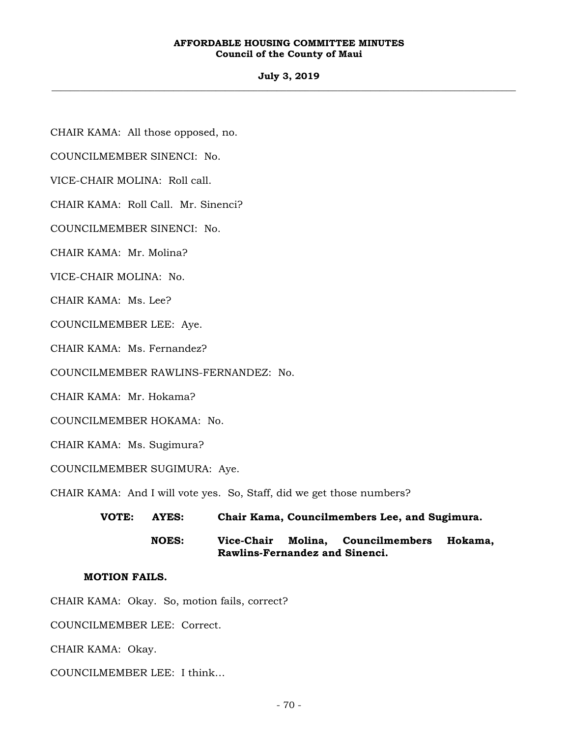CHAIR KAMA: All those opposed, no.

COUNCILMEMBER SINENCI: No.

VICE-CHAIR MOLINA: Roll call.

CHAIR KAMA: Roll Call. Mr. Sinenci?

COUNCILMEMBER SINENCI: No.

CHAIR KAMA: Mr. Molina?

VICE-CHAIR MOLINA: No.

CHAIR KAMA: Ms. Lee?

COUNCILMEMBER LEE: Aye.

CHAIR KAMA: Ms. Fernandez?

COUNCILMEMBER RAWLINS-FERNANDEZ: No.

CHAIR KAMA: Mr. Hokama?

COUNCILMEMBER HOKAMA: No.

CHAIR KAMA: Ms. Sugimura?

COUNCILMEMBER SUGIMURA: Aye.

CHAIR KAMA: And I will vote yes. So, Staff, did we get those numbers?

**VOTE: AYES: Chair Kama, Councilmembers Lee, and Sugimura.**

**NOES: Vice-Chair Molina, Councilmembers Hokama, Rawlins-Fernandez and Sinenci.**

**MOTION FAILS.**

CHAIR KAMA: Okay. So, motion fails, correct?

COUNCILMEMBER LEE: Correct.

CHAIR KAMA: Okay.

COUNCILMEMBER LEE: I think...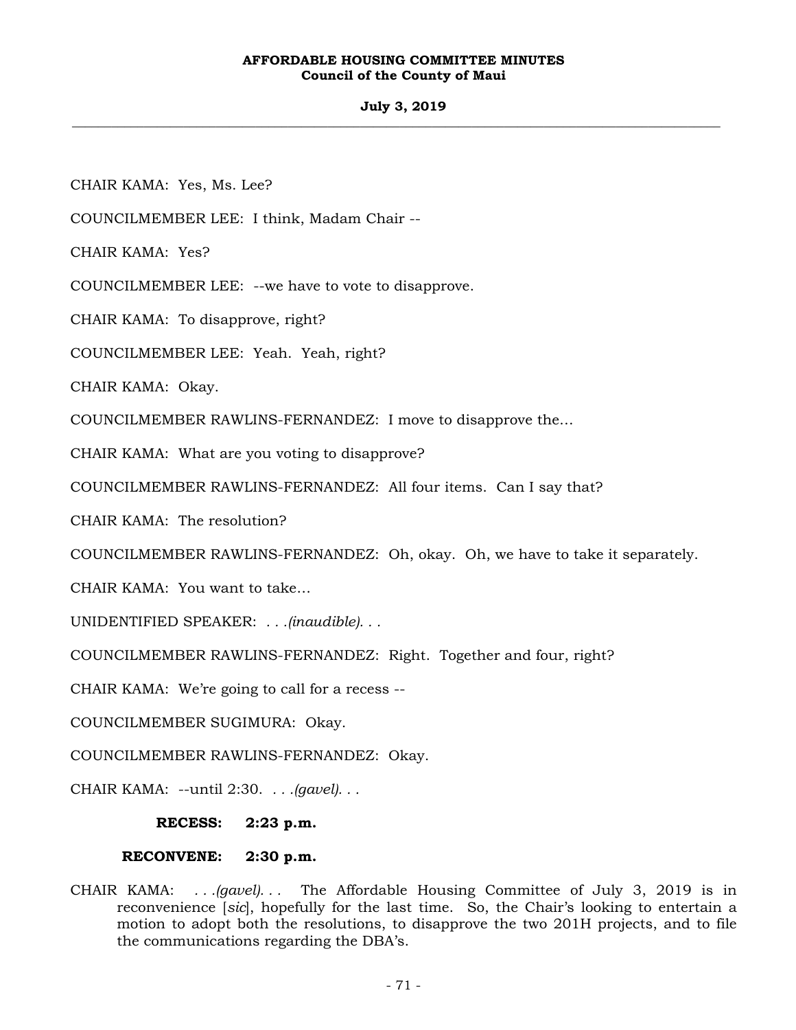CHAIR KAMA: Yes, Ms. Lee?

COUNCILMEMBER LEE: I think, Madam Chair --

CHAIR KAMA: Yes?

COUNCILMEMBER LEE: --we have to vote to disapprove.

CHAIR KAMA: To disapprove, right?

COUNCILMEMBER LEE: Yeah. Yeah, right?

CHAIR KAMA: Okay.

COUNCILMEMBER RAWLINS-FERNANDEZ: I move to disapprove the...

CHAIR KAMA: What are you voting to disapprove?

COUNCILMEMBER RAWLINS-FERNANDEZ: All four items. Can I say that?

CHAIR KAMA: The resolution?

COUNCILMEMBER RAWLINS-FERNANDEZ: Oh, okay. Oh, we have to take it separately.

CHAIR KAMA: You want to take...

UNIDENTIFIED SPEAKER: . . .*(inaudible)*. . .

COUNCILMEMBER RAWLINS-FERNANDEZ: Right. Together and four, right?

CHAIR KAMA: We're going to call for a recess --

COUNCILMEMBER SUGIMURA: Okay.

COUNCILMEMBER RAWLINS-FERNANDEZ: Okay.

CHAIR KAMA: --until 2:30. . . .*(gavel)*. . .

**RECESS: 2:23 p.m.**

**RECONVENE: 2:30 p.m.**

CHAIR KAMA: . . .*(gavel)*. . . The Affordable Housing Committee of July 3, 2019 is in reconvenience [*sic*], hopefully for the last time. So, the Chair's looking to entertain a motion to adopt both the resolutions, to disapprove the two 201H projects, and to file the communications regarding the DBA's.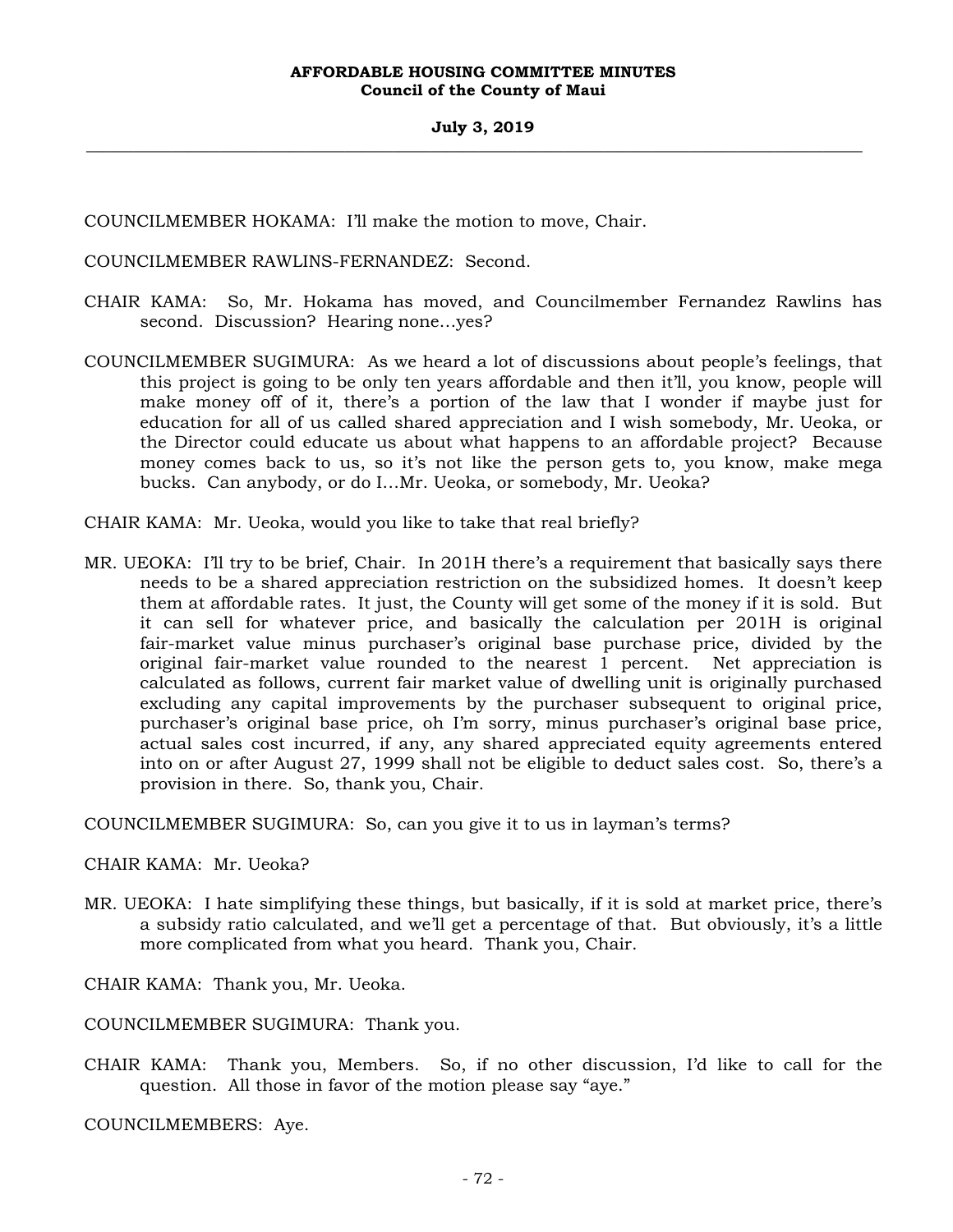COUNCILMEMBER HOKAMA: I'll make the motion to move, Chair.

COUNCILMEMBER RAWLINS-FERNANDEZ: Second.

CHAIR KAMA: So, Mr. Hokama has moved, and Councilmember Fernandez Rawlins has second. Discussion? Hearing none…yes?

COUNCILMEMBER SUGIMURA: As we heard a lot of discussions about people's feelings, that this project is going to be only ten years affordable and then it'll, you know, people will make money off of it, there's a portion of the law that I wonder if maybe just for education for all of us called shared appreciation and I wish somebody, Mr. Ueoka, or the Director could educate us about what happens to an affordable project? Because money comes back to us, so it's not like the person gets to, you know, make mega bucks. Can anybody, or do I…Mr. Ueoka, or somebody, Mr. Ueoka?

CHAIR KAMA: Mr. Ueoka, would you like to take that real briefly?

MR. UEOKA: I'll try to be brief, Chair. In 201H there's a requirement that basically says there needs to be a shared appreciation restriction on the subsidized homes. It doesn't keep them at affordable rates. It just, the County will get some of the money if it is sold. But it can sell for whatever price, and basically the calculation per 201H is original fair-market value minus purchaser's original base purchase price, divided by the original fair-market value rounded to the nearest 1 percent. Net appreciation is calculated as follows, current fair market value of dwelling unit is originally purchased excluding any capital improvements by the purchaser subsequent to original price, purchaser's original base price, oh I'm sorry, minus purchaser's original base price, actual sales cost incurred, if any, any shared appreciated equity agreements entered into on or after August 27, 1999 shall not be eligible to deduct sales cost. So, there's a provision in there. So, thank you, Chair.

COUNCILMEMBER SUGIMURA: So, can you give it to us in layman's terms?

CHAIR KAMA: Mr. Ueoka?

MR. UEOKA: I hate simplifying these things, but basically, if it is sold at market price, there's a subsidy ratio calculated, and we'll get a percentage of that. But obviously, it's a little more complicated from what you heard. Thank you, Chair.

CHAIR KAMA: Thank you, Mr. Ueoka.

COUNCILMEMBER SUGIMURA: Thank you.

CHAIR KAMA: Thank you, Members. So, if no other discussion, I'd like to call for the question. All those in favor of the motion please say "aye."

COUNCILMEMBERS: Aye.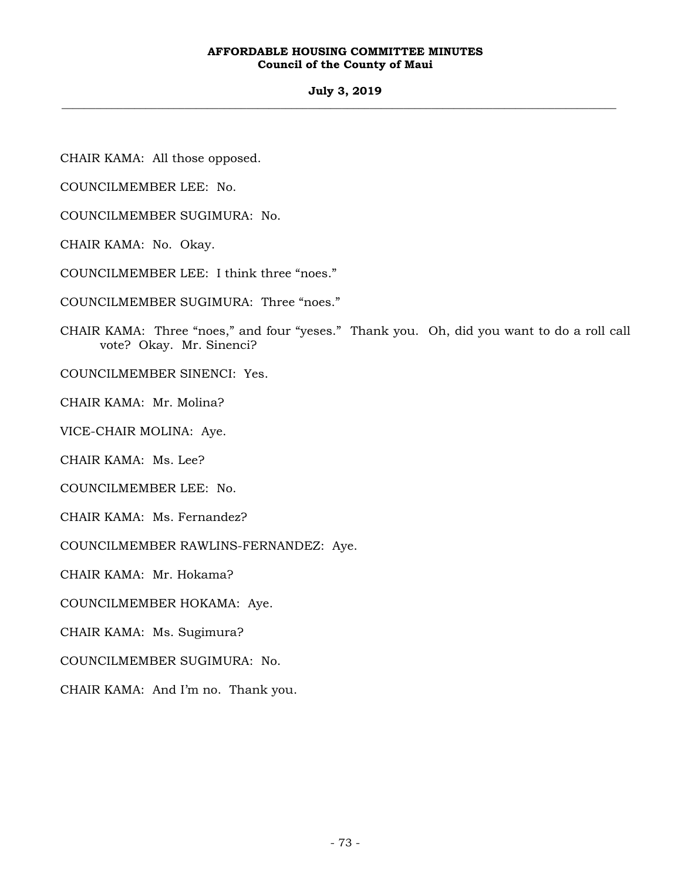CHAIR KAMA: All those opposed.

COUNCILMEMBER LEE: No.

COUNCILMEMBER SUGIMURA: No.

CHAIR KAMA: No. Okay.

COUNCILMEMBER LEE: I think three "noes."

COUNCILMEMBER SUGIMURA: Three "noes."

CHAIR KAMA: Three "noes," and four "yeses." Thank you. Oh, did you want to do a roll call vote? Okay. Mr. Sinenci?

COUNCILMEMBER SINENCI: Yes.

CHAIR KAMA: Mr. Molina?

VICE-CHAIR MOLINA: Aye.

CHAIR KAMA: Ms. Lee?

COUNCILMEMBER LEE: No.

CHAIR KAMA: Ms. Fernandez?

COUNCILMEMBER RAWLINS-FERNANDEZ: Aye.

CHAIR KAMA: Mr. Hokama?

COUNCILMEMBER HOKAMA: Aye.

CHAIR KAMA: Ms. Sugimura?

COUNCILMEMBER SUGIMURA: No.

CHAIR KAMA: And I'm no. Thank you.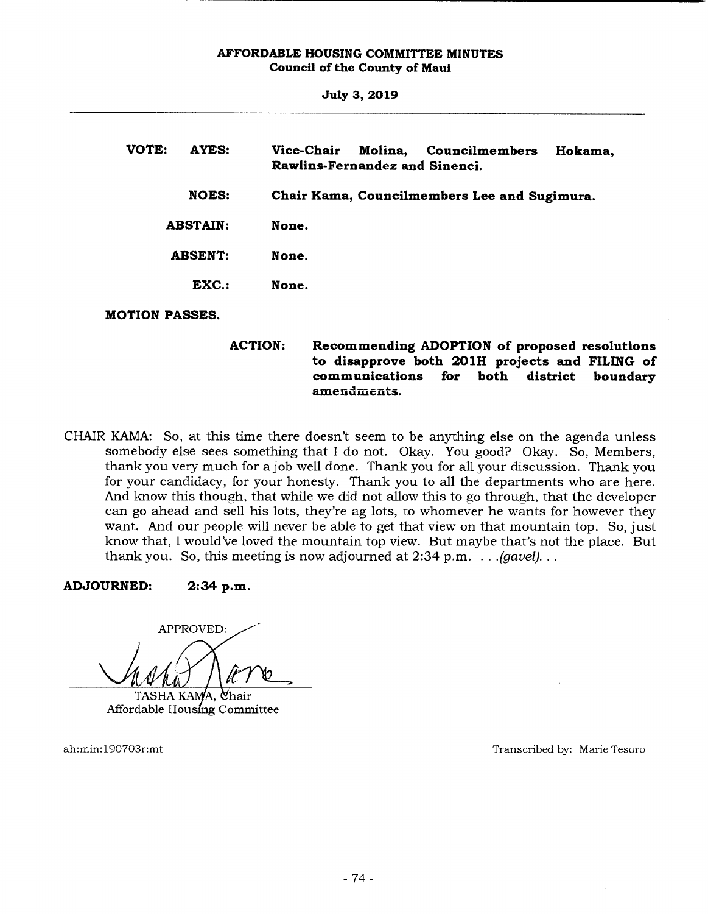**VOTE: AYES:** **Vice-Chair Molina, Councilmembers Hokama, Rawlins-Fernandez and Sinenci.**

**NOES:** **Chair Kama, Councilmembers Lee and Sugimura.**

**ABSTAIN:** **None.**

**ABSENT:** **None.**

**EXC.:** **None.**

**MOTION PASSES.**

**ACTION:** **Recommending ADOPTION of proposed resolutions to disapprove both 201H projects and FILING of communications for both district boundary amendments.**

CHAIR KAMA: So, at this time there doesn't seem to be anything else on the agenda unless somebody else sees something that I do not. Okay. You good? Okay. So, Members, thank you very much for a job well done. Thank you for all your discussion. Thank you for your candidacy, for your honesty. Thank you to all the departments who are here. And know this though, that while we did not allow this to go through, that the developer can go ahead and sell his lots, they're ag lots, to whomever he wants for however they want. And our people will never be able to get that view on that mountain top. So, just know that, I would've loved the mountain top view. But maybe that's not the place. But thank you. So, this meeting is now adjourned at 2:34 p.m. . . .*(gavel)*. . .

**ADJOURNED: 2:34 p.m.**

APPROVED:

TASHA KAMA, Chair
Affordable Housing Committee

ah:min:190703r:mt

Transcribed by: Marie Tesoro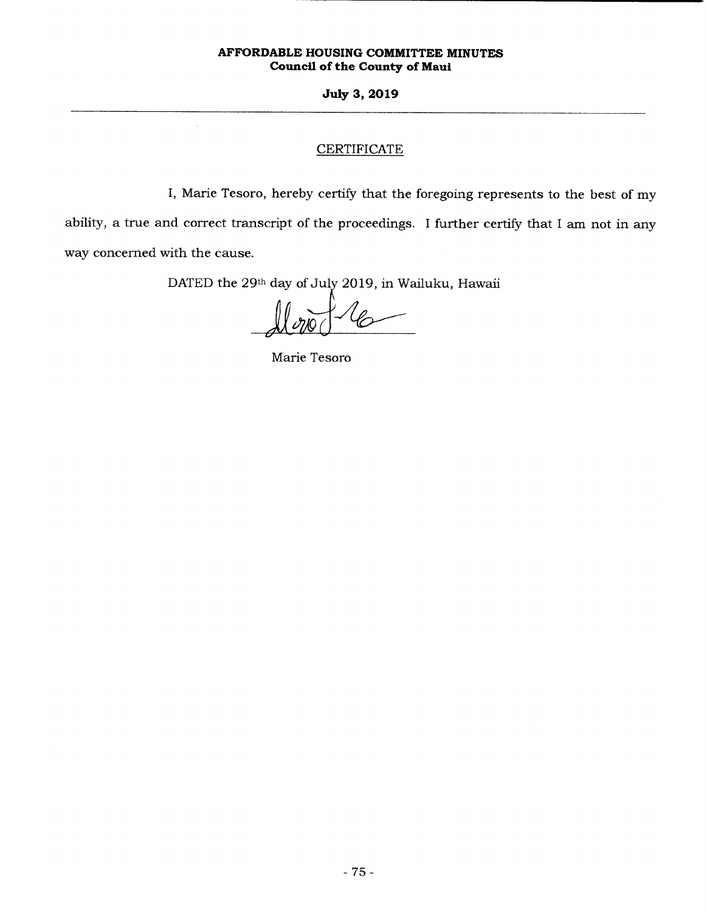## CERTIFICATE

I, Marie Tesoro, hereby certify that the foregoing represents to the best of my ability, a true and correct transcript of the proceedings. I further certify that I am not in any way concerned with the cause.

DATED the 29th day of July 2019, in Wailuku, Hawaii

Marie Tesoro